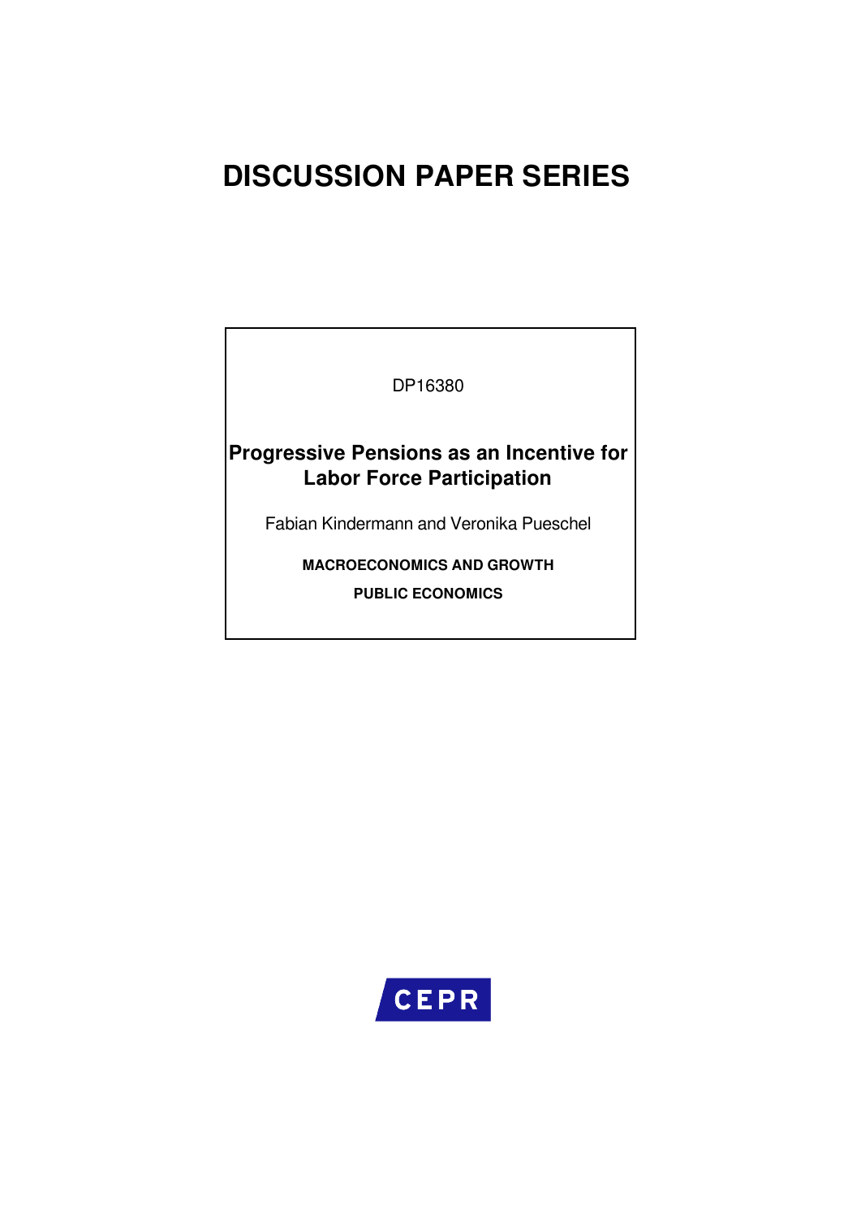# DISCUSSION PAPER SERIES

DP16380

**Progressive Pensions as an Incentive for Labor Force Participation**

Fabian Kindermann and Veronika Pueschel

**MACROECONOMICS AND GROWTH**

**PUBLIC ECONOMICS**

CEPR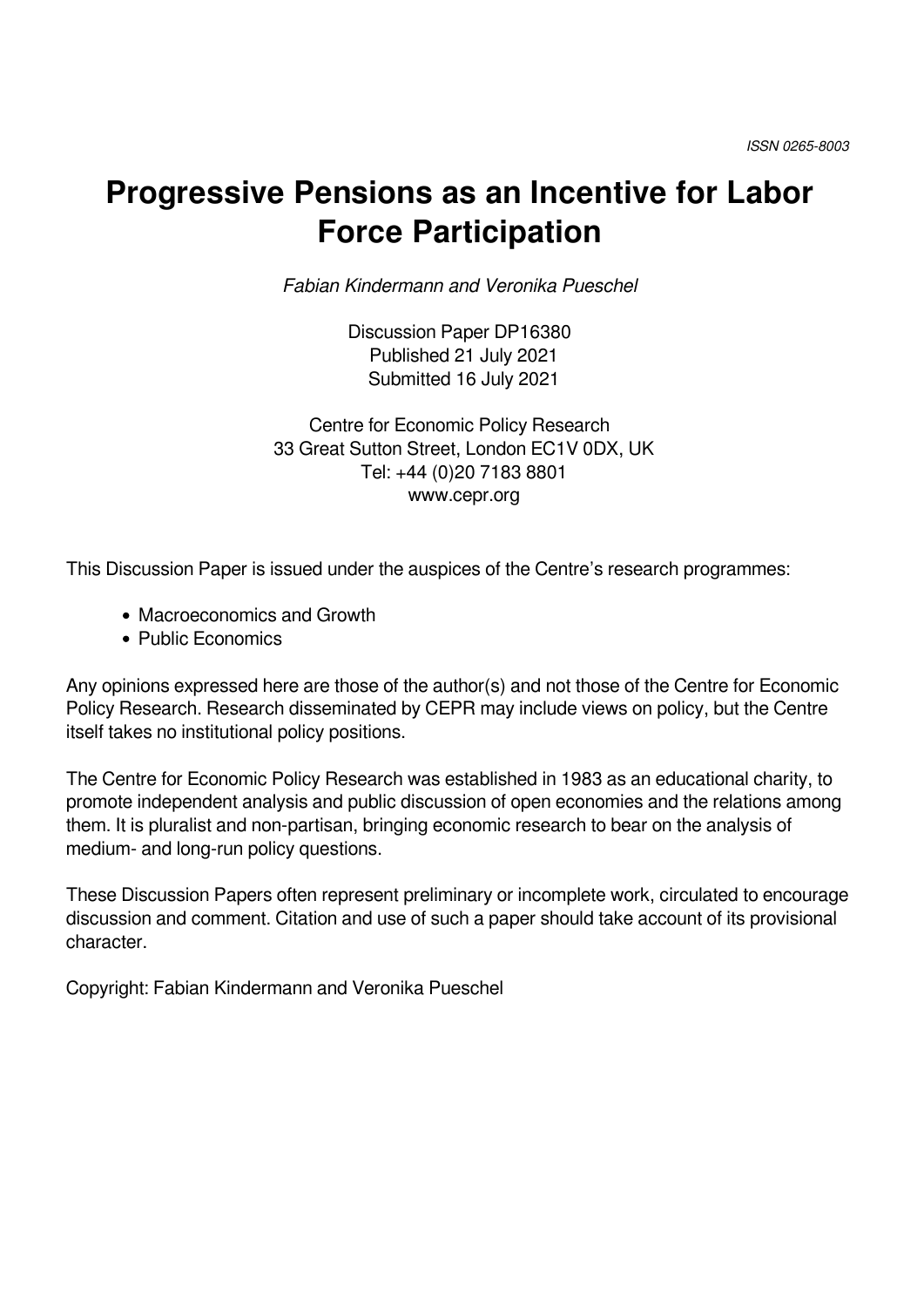ISSN 0265-8003

# Progressive Pensions as an Incentive for Labor Force Participation

*Fabian Kindermann and Veronika Pueschel*

Discussion Paper DP16380
Published 21 July 2021
Submitted 16 July 2021

Centre for Economic Policy Research
33 Great Sutton Street, London EC1V 0DX, UK
Tel: +44 (0)20 7183 8801
www.cepr.org

This Discussion Paper is issued under the auspices of the Centre's research programmes:

- Macroeconomics and Growth
- Public Economics

Any opinions expressed here are those of the author(s) and not those of the Centre for Economic Policy Research. Research disseminated by CEPR may include views on policy, but the Centre itself takes no institutional policy positions.

The Centre for Economic Policy Research was established in 1983 as an educational charity, to promote independent analysis and public discussion of open economies and the relations among them. It is pluralist and non-partisan, bringing economic research to bear on the analysis of medium- and long-run policy questions.

These Discussion Papers often represent preliminary or incomplete work, circulated to encourage discussion and comment. Citation and use of such a paper should take account of its provisional character.

Copyright: Fabian Kindermann and Veronika Pueschel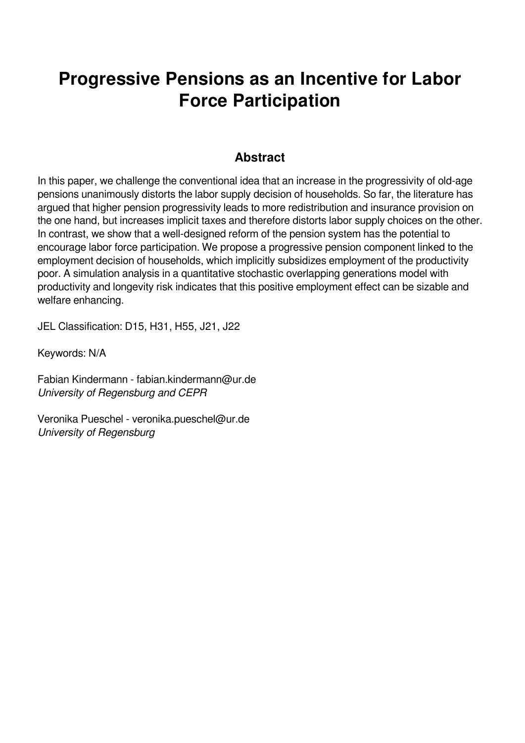# Progressive Pensions as an Incentive for Labor Force Participation

## Abstract

In this paper, we challenge the conventional idea that an increase in the progressivity of old-age pensions unanimously distorts the labor supply decision of households. So far, the literature has argued that higher pension progressivity leads to more redistribution and insurance provision on the one hand, but increases implicit taxes and therefore distorts labor supply choices on the other. In contrast, we show that a well-designed reform of the pension system has the potential to encourage labor force participation. We propose a progressive pension component linked to the employment decision of households, which implicitly subsidizes employment of the productivity poor. A simulation analysis in a quantitative stochastic overlapping generations model with productivity and longevity risk indicates that this positive employment effect can be sizable and welfare enhancing.

JEL Classification: D15, H31, H55, J21, J22

Keywords: N/A

Fabian Kindermann - fabian.kindermann@ur.de
*University of Regensburg and CEPR*

Veronika Pueschel - veronika.pueschel@ur.de
*University of Regensburg*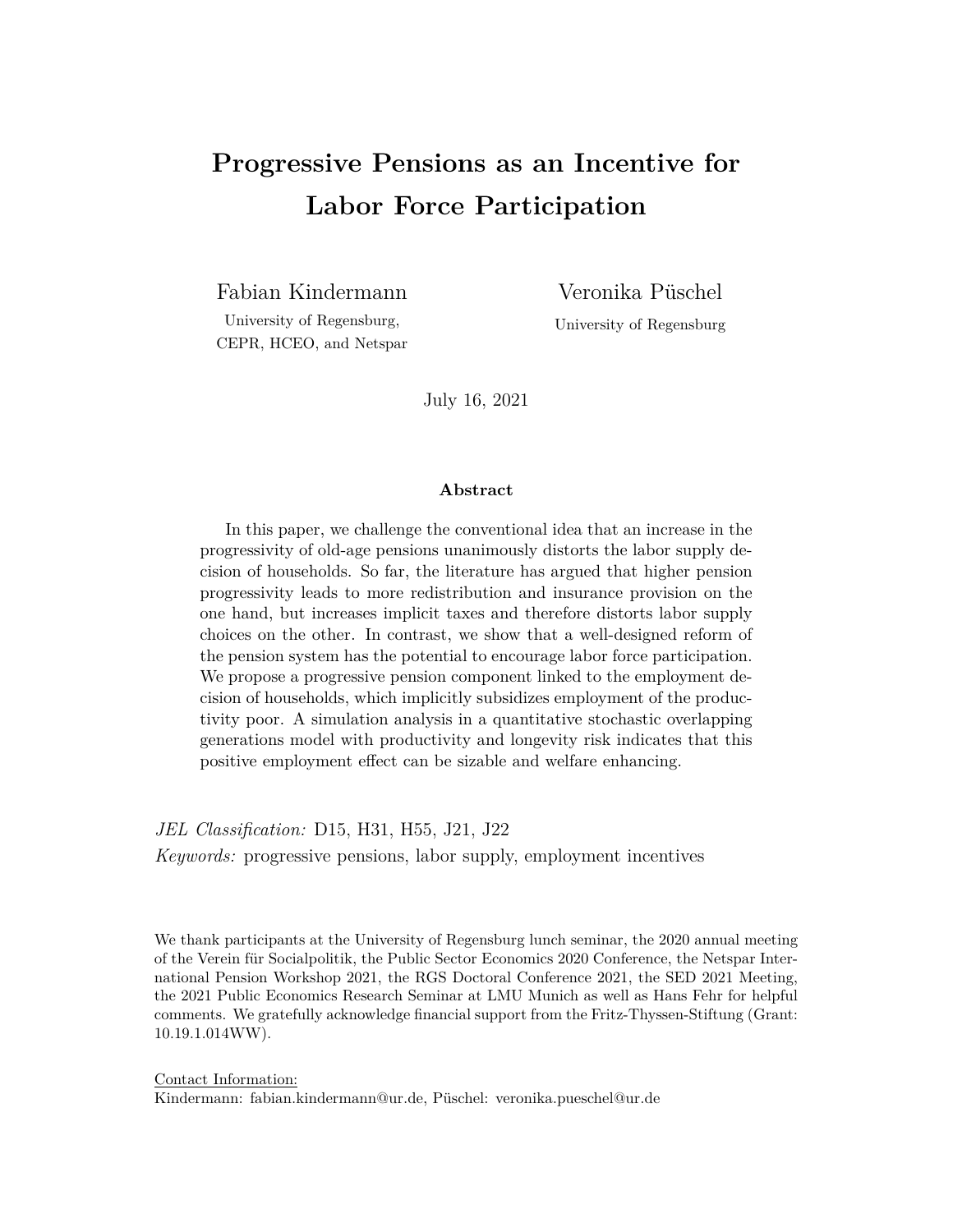# Progressive Pensions as an Incentive for Labor Force Participation

Fabian Kindermann
University of Regensburg, CEPR, HCEO, and Netspar

Veronika Püschel
University of Regensburg

July 16, 2021

### Abstract

In this paper, we challenge the conventional idea that an increase in the progressivity of old-age pensions unanimously distorts the labor supply decision of households. So far, the literature has argued that higher pension progressivity leads to more redistribution and insurance provision on the one hand, but increases implicit taxes and therefore distorts labor supply choices on the other. In contrast, we show that a well-designed reform of the pension system has the potential to encourage labor force participation. We propose a progressive pension component linked to the employment decision of households, which implicitly subsidizes employment of the productivity poor. A simulation analysis in a quantitative stochastic overlapping generations model with productivity and longevity risk indicates that this positive employment effect can be sizable and welfare enhancing.

*JEL Classification:* D15, H31, H55, J21, J22

*Keywords:* progressive pensions, labor supply, employment incentives

We thank participants at the University of Regensburg lunch seminar, the 2020 annual meeting of the Verein für Socialpolitik, the Public Sector Economics 2020 Conference, the Netspar International Pension Workshop 2021, the RGS Doctoral Conference 2021, the SED 2021 Meeting, the 2021 Public Economics Research Seminar at LMU Munich as well as Hans Fehr for helpful comments. We gratefully acknowledge financial support from the Fritz-Thyssen-Stiftung (Grant: 10.19.1.014WW).

Contact Information:
Kindermann: fabian.kindermann@ur.de, Püschel: veronika.pueschel@ur.de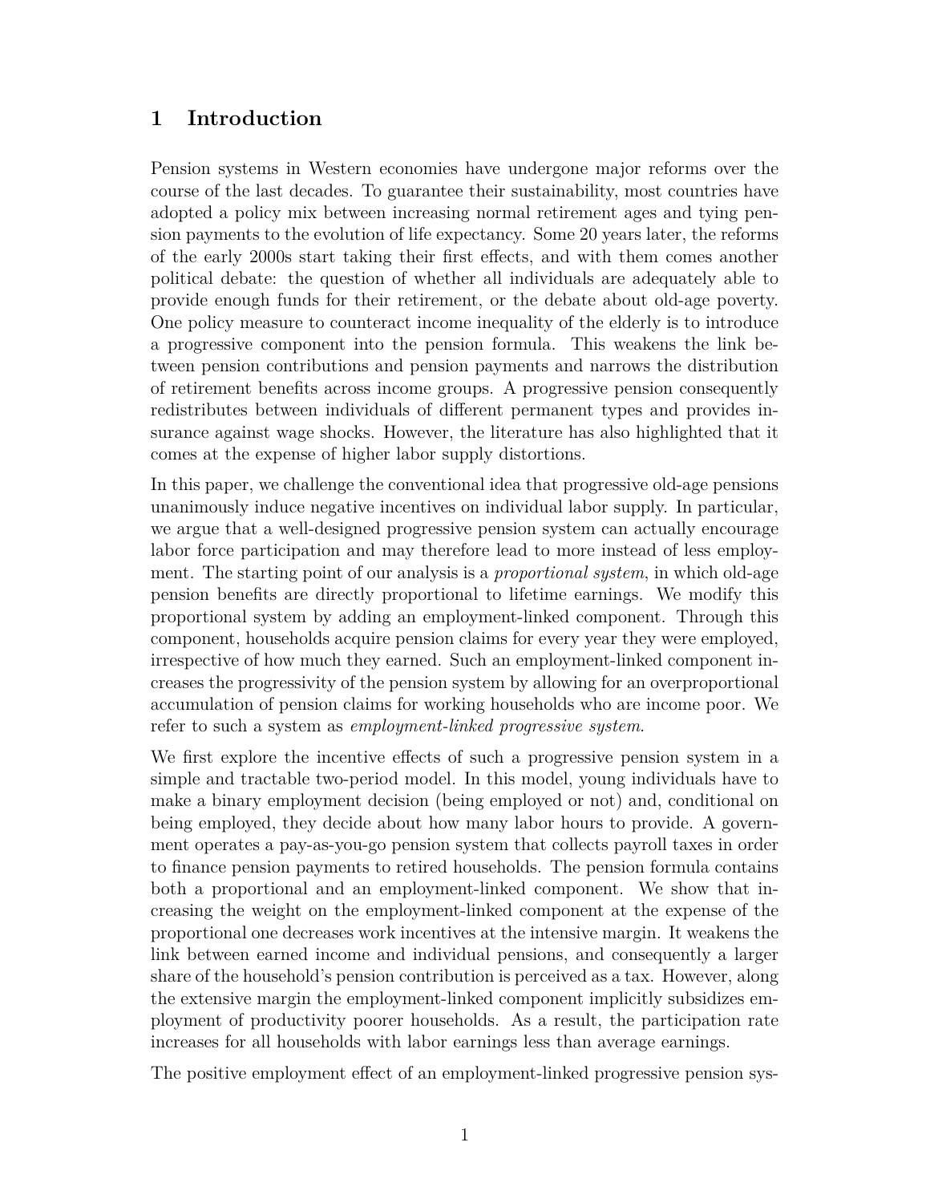# 1 Introduction

Pension systems in Western economies have undergone major reforms over the course of the last decades. To guarantee their sustainability, most countries have adopted a policy mix between increasing normal retirement ages and tying pension payments to the evolution of life expectancy. Some 20 years later, the reforms of the early 2000s start taking their first effects, and with them comes another political debate: the question of whether all individuals are adequately able to provide enough funds for their retirement, or the debate about old-age poverty. One policy measure to counteract income inequality of the elderly is to introduce a progressive component into the pension formula. This weakens the link between pension contributions and pension payments and narrows the distribution of retirement benefits across income groups. A progressive pension consequently redistributes between individuals of different permanent types and provides insurance against wage shocks. However, the literature has also highlighted that it comes at the expense of higher labor supply distortions.

In this paper, we challenge the conventional idea that progressive old-age pensions unanimously induce negative incentives on individual labor supply. In particular, we argue that a well-designed progressive pension system can actually encourage labor force participation and may therefore lead to more instead of less employment. The starting point of our analysis is a *proportional system*, in which old-age pension benefits are directly proportional to lifetime earnings. We modify this proportional system by adding an employment-linked component. Through this component, households acquire pension claims for every year they were employed, irrespective of how much they earned. Such an employment-linked component increases the progressivity of the pension system by allowing for an overproportional accumulation of pension claims for working households who are income poor. We refer to such a system as *employment-linked progressive system*.

We first explore the incentive effects of such a progressive pension system in a simple and tractable two-period model. In this model, young individuals have to make a binary employment decision (being employed or not) and, conditional on being employed, they decide about how many labor hours to provide. A government operates a pay-as-you-go pension system that collects payroll taxes in order to finance pension payments to retired households. The pension formula contains both a proportional and an employment-linked component. We show that increasing the weight on the employment-linked component at the expense of the proportional one decreases work incentives at the intensive margin. It weakens the link between earned income and individual pensions, and consequently a larger share of the household's pension contribution is perceived as a tax. However, along the extensive margin the employment-linked component implicitly subsidizes employment of productivity poorer households. As a result, the participation rate increases for all households with labor earnings less than average earnings.

The positive employment effect of an employment-linked progressive pension sys-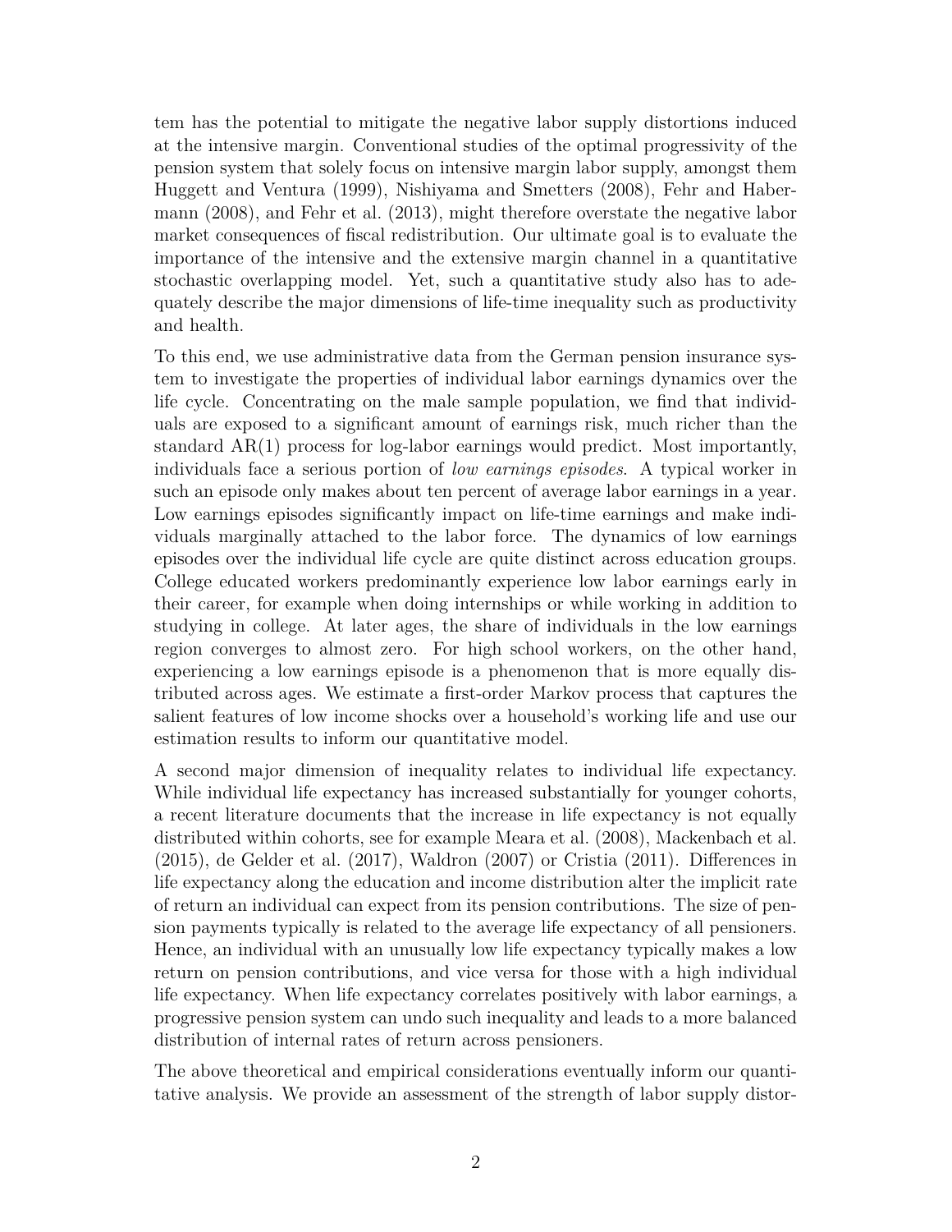tem has the potential to mitigate the negative labor supply distortions induced at the intensive margin. Conventional studies of the optimal progressivity of the pension system that solely focus on intensive margin labor supply, amongst them Huggett and Ventura (1999), Nishiyama and Smetters (2008), Fehr and Habermann (2008), and Fehr et al. (2013), might therefore overstate the negative labor market consequences of fiscal redistribution. Our ultimate goal is to evaluate the importance of the intensive and the extensive margin channel in a quantitative stochastic overlapping model. Yet, such a quantitative study also has to adequately describe the major dimensions of life-time inequality such as productivity and health.

To this end, we use administrative data from the German pension insurance system to investigate the properties of individual labor earnings dynamics over the life cycle. Concentrating on the male sample population, we find that individuals are exposed to a significant amount of earnings risk, much richer than the standard AR(1) process for log-labor earnings would predict. Most importantly, individuals face a serious portion of *low earnings episodes*. A typical worker in such an episode only makes about ten percent of average labor earnings in a year. Low earnings episodes significantly impact on life-time earnings and make individuals marginally attached to the labor force. The dynamics of low earnings episodes over the individual life cycle are quite distinct across education groups. College educated workers predominantly experience low labor earnings early in their career, for example when doing internships or while working in addition to studying in college. At later ages, the share of individuals in the low earnings region converges to almost zero. For high school workers, on the other hand, experiencing a low earnings episode is a phenomenon that is more equally distributed across ages. We estimate a first-order Markov process that captures the salient features of low income shocks over a household's working life and use our estimation results to inform our quantitative model.

A second major dimension of inequality relates to individual life expectancy. While individual life expectancy has increased substantially for younger cohorts, a recent literature documents that the increase in life expectancy is not equally distributed within cohorts, see for example Meara et al. (2008), Mackenbach et al. (2015), de Gelder et al. (2017), Waldron (2007) or Cristia (2011). Differences in life expectancy along the education and income distribution alter the implicit rate of return an individual can expect from its pension contributions. The size of pension payments typically is related to the average life expectancy of all pensioners. Hence, an individual with an unusually low life expectancy typically makes a low return on pension contributions, and vice versa for those with a high individual life expectancy. When life expectancy correlates positively with labor earnings, a progressive pension system can undo such inequality and leads to a more balanced distribution of internal rates of return across pensioners.

The above theoretical and empirical considerations eventually inform our quantitative analysis. We provide an assessment of the strength of labor supply distor-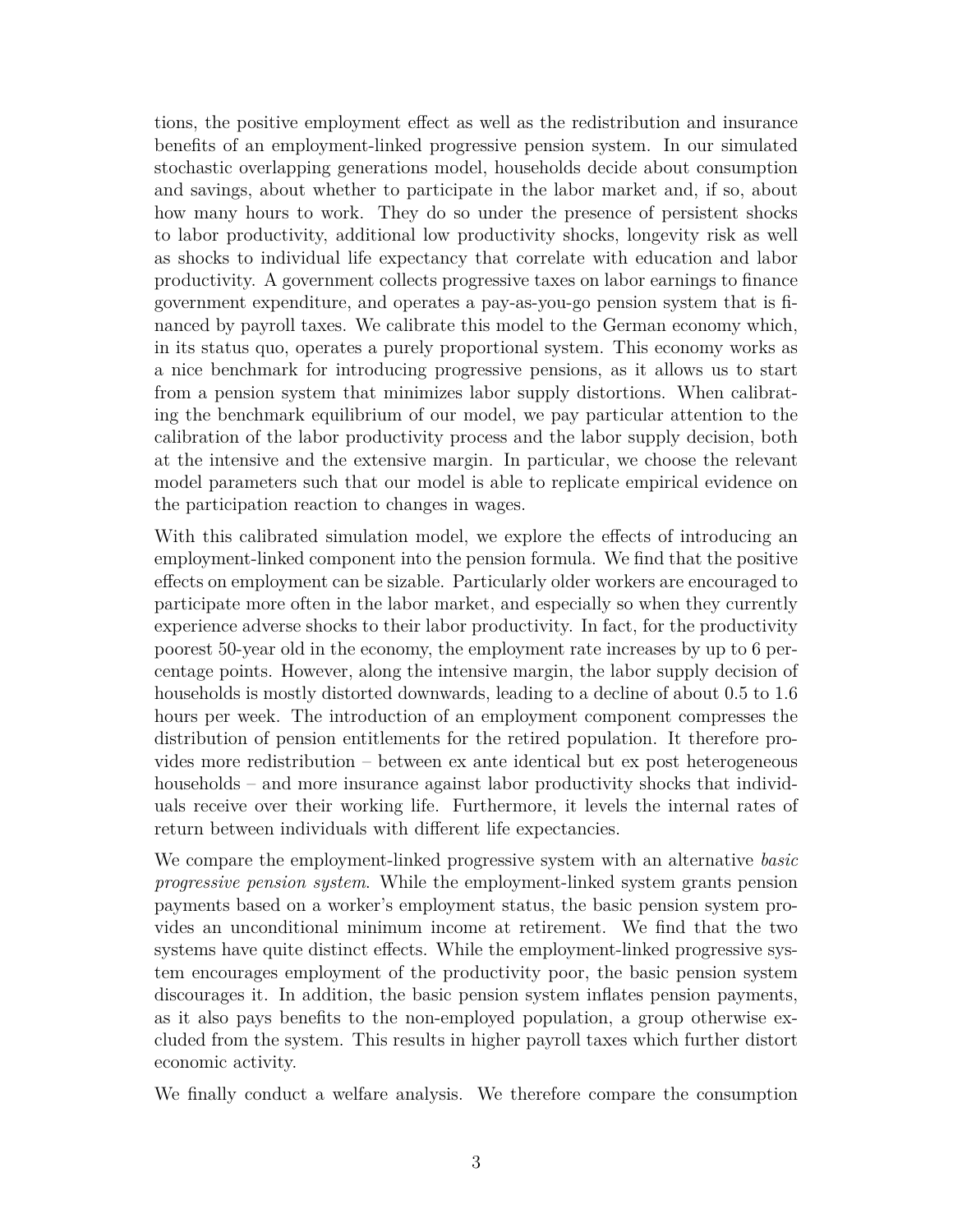tions, the positive employment effect as well as the redistribution and insurance benefits of an employment-linked progressive pension system. In our simulated stochastic overlapping generations model, households decide about consumption and savings, about whether to participate in the labor market and, if so, about how many hours to work. They do so under the presence of persistent shocks to labor productivity, additional low productivity shocks, longevity risk as well as shocks to individual life expectancy that correlate with education and labor productivity. A government collects progressive taxes on labor earnings to finance government expenditure, and operates a pay-as-you-go pension system that is financed by payroll taxes. We calibrate this model to the German economy which, in its status quo, operates a purely proportional system. This economy works as a nice benchmark for introducing progressive pensions, as it allows us to start from a pension system that minimizes labor supply distortions. When calibrating the benchmark equilibrium of our model, we pay particular attention to the calibration of the labor productivity process and the labor supply decision, both at the intensive and the extensive margin. In particular, we choose the relevant model parameters such that our model is able to replicate empirical evidence on the participation reaction to changes in wages.

With this calibrated simulation model, we explore the effects of introducing an employment-linked component into the pension formula. We find that the positive effects on employment can be sizable. Particularly older workers are encouraged to participate more often in the labor market, and especially so when they currently experience adverse shocks to their labor productivity. In fact, for the productivity poorest 50-year old in the economy, the employment rate increases by up to 6 percentage points. However, along the intensive margin, the labor supply decision of households is mostly distorted downwards, leading to a decline of about 0.5 to 1.6 hours per week. The introduction of an employment component compresses the distribution of pension entitlements for the retired population. It therefore provides more redistribution – between ex ante identical but ex post heterogeneous households – and more insurance against labor productivity shocks that individuals receive over their working life. Furthermore, it levels the internal rates of return between individuals with different life expectancies.

We compare the employment-linked progressive system with an alternative *basic progressive pension system*. While the employment-linked system grants pension payments based on a worker's employment status, the basic pension system provides an unconditional minimum income at retirement. We find that the two systems have quite distinct effects. While the employment-linked progressive system encourages employment of the productivity poor, the basic pension system discourages it. In addition, the basic pension system inflates pension payments, as it also pays benefits to the non-employed population, a group otherwise excluded from the system. This results in higher payroll taxes which further distort economic activity.

We finally conduct a welfare analysis. We therefore compare the consumption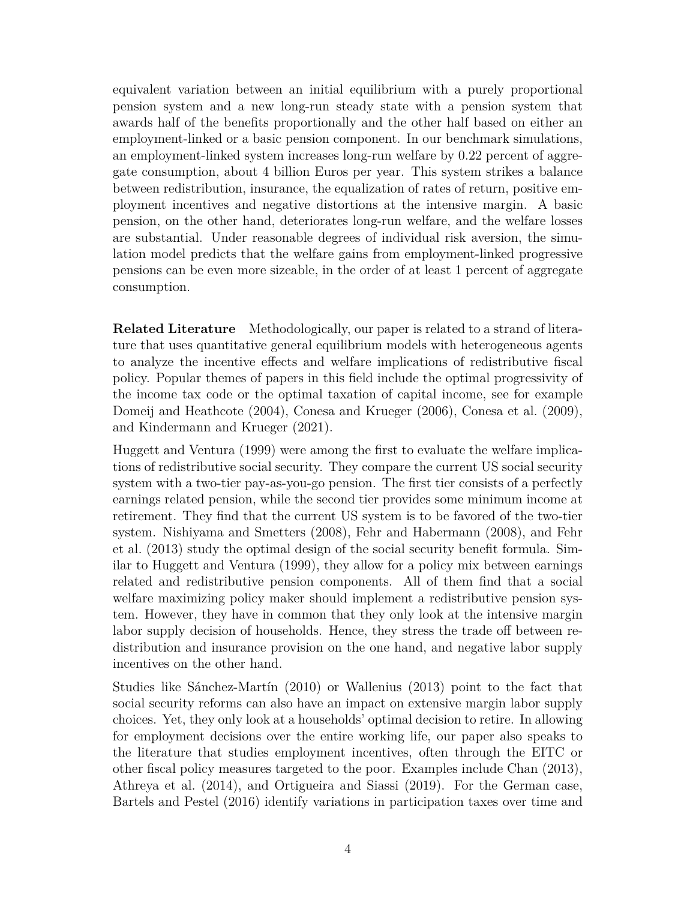equivalent variation between an initial equilibrium with a purely proportional pension system and a new long-run steady state with a pension system that awards half of the benefits proportionally and the other half based on either an employment-linked or a basic pension component. In our benchmark simulations, an employment-linked system increases long-run welfare by 0.22 percent of aggregate consumption, about 4 billion Euros per year. This system strikes a balance between redistribution, insurance, the equalization of rates of return, positive employment incentives and negative distortions at the intensive margin. A basic pension, on the other hand, deteriorates long-run welfare, and the welfare losses are substantial. Under reasonable degrees of individual risk aversion, the simulation model predicts that the welfare gains from employment-linked progressive pensions can be even more sizeable, in the order of at least 1 percent of aggregate consumption.

**Related Literature** Methodologically, our paper is related to a strand of literature that uses quantitative general equilibrium models with heterogeneous agents to analyze the incentive effects and welfare implications of redistributive fiscal policy. Popular themes of papers in this field include the optimal progressivity of the income tax code or the optimal taxation of capital income, see for example Domeij and Heathcote (2004), Conesa and Krueger (2006), Conesa et al. (2009), and Kindermann and Krueger (2021).

Huggett and Ventura (1999) were among the first to evaluate the welfare implications of redistributive social security. They compare the current US social security system with a two-tier pay-as-you-go pension. The first tier consists of a perfectly earnings related pension, while the second tier provides some minimum income at retirement. They find that the current US system is to be favored of the two-tier system. Nishiyama and Smetters (2008), Fehr and Habermann (2008), and Fehr et al. (2013) study the optimal design of the social security benefit formula. Similar to Huggett and Ventura (1999), they allow for a policy mix between earnings related and redistributive pension components. All of them find that a social welfare maximizing policy maker should implement a redistributive pension system. However, they have in common that they only look at the intensive margin labor supply decision of households. Hence, they stress the trade off between redistribution and insurance provision on the one hand, and negative labor supply incentives on the other hand.

Studies like Sánchez-Martín (2010) or Wallenius (2013) point to the fact that social security reforms can also have an impact on extensive margin labor supply choices. Yet, they only look at a households' optimal decision to retire. In allowing for employment decisions over the entire working life, our paper also speaks to the literature that studies employment incentives, often through the EITC or other fiscal policy measures targeted to the poor. Examples include Chan (2013), Athreya et al. (2014), and Ortigueira and Siassi (2019). For the German case, Bartels and Pestel (2016) identify variations in participation taxes over time and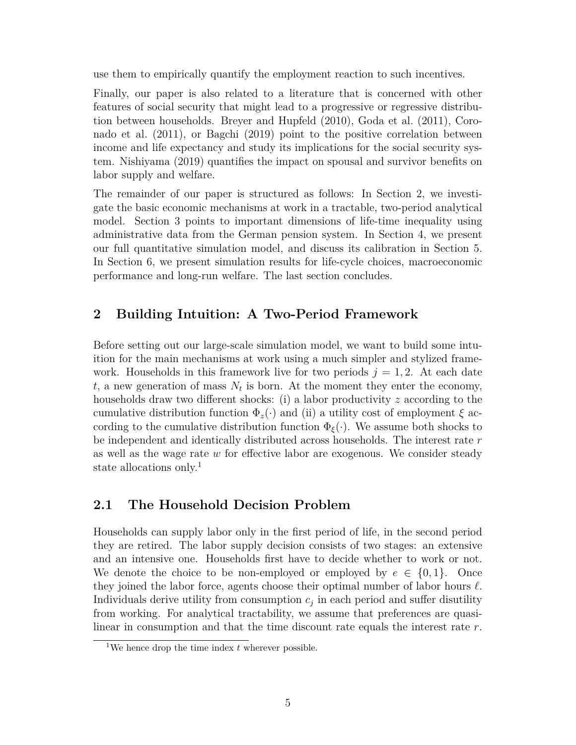use them to empirically quantify the employment reaction to such incentives.

Finally, our paper is also related to a literature that is concerned with other features of social security that might lead to a progressive or regressive distribution between households. Breyer and Hupfeld (2010), Goda et al. (2011), Coronado et al. (2011), or Bagchi (2019) point to the positive correlation between income and life expectancy and study its implications for the social security system. Nishiyama (2019) quantifies the impact on spousal and survivor benefits on labor supply and welfare.

The remainder of our paper is structured as follows: In Section 2, we investigate the basic economic mechanisms at work in a tractable, two-period analytical model. Section 3 points to important dimensions of life-time inequality using administrative data from the German pension system. In Section 4, we present our full quantitative simulation model, and discuss its calibration in Section 5. In Section 6, we present simulation results for life-cycle choices, macroeconomic performance and long-run welfare. The last section concludes.

## 2 Building Intuition: A Two-Period Framework

Before setting out our large-scale simulation model, we want to build some intuition for the main mechanisms at work using a much simpler and stylized framework. Households in this framework live for two periods $j = 1, 2$. At each date $t$, a new generation of mass $N_t$ is born. At the moment they enter the economy, households draw two different shocks: (i) a labor productivity $z$ according to the cumulative distribution function $\Phi_z(\cdot)$ and (ii) a utility cost of employment $\xi$ according to the cumulative distribution function $\Phi_\xi(\cdot)$. We assume both shocks to be independent and identically distributed across households. The interest rate $r$ as well as the wage rate $w$ for effective labor are exogenous. We consider steady state allocations only.[1]

### 2.1 The Household Decision Problem

Households can supply labor only in the first period of life, in the second period they are retired. The labor supply decision consists of two stages: an extensive and an intensive one. Households first have to decide whether to work or not. We denote the choice to be non-employed or employed by $e \in \{0, 1\}$. Once they joined the labor force, agents choose their optimal number of labor hours $\ell$. Individuals derive utility from consumption $c_j$ in each period and suffer disutility from working. For analytical tractability, we assume that preferences are quasi-linear in consumption and that the time discount rate equals the interest rate $r$.

[1] We hence drop the time index $t$ wherever possible.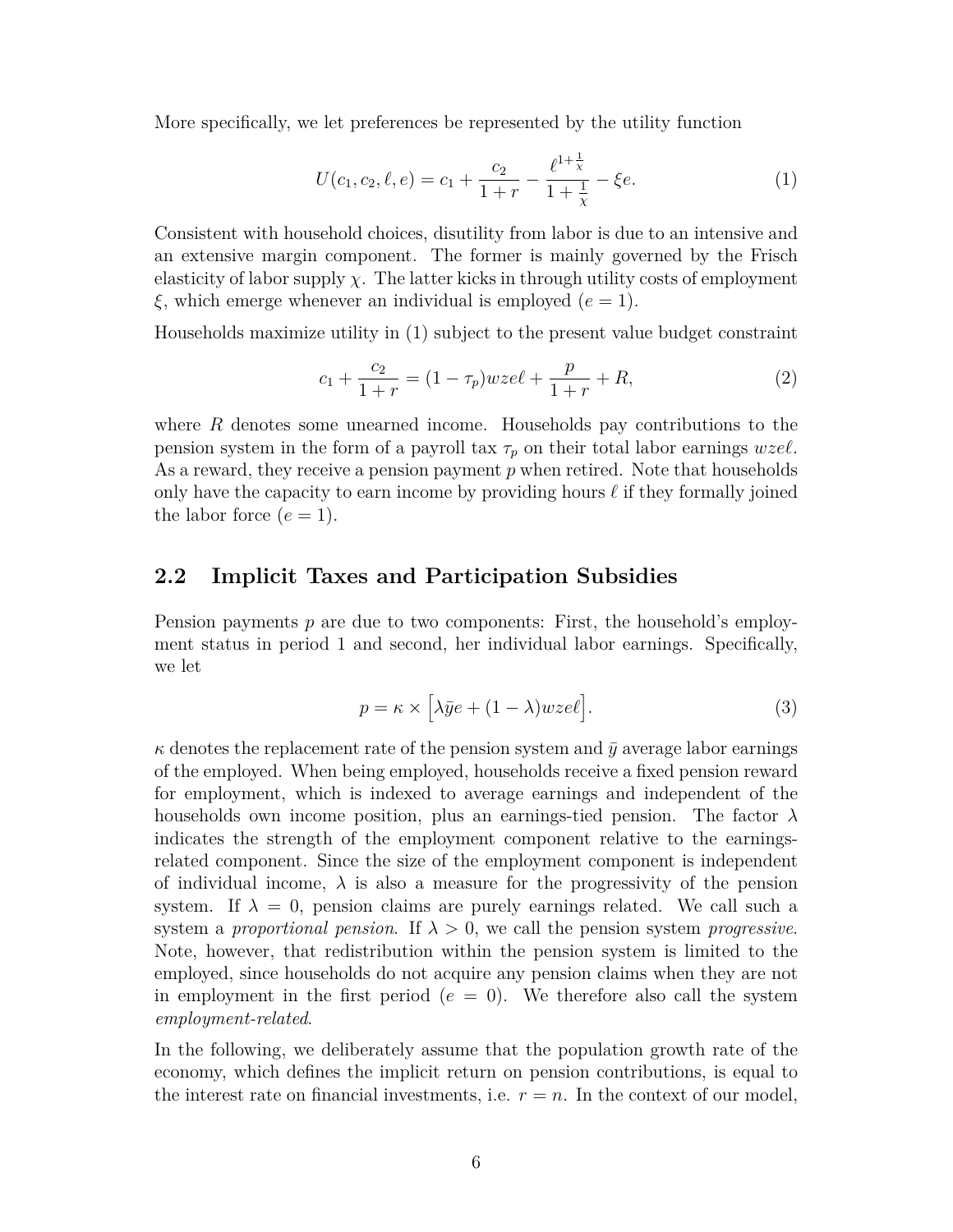More specifically, we let preferences be represented by the utility function

$$U(c_1, c_2, \ell, e) = c_1 + \frac{c_2}{1+r} - \frac{\ell^{1+\frac{1}{\chi}}}{1+\frac{1}{\chi}} - \xi e. \tag{1}$$

Consistent with household choices, disutility from labor is due to an intensive and an extensive margin component. The former is mainly governed by the Frisch elasticity of labor supply $\chi$. The latter kicks in through utility costs of employment $\xi$, which emerge whenever an individual is employed ($e = 1$).

Households maximize utility in (1) subject to the present value budget constraint

$$c_1 + \frac{c_2}{1+r} = (1-\tau_p)wze\ell + \frac{p}{1+r} + R, \tag{2}$$

where $R$ denotes some unearned income. Households pay contributions to the pension system in the form of a payroll tax $\tau_p$ on their total labor earnings $wze\ell$. As a reward, they receive a pension payment $p$ when retired. Note that households only have the capacity to earn income by providing hours $\ell$ if they formally joined the labor force ($e = 1$).

## 2.2 Implicit Taxes and Participation Subsidies

Pension payments $p$ are due to two components: First, the household's employment status in period 1 and second, her individual labor earnings. Specifically, we let

$$p = \kappa \times \Big[\lambda \bar{y} e + (1-\lambda) wze\ell\Big]. \tag{3}$$

$\kappa$ denotes the replacement rate of the pension system and $\bar{y}$ average labor earnings of the employed. When being employed, households receive a fixed pension reward for employment, which is indexed to average earnings and independent of the households own income position, plus an earnings-tied pension. The factor $\lambda$ indicates the strength of the employment component relative to the earnings-related component. Since the size of the employment component is independent of individual income, $\lambda$ is also a measure for the progressivity of the pension system. If $\lambda = 0$, pension claims are purely earnings related. We call such a system a *proportional pension*. If $\lambda > 0$, we call the pension system *progressive*. Note, however, that redistribution within the pension system is limited to the employed, since households do not acquire any pension claims when they are not in employment in the first period ($e = 0$). We therefore also call the system *employment-related*.

In the following, we deliberately assume that the population growth rate of the economy, which defines the implicit return on pension contributions, is equal to the interest rate on financial investments, i.e. $r = n$. In the context of our model,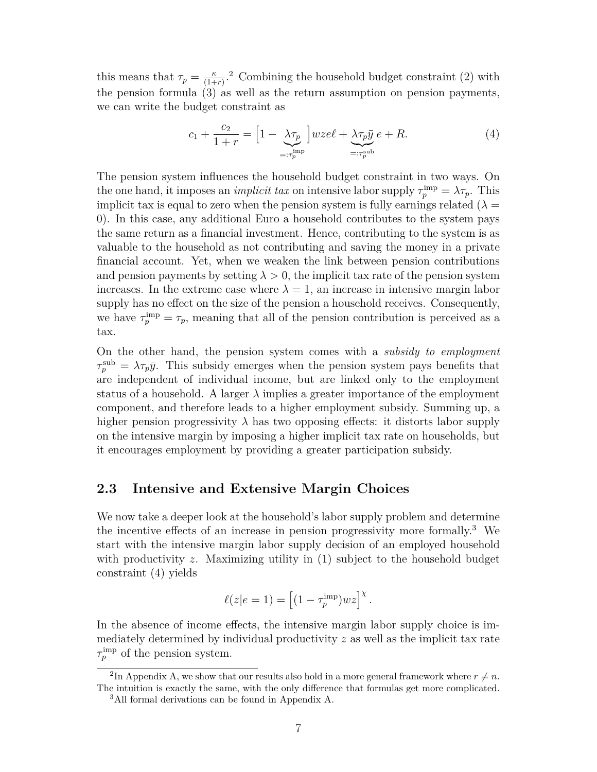this means that $\tau_p = \frac{\kappa}{(1+r)}$.[2] Combining the household budget constraint (2) with the pension formula (3) as well as the return assumption on pension payments, we can write the budget constraint as

$$c_1 + \frac{c_2}{1+r} = \Big[1 - \underbrace{\lambda \tau_p}_{=:\tau_p^{\text{imp}}}\Big] wze\ell + \underbrace{\lambda \tau_p \bar{y}}_{=:\tau_p^{\text{sub}}} e + R. \tag{4}$$

The pension system influences the household budget constraint in two ways. On the one hand, it imposes an *implicit tax* on intensive labor supply $\tau_p^{\text{imp}} = \lambda \tau_p$. This implicit tax is equal to zero when the pension system is fully earnings related ($\lambda = 0$). In this case, any additional Euro a household contributes to the system pays the same return as a financial investment. Hence, contributing to the system is as valuable to the household as not contributing and saving the money in a private financial account. Yet, when we weaken the link between pension contributions and pension payments by setting $\lambda > 0$, the implicit tax rate of the pension system increases. In the extreme case where $\lambda = 1$, an increase in intensive margin labor supply has no effect on the size of the pension a household receives. Consequently, we have $\tau_p^{\text{imp}} = \tau_p$, meaning that all of the pension contribution is perceived as a tax.

On the other hand, the pension system comes with a *subsidy to employment* $\tau_p^{\text{sub}} = \lambda \tau_p \bar{y}$. This subsidy emerges when the pension system pays benefits that are independent of individual income, but are linked only to the employment status of a household. A larger $\lambda$ implies a greater importance of the employment component, and therefore leads to a higher employment subsidy. Summing up, a higher pension progressivity $\lambda$ has two opposing effects: it distorts labor supply on the intensive margin by imposing a higher implicit tax rate on households, but it encourages employment by providing a greater participation subsidy.

## 2.3 Intensive and Extensive Margin Choices

We now take a deeper look at the household's labor supply problem and determine the incentive effects of an increase in pension progressivity more formally.[3] We start with the intensive margin labor supply decision of an employed household with productivity $z$. Maximizing utility in (1) subject to the household budget constraint (4) yields

$$\ell(z|e=1) = \left[(1-\tau_p^{\text{imp}})wz\right]^{\chi}.$$

In the absence of income effects, the intensive margin labor supply choice is immediately determined by individual productivity $z$ as well as the implicit tax rate $\tau_p^{\text{imp}}$ of the pension system.

[2] In Appendix A, we show that our results also hold in a more general framework where $r \neq n$. The intuition is exactly the same, with the only difference that formulas get more complicated.

[3] All formal derivations can be found in Appendix A.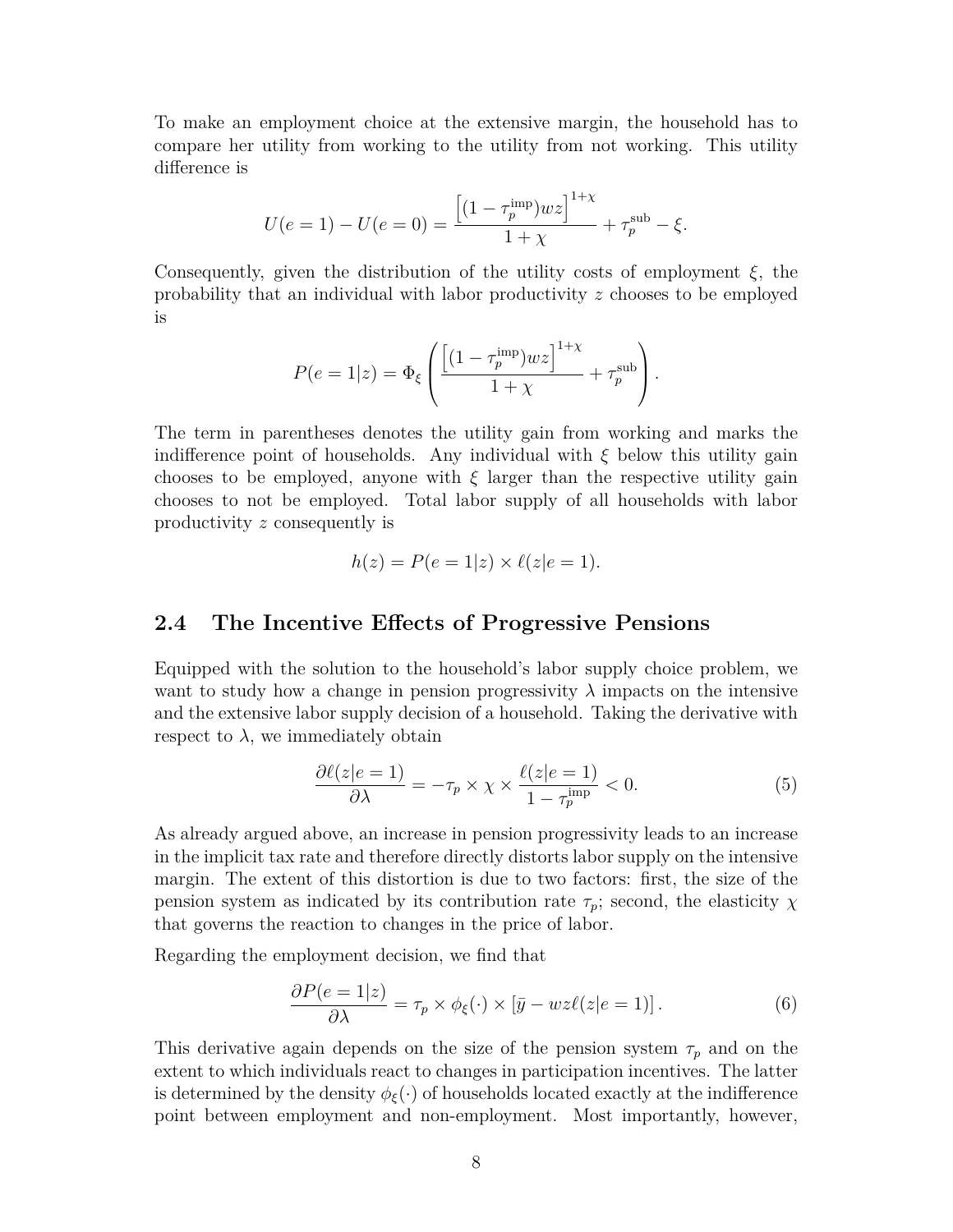To make an employment choice at the extensive margin, the household has to compare her utility from working to the utility from not working. This utility difference is

$$U(e=1) - U(e=0) = \frac{\left[(1-\tau_p^{\text{imp}})wz\right]^{1+\chi}}{1+\chi} + \tau_p^{\text{sub}} - \xi.$$

Consequently, given the distribution of the utility costs of employment $\xi$, the probability that an individual with labor productivity $z$ chooses to be employed is

$$P(e=1|z) = \Phi_\xi\left(\frac{\left[(1-\tau_p^{\text{imp}})wz\right]^{1+\chi}}{1+\chi} + \tau_p^{\text{sub}}\right).$$

The term in parentheses denotes the utility gain from working and marks the indifference point of households. Any individual with $\xi$ below this utility gain chooses to be employed, anyone with $\xi$ larger than the respective utility gain chooses to not be employed. Total labor supply of all households with labor productivity $z$ consequently is

$$h(z) = P(e=1|z) \times \ell(z|e=1).$$

## 2.4 The Incentive Effects of Progressive Pensions

Equipped with the solution to the household's labor supply choice problem, we want to study how a change in pension progressivity $\lambda$ impacts on the intensive and the extensive labor supply decision of a household. Taking the derivative with respect to $\lambda$, we immediately obtain

$$\frac{\partial \ell(z|e=1)}{\partial \lambda} = -\tau_p \times \chi \times \frac{\ell(z|e=1)}{1-\tau_p^{\text{imp}}} < 0. \tag{5}$$

As already argued above, an increase in pension progressivity leads to an increase in the implicit tax rate and therefore directly distorts labor supply on the intensive margin. The extent of this distortion is due to two factors: first, the size of the pension system as indicated by its contribution rate $\tau_p$; second, the elasticity $\chi$ that governs the reaction to changes in the price of labor.

Regarding the employment decision, we find that

$$\frac{\partial P(e=1|z)}{\partial \lambda} = \tau_p \times \phi_\xi(\cdot) \times \left[\bar{y} - wz\ell(z|e=1)\right]. \tag{6}$$

This derivative again depends on the size of the pension system $\tau_p$ and on the extent to which individuals react to changes in participation incentives. The latter is determined by the density $\phi_\xi(\cdot)$ of households located exactly at the indifference point between employment and non-employment. Most importantly, however,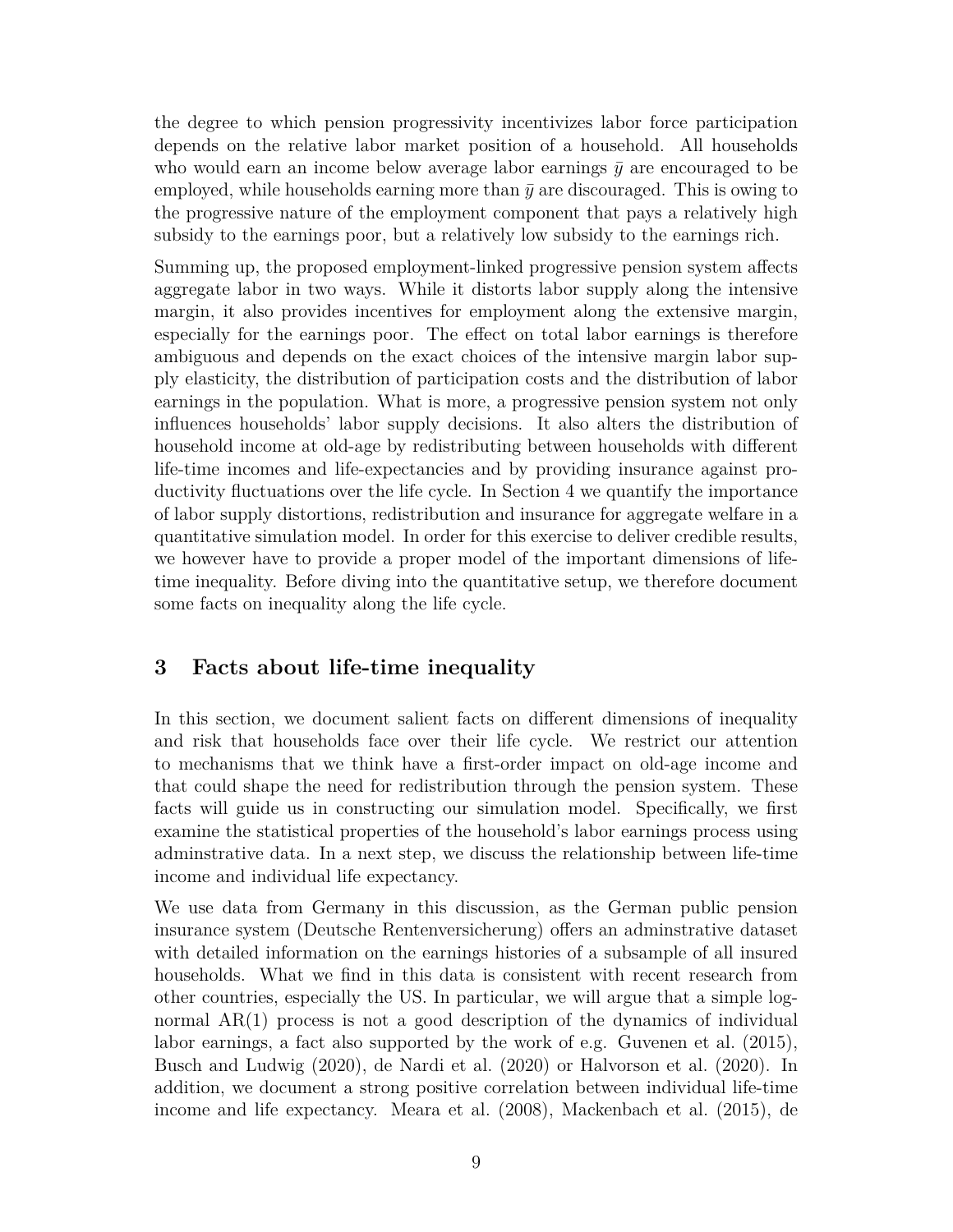the degree to which pension progressivity incentivizes labor force participation depends on the relative labor market position of a household. All households who would earn an income below average labor earnings $\bar{y}$ are encouraged to be employed, while households earning more than $\bar{y}$ are discouraged. This is owing to the progressive nature of the employment component that pays a relatively high subsidy to the earnings poor, but a relatively low subsidy to the earnings rich.

Summing up, the proposed employment-linked progressive pension system affects aggregate labor in two ways. While it distorts labor supply along the intensive margin, it also provides incentives for employment along the extensive margin, especially for the earnings poor. The effect on total labor earnings is therefore ambiguous and depends on the exact choices of the intensive margin labor supply elasticity, the distribution of participation costs and the distribution of labor earnings in the population. What is more, a progressive pension system not only influences households' labor supply decisions. It also alters the distribution of household income at old-age by redistributing between households with different life-time incomes and life-expectancies and by providing insurance against productivity fluctuations over the life cycle. In Section 4 we quantify the importance of labor supply distortions, redistribution and insurance for aggregate welfare in a quantitative simulation model. In order for this exercise to deliver credible results, we however have to provide a proper model of the important dimensions of life-time inequality. Before diving into the quantitative setup, we therefore document some facts on inequality along the life cycle.

## 3 Facts about life-time inequality

In this section, we document salient facts on different dimensions of inequality and risk that households face over their life cycle. We restrict our attention to mechanisms that we think have a first-order impact on old-age income and that could shape the need for redistribution through the pension system. These facts will guide us in constructing our simulation model. Specifically, we first examine the statistical properties of the household's labor earnings process using adminstrative data. In a next step, we discuss the relationship between life-time income and individual life expectancy.

We use data from Germany in this discussion, as the German public pension insurance system (Deutsche Rentenversicherung) offers an adminstrative dataset with detailed information on the earnings histories of a subsample of all insured households. What we find in this data is consistent with recent research from other countries, especially the US. In particular, we will argue that a simple log-normal AR(1) process is not a good description of the dynamics of individual labor earnings, a fact also supported by the work of e.g. Guvenen et al. (2015), Busch and Ludwig (2020), de Nardi et al. (2020) or Halvorson et al. (2020). In addition, we document a strong positive correlation between individual life-time income and life expectancy. Meara et al. (2008), Mackenbach et al. (2015), de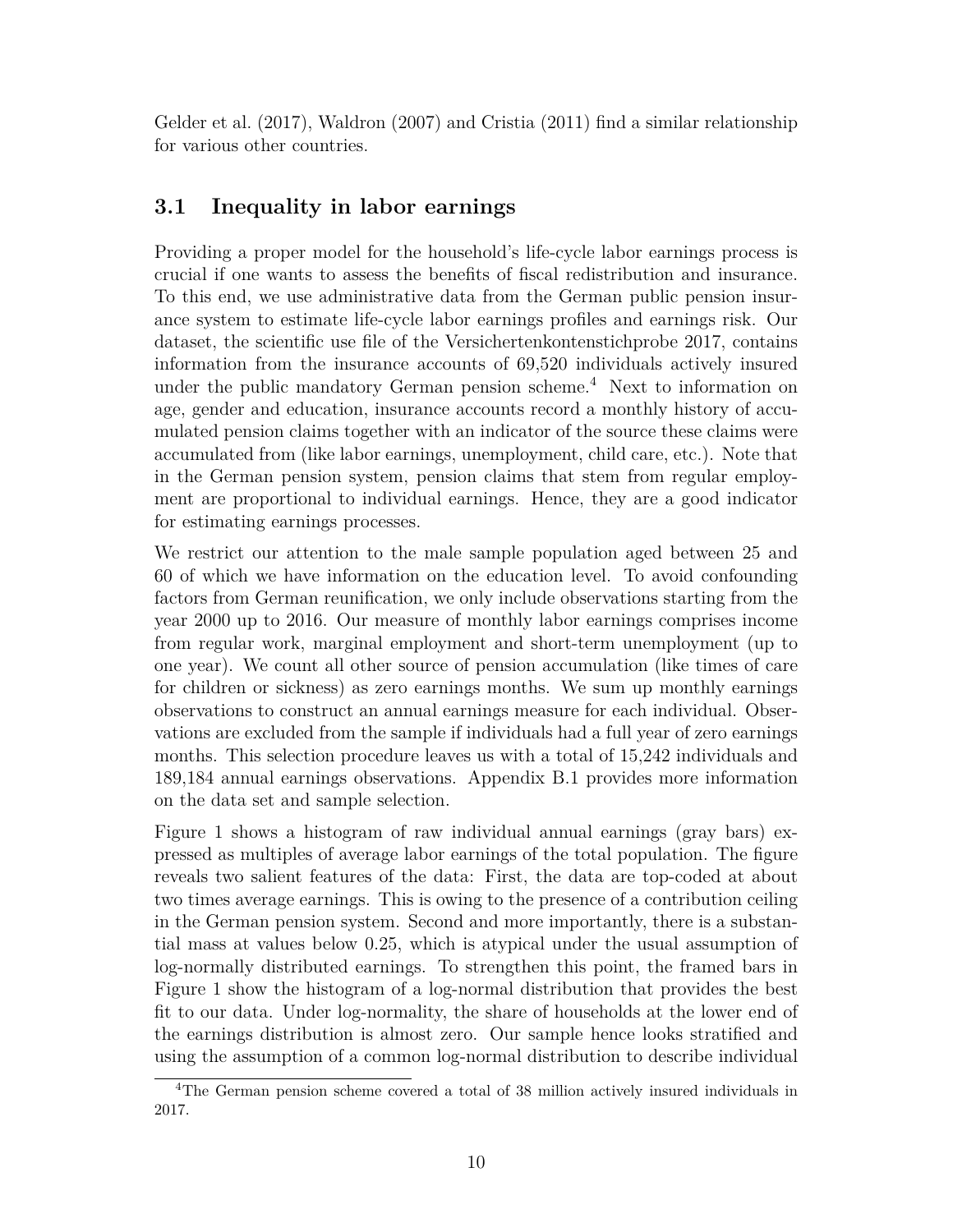Gelder et al. (2017), Waldron (2007) and Cristia (2011) find a similar relationship for various other countries.

### 3.1 Inequality in labor earnings

Providing a proper model for the household's life-cycle labor earnings process is crucial if one wants to assess the benefits of fiscal redistribution and insurance. To this end, we use administrative data from the German public pension insurance system to estimate life-cycle labor earnings profiles and earnings risk. Our dataset, the scientific use file of the Versichertenkontenstichprobe 2017, contains information from the insurance accounts of 69,520 individuals actively insured under the public mandatory German pension scheme.[4] Next to information on age, gender and education, insurance accounts record a monthly history of accumulated pension claims together with an indicator of the source these claims were accumulated from (like labor earnings, unemployment, child care, etc.). Note that in the German pension system, pension claims that stem from regular employment are proportional to individual earnings. Hence, they are a good indicator for estimating earnings processes.

We restrict our attention to the male sample population aged between 25 and 60 of which we have information on the education level. To avoid confounding factors from German reunification, we only include observations starting from the year 2000 up to 2016. Our measure of monthly labor earnings comprises income from regular work, marginal employment and short-term unemployment (up to one year). We count all other source of pension accumulation (like times of care for children or sickness) as zero earnings months. We sum up monthly earnings observations to construct an annual earnings measure for each individual. Observations are excluded from the sample if individuals had a full year of zero earnings months. This selection procedure leaves us with a total of 15,242 individuals and 189,184 annual earnings observations. Appendix B.1 provides more information on the data set and sample selection.

Figure 1 shows a histogram of raw individual annual earnings (gray bars) expressed as multiples of average labor earnings of the total population. The figure reveals two salient features of the data: First, the data are top-coded at about two times average earnings. This is owing to the presence of a contribution ceiling in the German pension system. Second and more importantly, there is a substantial mass at values below 0.25, which is atypical under the usual assumption of log-normally distributed earnings. To strengthen this point, the framed bars in Figure 1 show the histogram of a log-normal distribution that provides the best fit to our data. Under log-normality, the share of households at the lower end of the earnings distribution is almost zero. Our sample hence looks stratified and using the assumption of a common log-normal distribution to describe individual

[4] The German pension scheme covered a total of 38 million actively insured individuals in 2017.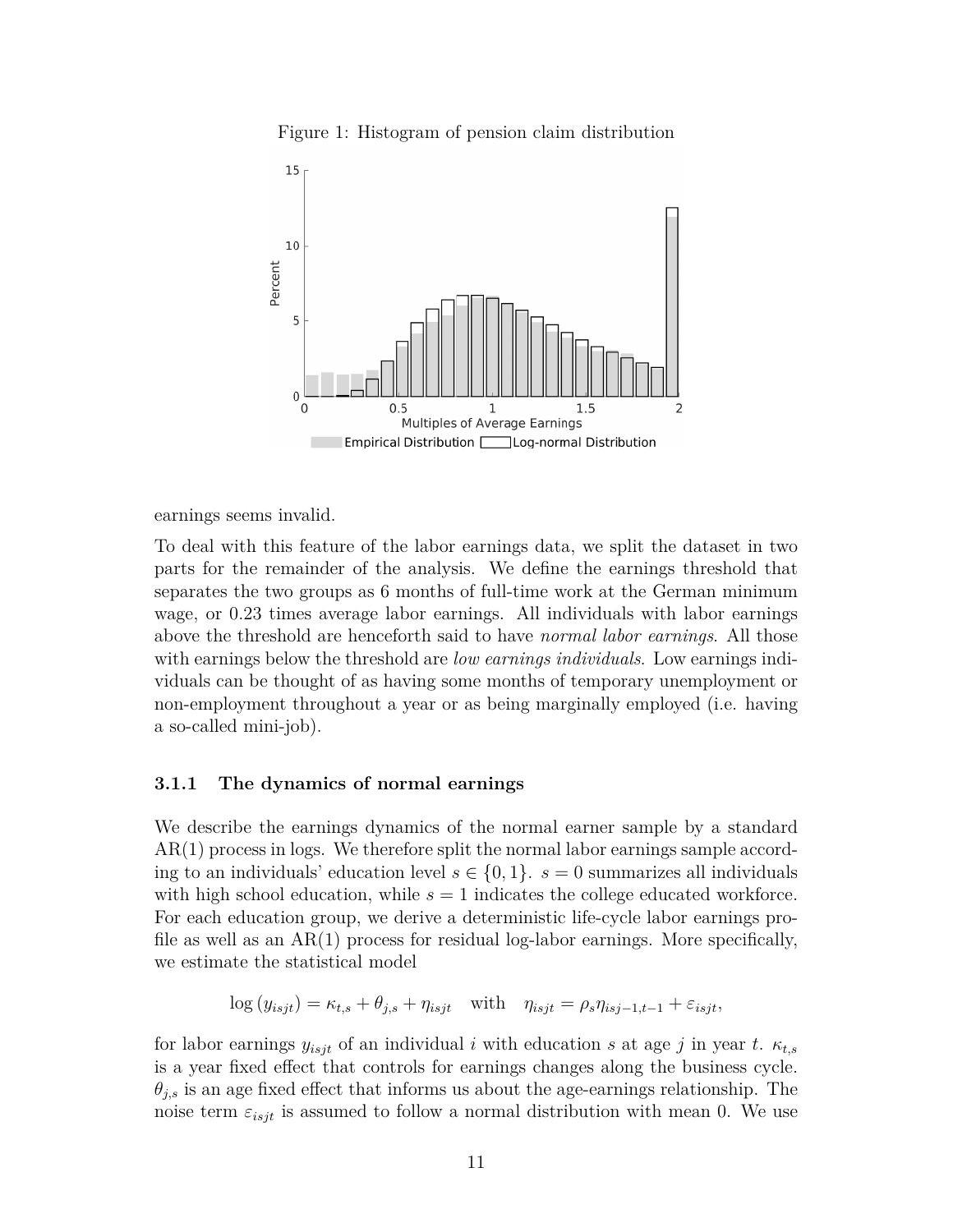Figure 1: Histogram of pension claim distribution

earnings seems invalid.

To deal with this feature of the labor earnings data, we split the dataset in two parts for the remainder of the analysis. We define the earnings threshold that separates the two groups as 6 months of full-time work at the German minimum wage, or 0.23 times average labor earnings. All individuals with labor earnings above the threshold are henceforth said to have *normal labor earnings*. All those with earnings below the threshold are *low earnings individuals*. Low earnings individuals can be thought of as having some months of temporary unemployment or non-employment throughout a year or as being marginally employed (i.e. having a so-called mini-job).

### 3.1.1 The dynamics of normal earnings

We describe the earnings dynamics of the normal earner sample by a standard AR(1) process in logs. We therefore split the normal labor earnings sample according to an individuals' education level $s \in \{0, 1\}$. $s = 0$ summarizes all individuals with high school education, while $s = 1$ indicates the college educated workforce. For each education group, we derive a deterministic life-cycle labor earnings profile as well as an AR(1) process for residual log-labor earnings. More specifically, we estimate the statistical model

$$\log(y_{isjt}) = \kappa_{t,s} + \theta_{j,s} + \eta_{isjt} \quad \text{with} \quad \eta_{isjt} = \rho_s \eta_{isj-1,t-1} + \varepsilon_{isjt},$$

for labor earnings $y_{isjt}$ of an individual $i$ with education $s$ at age $j$ in year $t$. $\kappa_{t,s}$ is a year fixed effect that controls for earnings changes along the business cycle. $\theta_{j,s}$ is an age fixed effect that informs us about the age-earnings relationship. The noise term $\varepsilon_{isjt}$ is assumed to follow a normal distribution with mean 0. We use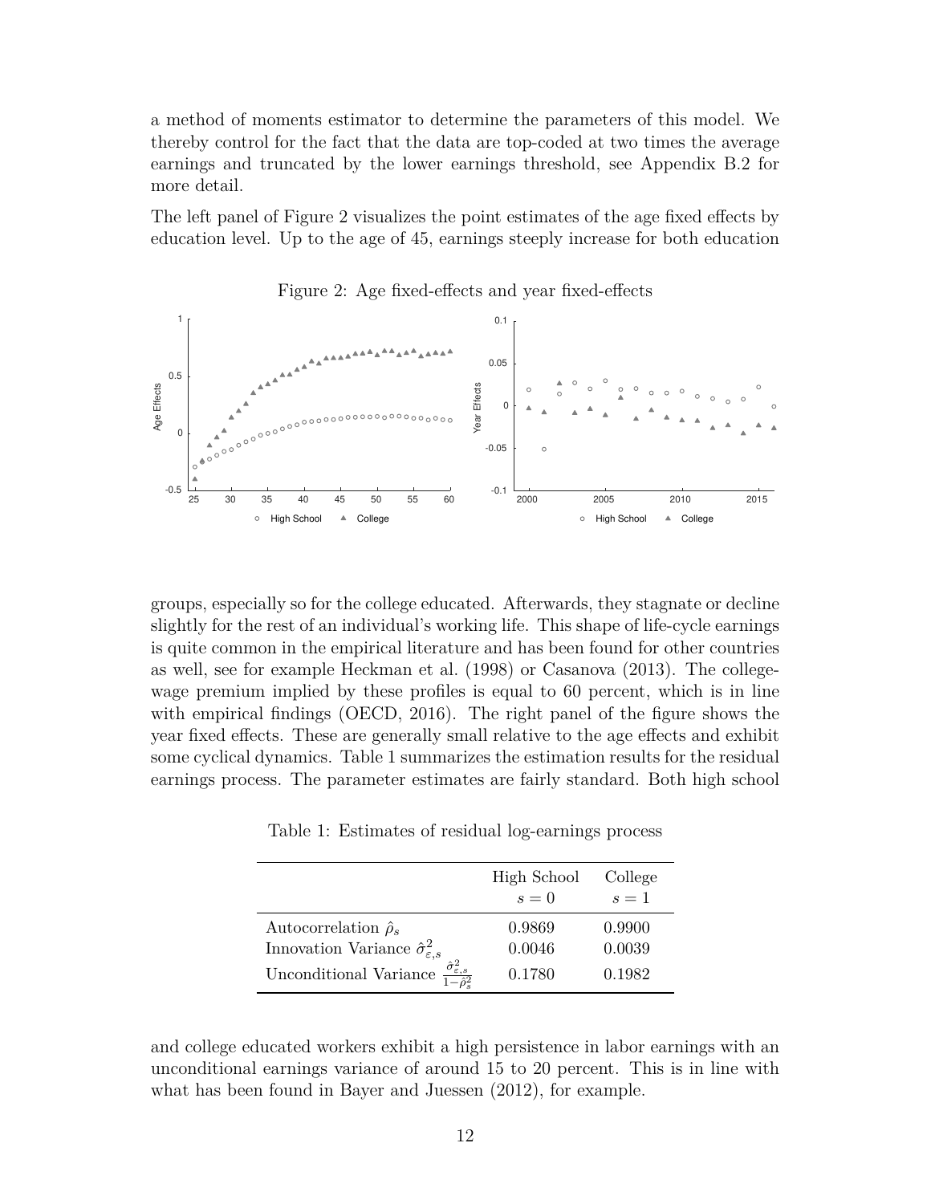a method of moments estimator to determine the parameters of this model. We thereby control for the fact that the data are top-coded at two times the average earnings and truncated by the lower earnings threshold, see Appendix B.2 for more detail.

The left panel of Figure 2 visualizes the point estimates of the age fixed effects by education level. Up to the age of 45, earnings steeply increase for both education

Figure 2: Age fixed-effects and year fixed-effects

groups, especially so for the college educated. Afterwards, they stagnate or decline slightly for the rest of an individual's working life. This shape of life-cycle earnings is quite common in the empirical literature and has been found for other countries as well, see for example Heckman et al. (1998) or Casanova (2013). The college-wage premium implied by these profiles is equal to 60 percent, which is in line with empirical findings (OECD, 2016). The right panel of the figure shows the year fixed effects. These are generally small relative to the age effects and exhibit some cyclical dynamics. Table 1 summarizes the estimation results for the residual earnings process. The parameter estimates are fairly standard. Both high school

Table 1: Estimates of residual log-earnings process

| | High School $s = 0$ | College $s = 1$ |
|---|---|---|
| Autocorrelation $\hat{\rho}_s$ | 0.9869 | 0.9900 |
| Innovation Variance $\hat{\sigma}^2_{\varepsilon,s}$ | 0.0046 | 0.0039 |
| Unconditional Variance $\frac{\hat{\sigma}^2_{\varepsilon,s}}{1-\hat{\rho}^2_s}$ | 0.1780 | 0.1982 |

and college educated workers exhibit a high persistence in labor earnings with an unconditional earnings variance of around 15 to 20 percent. This is in line with what has been found in Bayer and Juessen (2012), for example.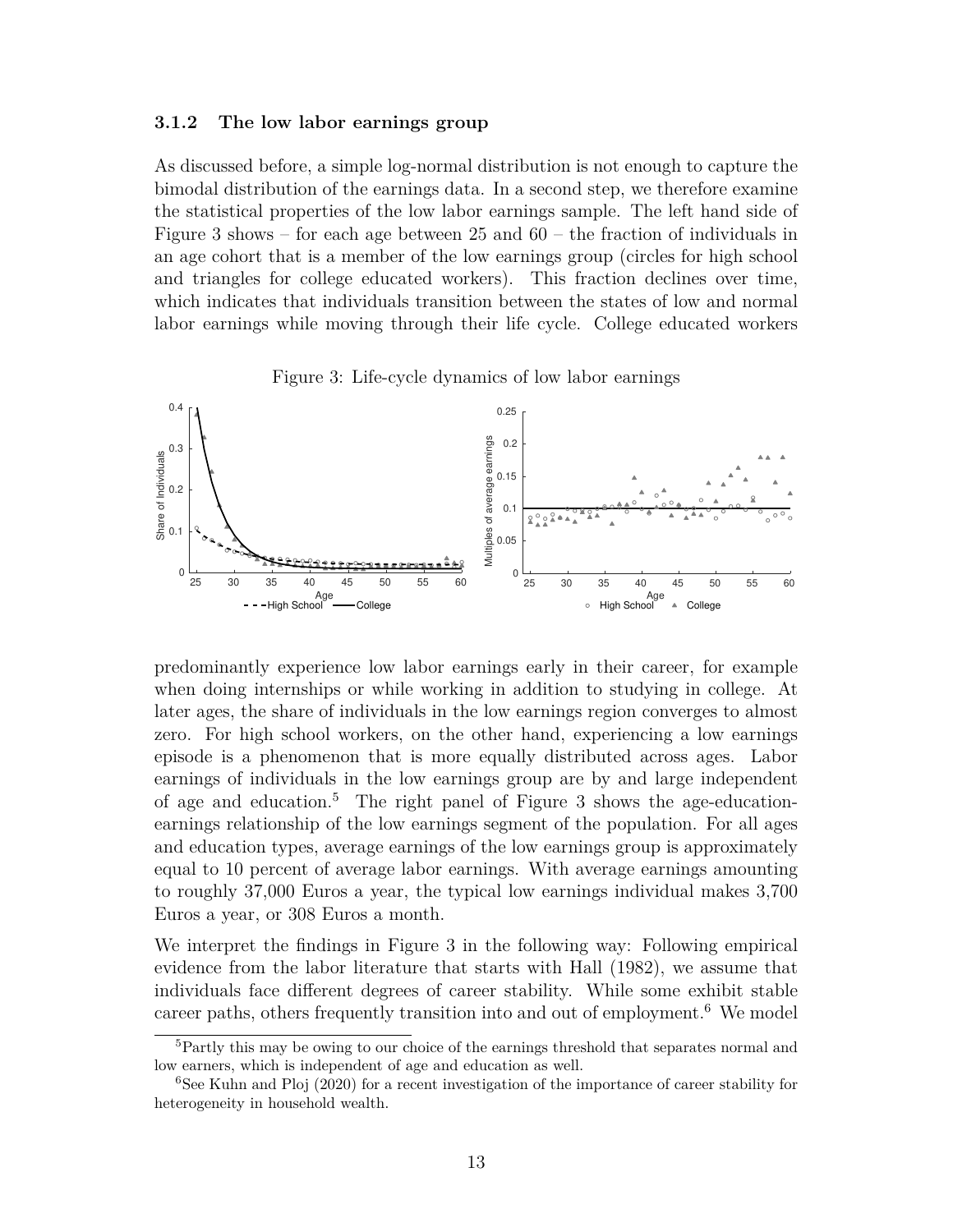### 3.1.2 The low labor earnings group

As discussed before, a simple log-normal distribution is not enough to capture the bimodal distribution of the earnings data. In a second step, we therefore examine the statistical properties of the low labor earnings sample. The left hand side of Figure 3 shows – for each age between 25 and 60 – the fraction of individuals in an age cohort that is a member of the low earnings group (circles for high school and triangles for college educated workers). This fraction declines over time, which indicates that individuals transition between the states of low and normal labor earnings while moving through their life cycle. College educated workers predominantly experience low labor earnings early in their career, for example when doing internships or while working in addition to studying in college. At later ages, the share of individuals in the low earnings region converges to almost zero. For high school workers, on the other hand, experiencing a low earnings episode is a phenomenon that is more equally distributed across ages. Labor earnings of individuals in the low earnings group are by and large independent of age and education.[5] The right panel of Figure 3 shows the age-education-earnings relationship of the low earnings segment of the population. For all ages and education types, average earnings of the low earnings group is approximately equal to 10 percent of average labor earnings. With average earnings amounting to roughly 37,000 Euros a year, the typical low earnings individual makes 3,700 Euros a year, or 308 Euros a month.

Figure 3: Life-cycle dynamics of low labor earnings

We interpret the findings in Figure 3 in the following way: Following empirical evidence from the labor literature that starts with Hall (1982), we assume that individuals face different degrees of career stability. While some exhibit stable career paths, others frequently transition into and out of employment.[6] We model

[5] Partly this may be owing to our choice of the earnings threshold that separates normal and low earners, which is independent of age and education as well.

[6] See Kuhn and Ploj (2020) for a recent investigation of the importance of career stability for heterogeneity in household wealth.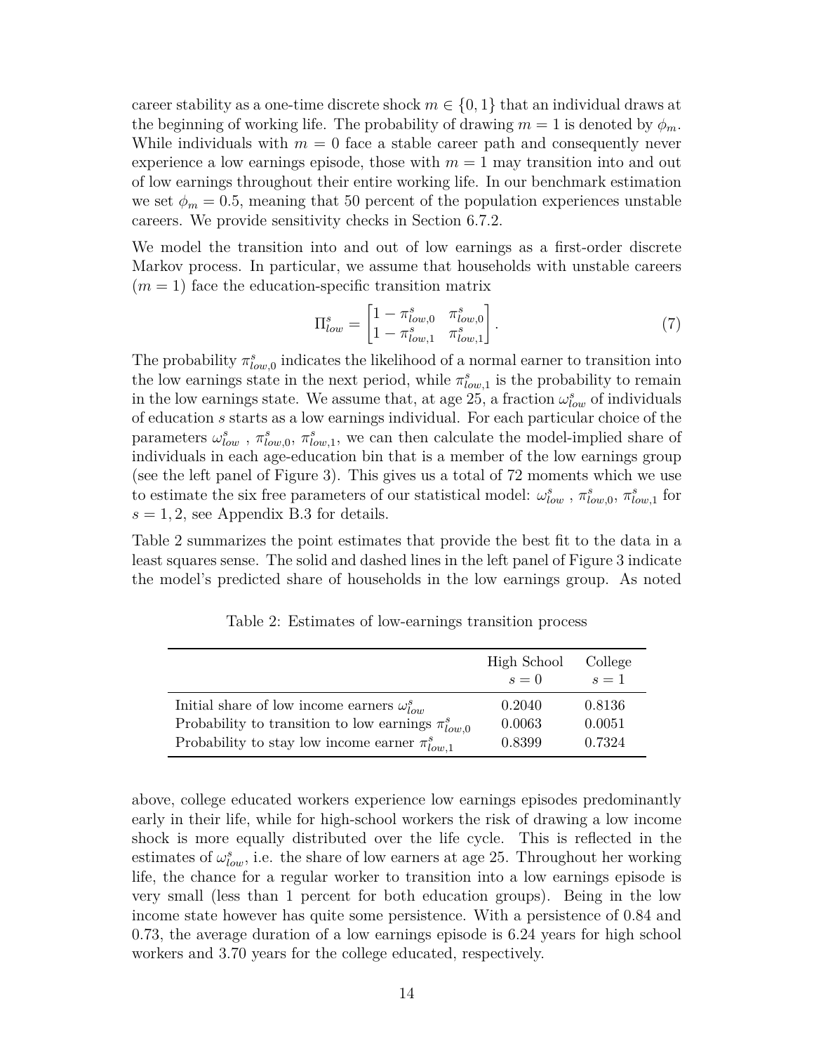career stability as a one-time discrete shock $m \in \{0, 1\}$ that an individual draws at the beginning of working life. The probability of drawing $m = 1$ is denoted by $\phi_m$. While individuals with $m = 0$ face a stable career path and consequently never experience a low earnings episode, those with $m = 1$ may transition into and out of low earnings throughout their entire working life. In our benchmark estimation we set $\phi_m = 0.5$, meaning that 50 percent of the population experiences unstable careers. We provide sensitivity checks in Section 6.7.2.

We model the transition into and out of low earnings as a first-order discrete Markov process. In particular, we assume that households with unstable careers ($m = 1$) face the education-specific transition matrix

$$\Pi^s_{low} = \begin{bmatrix} 1 - \pi^s_{low,0} & \pi^s_{low,0} \\ 1 - \pi^s_{low,1} & \pi^s_{low,1} \end{bmatrix}. \tag{7}$$

The probability $\pi^s_{low,0}$ indicates the likelihood of a normal earner to transition into the low earnings state in the next period, while $\pi^s_{low,1}$ is the probability to remain in the low earnings state. We assume that, at age 25, a fraction $\omega^s_{low}$ of individuals of education $s$ starts as a low earnings individual. For each particular choice of the parameters $\omega^s_{low}$ , $\pi^s_{low,0}$, $\pi^s_{low,1}$, we can then calculate the model-implied share of individuals in each age-education bin that is a member of the low earnings group (see the left panel of Figure 3). This gives us a total of 72 moments which we use to estimate the six free parameters of our statistical model: $\omega^s_{low}$ , $\pi^s_{low,0}$, $\pi^s_{low,1}$ for $s = 1, 2$, see Appendix B.3 for details.

Table 2 summarizes the point estimates that provide the best fit to the data in a least squares sense. The solid and dashed lines in the left panel of Figure 3 indicate the model's predicted share of households in the low earnings group. As noted

Table 2: Estimates of low-earnings transition process

| | High School $s = 0$ | College $s = 1$ |
|---|---|---|
| Initial share of low income earners $\omega^s_{low}$ | 0.2040 | 0.8136 |
| Probability to transition to low earnings $\pi^s_{low,0}$ | 0.0063 | 0.0051 |
| Probability to stay low income earner $\pi^s_{low,1}$ | 0.8399 | 0.7324 |

above, college educated workers experience low earnings episodes predominantly early in their life, while for high-school workers the risk of drawing a low income shock is more equally distributed over the life cycle. This is reflected in the estimates of $\omega^s_{low}$, i.e. the share of low earners at age 25. Throughout her working life, the chance for a regular worker to transition into a low earnings episode is very small (less than 1 percent for both education groups). Being in the low income state however has quite some persistence. With a persistence of 0.84 and 0.73, the average duration of a low earnings episode is 6.24 years for high school workers and 3.70 years for the college educated, respectively.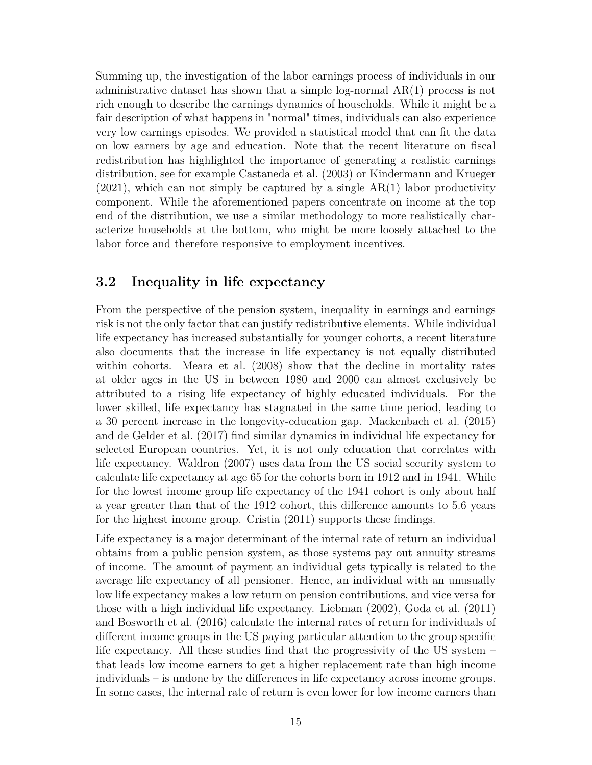Summing up, the investigation of the labor earnings process of individuals in our administrative dataset has shown that a simple log-normal AR(1) process is not rich enough to describe the earnings dynamics of households. While it might be a fair description of what happens in "normal" times, individuals can also experience very low earnings episodes. We provided a statistical model that can fit the data on low earners by age and education. Note that the recent literature on fiscal redistribution has highlighted the importance of generating a realistic earnings distribution, see for example Castaneda et al. (2003) or Kindermann and Krueger (2021), which can not simply be captured by a single AR(1) labor productivity component. While the aforementioned papers concentrate on income at the top end of the distribution, we use a similar methodology to more realistically characterize households at the bottom, who might be more loosely attached to the labor force and therefore responsive to employment incentives.

## 3.2 Inequality in life expectancy

From the perspective of the pension system, inequality in earnings and earnings risk is not the only factor that can justify redistributive elements. While individual life expectancy has increased substantially for younger cohorts, a recent literature also documents that the increase in life expectancy is not equally distributed within cohorts. Meara et al. (2008) show that the decline in mortality rates at older ages in the US in between 1980 and 2000 can almost exclusively be attributed to a rising life expectancy of highly educated individuals. For the lower skilled, life expectancy has stagnated in the same time period, leading to a 30 percent increase in the longevity-education gap. Mackenbach et al. (2015) and de Gelder et al. (2017) find similar dynamics in individual life expectancy for selected European countries. Yet, it is not only education that correlates with life expectancy. Waldron (2007) uses data from the US social security system to calculate life expectancy at age 65 for the cohorts born in 1912 and in 1941. While for the lowest income group life expectancy of the 1941 cohort is only about half a year greater than that of the 1912 cohort, this difference amounts to 5.6 years for the highest income group. Cristia (2011) supports these findings.

Life expectancy is a major determinant of the internal rate of return an individual obtains from a public pension system, as those systems pay out annuity streams of income. The amount of payment an individual gets typically is related to the average life expectancy of all pensioner. Hence, an individual with an unusually low life expectancy makes a low return on pension contributions, and vice versa for those with a high individual life expectancy. Liebman (2002), Goda et al. (2011) and Bosworth et al. (2016) calculate the internal rates of return for individuals of different income groups in the US paying particular attention to the group specific life expectancy. All these studies find that the progressivity of the US system – that leads low income earners to get a higher replacement rate than high income individuals – is undone by the differences in life expectancy across income groups. In some cases, the internal rate of return is even lower for low income earners than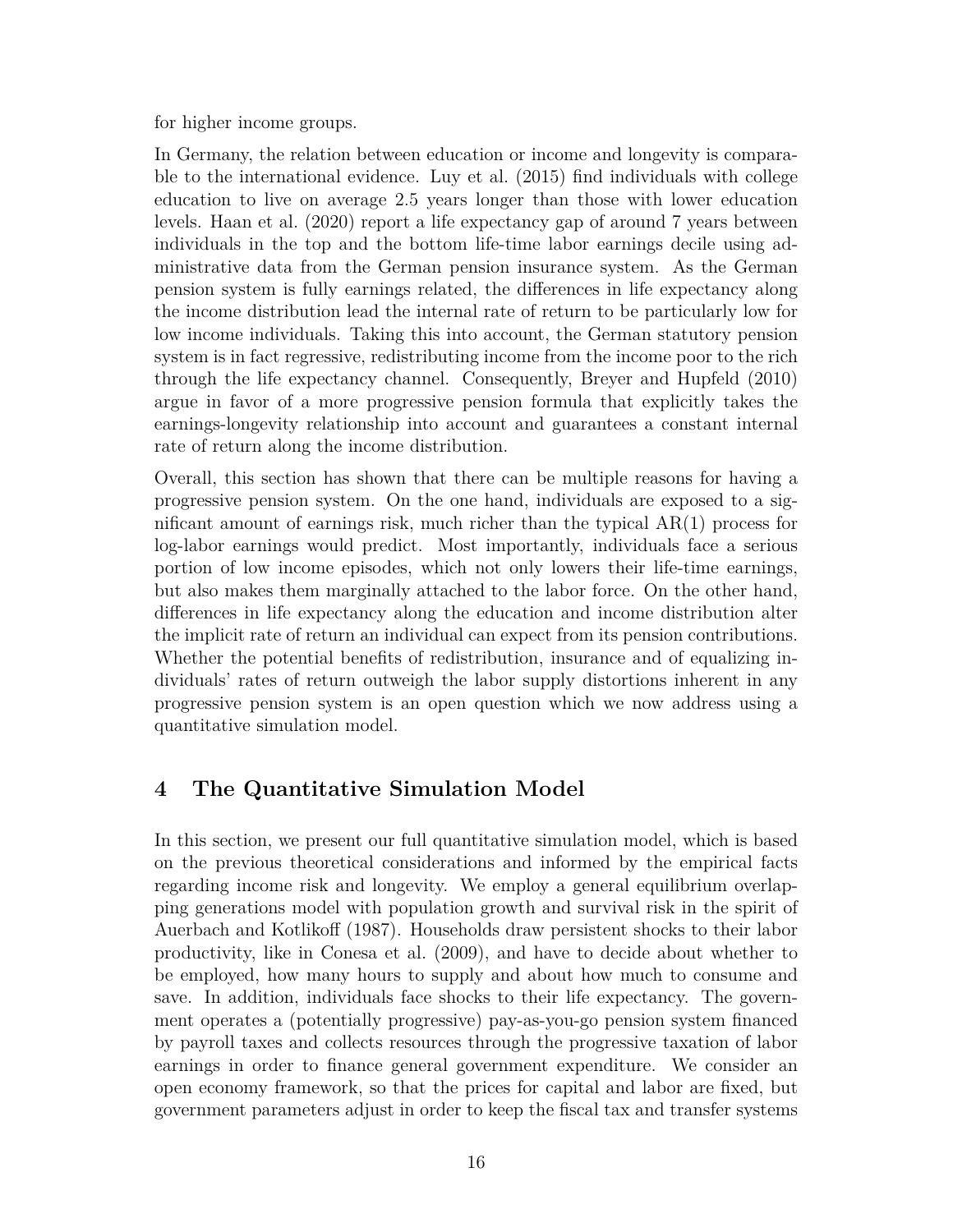for higher income groups.

In Germany, the relation between education or income and longevity is comparable to the international evidence. Luy et al. (2015) find individuals with college education to live on average 2.5 years longer than those with lower education levels. Haan et al. (2020) report a life expectancy gap of around 7 years between individuals in the top and the bottom life-time labor earnings decile using administrative data from the German pension insurance system. As the German pension system is fully earnings related, the differences in life expectancy along the income distribution lead the internal rate of return to be particularly low for low income individuals. Taking this into account, the German statutory pension system is in fact regressive, redistributing income from the income poor to the rich through the life expectancy channel. Consequently, Breyer and Hupfeld (2010) argue in favor of a more progressive pension formula that explicitly takes the earnings-longevity relationship into account and guarantees a constant internal rate of return along the income distribution.

Overall, this section has shown that there can be multiple reasons for having a progressive pension system. On the one hand, individuals are exposed to a significant amount of earnings risk, much richer than the typical AR(1) process for log-labor earnings would predict. Most importantly, individuals face a serious portion of low income episodes, which not only lowers their life-time earnings, but also makes them marginally attached to the labor force. On the other hand, differences in life expectancy along the education and income distribution alter the implicit rate of return an individual can expect from its pension contributions. Whether the potential benefits of redistribution, insurance and of equalizing individuals' rates of return outweigh the labor supply distortions inherent in any progressive pension system is an open question which we now address using a quantitative simulation model.

# 4 The Quantitative Simulation Model

In this section, we present our full quantitative simulation model, which is based on the previous theoretical considerations and informed by the empirical facts regarding income risk and longevity. We employ a general equilibrium overlapping generations model with population growth and survival risk in the spirit of Auerbach and Kotlikoff (1987). Households draw persistent shocks to their labor productivity, like in Conesa et al. (2009), and have to decide about whether to be employed, how many hours to supply and about how much to consume and save. In addition, individuals face shocks to their life expectancy. The government operates a (potentially progressive) pay-as-you-go pension system financed by payroll taxes and collects resources through the progressive taxation of labor earnings in order to finance general government expenditure. We consider an open economy framework, so that the prices for capital and labor are fixed, but government parameters adjust in order to keep the fiscal tax and transfer systems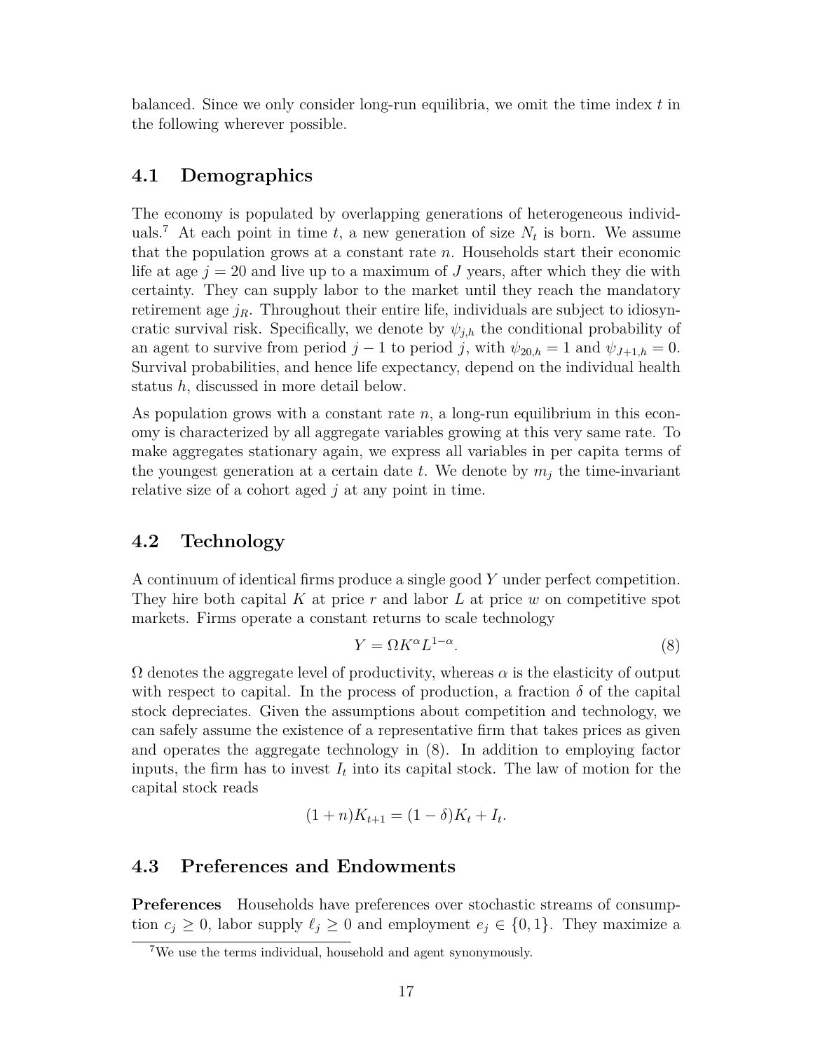balanced. Since we only consider long-run equilibria, we omit the time index $t$ in the following wherever possible.

### 4.1 Demographics

The economy is populated by overlapping generations of heterogeneous individuals.[7] At each point in time $t$, a new generation of size $N_t$ is born. We assume that the population grows at a constant rate $n$. Households start their economic life at age $j = 20$ and live up to a maximum of $J$ years, after which they die with certainty. They can supply labor to the market until they reach the mandatory retirement age $j_R$. Throughout their entire life, individuals are subject to idiosyncratic survival risk. Specifically, we denote by $\psi_{j,h}$ the conditional probability of an agent to survive from period $j-1$ to period $j$, with $\psi_{20,h} = 1$ and $\psi_{J+1,h} = 0$. Survival probabilities, and hence life expectancy, depend on the individual health status $h$, discussed in more detail below.

As population grows with a constant rate $n$, a long-run equilibrium in this economy is characterized by all aggregate variables growing at this very same rate. To make aggregates stationary again, we express all variables in per capita terms of the youngest generation at a certain date $t$. We denote by $m_j$ the time-invariant relative size of a cohort aged $j$ at any point in time.

### 4.2 Technology

A continuum of identical firms produce a single good $Y$ under perfect competition. They hire both capital $K$ at price $r$ and labor $L$ at price $w$ on competitive spot markets. Firms operate a constant returns to scale technology

$$Y = \Omega K^{\alpha} L^{1-\alpha}. \tag{8}$$

$\Omega$ denotes the aggregate level of productivity, whereas $\alpha$ is the elasticity of output with respect to capital. In the process of production, a fraction $\delta$ of the capital stock depreciates. Given the assumptions about competition and technology, we can safely assume the existence of a representative firm that takes prices as given and operates the aggregate technology in (8). In addition to employing factor inputs, the firm has to invest $I_t$ into its capital stock. The law of motion for the capital stock reads

$$(1+n)K_{t+1} = (1-\delta)K_t + I_t.$$

### 4.3 Preferences and Endowments

**Preferences** Households have preferences over stochastic streams of consumption $c_j \geq 0$, labor supply $\ell_j \geq 0$ and employment $e_j \in \{0, 1\}$. They maximize a

[7] We use the terms individual, household and agent synonymously.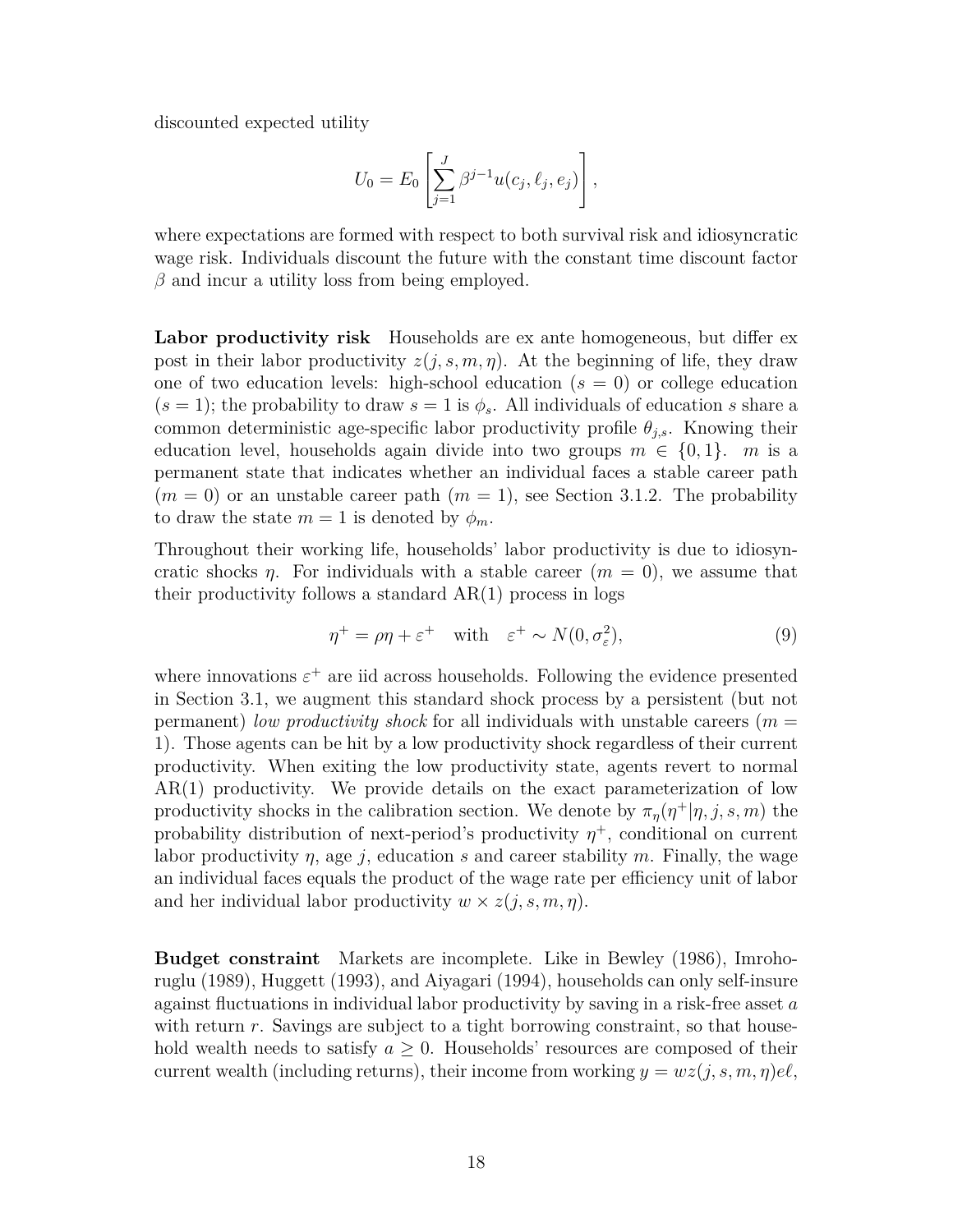discounted expected utility

$$U_0 = E_0 \left[ \sum_{j=1}^{J} \beta^{j-1} u(c_j, \ell_j, e_j) \right],$$

where expectations are formed with respect to both survival risk and idiosyncratic wage risk. Individuals discount the future with the constant time discount factor $\beta$ and incur a utility loss from being employed.

**Labor productivity risk** Households are ex ante homogeneous, but differ ex post in their labor productivity $z(j, s, m, \eta)$. At the beginning of life, they draw one of two education levels: high-school education ($s = 0$) or college education ($s = 1$); the probability to draw $s = 1$ is $\phi_s$. All individuals of education $s$ share a common deterministic age-specific labor productivity profile $\theta_{j,s}$. Knowing their education level, households again divide into two groups $m \in \{0, 1\}$. $m$ is a permanent state that indicates whether an individual faces a stable career path ($m = 0$) or an unstable career path ($m = 1$), see Section 3.1.2. The probability to draw the state $m = 1$ is denoted by $\phi_m$.

Throughout their working life, households' labor productivity is due to idiosyncratic shocks $\eta$. For individuals with a stable career ($m = 0$), we assume that their productivity follows a standard AR(1) process in logs

$$\eta^+ = \rho\eta + \varepsilon^+ \quad \text{with} \quad \varepsilon^+ \sim N(0, \sigma_\varepsilon^2), \tag{9}$$

where innovations $\varepsilon^+$ are iid across households. Following the evidence presented in Section 3.1, we augment this standard shock process by a persistent (but not permanent) *low productivity shock* for all individuals with unstable careers ($m = 1$). Those agents can be hit by a low productivity shock regardless of their current productivity. When exiting the low productivity state, agents revert to normal AR(1) productivity. We provide details on the exact parameterization of low productivity shocks in the calibration section. We denote by $\pi_\eta(\eta^+|\eta, j, s, m)$ the probability distribution of next-period's productivity $\eta^+$, conditional on current labor productivity $\eta$, age $j$, education $s$ and career stability $m$. Finally, the wage an individual faces equals the product of the wage rate per efficiency unit of labor and her individual labor productivity $w \times z(j, s, m, \eta)$.

**Budget constraint** Markets are incomplete. Like in Bewley (1986), Imrohoruglu (1989), Huggett (1993), and Aiyagari (1994), households can only self-insure against fluctuations in individual labor productivity by saving in a risk-free asset $a$ with return $r$. Savings are subject to a tight borrowing constraint, so that household wealth needs to satisfy $a \geq 0$. Households' resources are composed of their current wealth (including returns), their income from working $y = wz(j, s, m, \eta)e\ell$,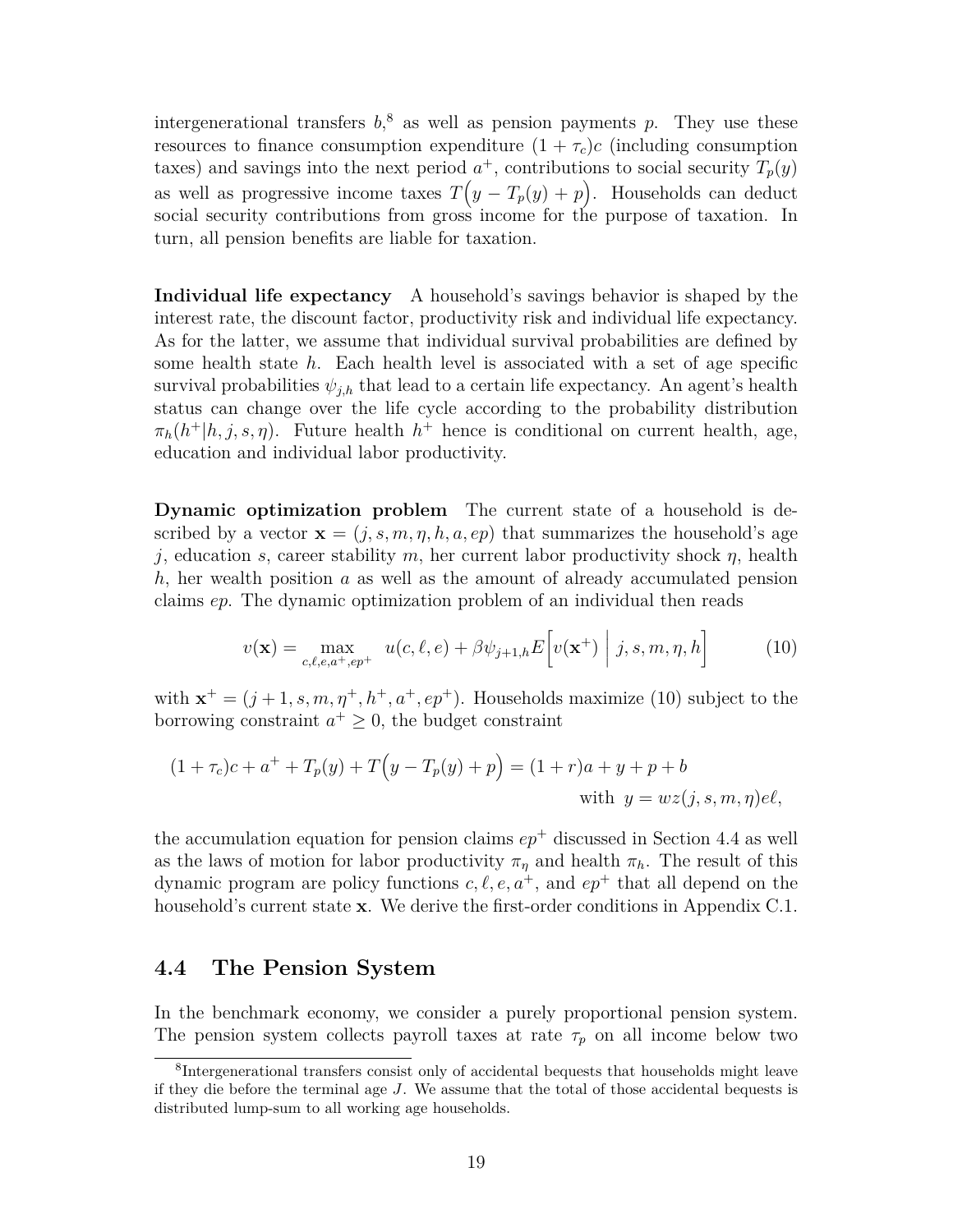intergenerational transfers $b$,[8] as well as pension payments $p$. They use these resources to finance consumption expenditure $(1+\tau_c)c$ (including consumption taxes) and savings into the next period $a^+$, contributions to social security $T_p(y)$ as well as progressive income taxes $T\Big(y - T_p(y) + p\Big)$. Households can deduct social security contributions from gross income for the purpose of taxation. In turn, all pension benefits are liable for taxation.

**Individual life expectancy** A household's savings behavior is shaped by the interest rate, the discount factor, productivity risk and individual life expectancy. As for the latter, we assume that individual survival probabilities are defined by some health state $h$. Each health level is associated with a set of age specific survival probabilities $\psi_{j,h}$ that lead to a certain life expectancy. An agent's health status can change over the life cycle according to the probability distribution $\pi_h(h^+|h, j, s, \eta)$. Future health $h^+$ hence is conditional on current health, age, education and individual labor productivity.

**Dynamic optimization problem** The current state of a household is described by a vector $\mathbf{x} = (j, s, m, \eta, h, a, ep)$ that summarizes the household's age $j$, education $s$, career stability $m$, her current labor productivity shock $\eta$, health $h$, her wealth position $a$ as well as the amount of already accumulated pension claims $ep$. The dynamic optimization problem of an individual then reads

$$v(\mathbf{x}) = \max_{c,\ell,e,a^+,ep^+} \; u(c, \ell, e) + \beta\psi_{j+1,h} E\Big[v(\mathbf{x}^+) \;\Big|\; j, s, m, \eta, h\Big] \tag{10}$$

with $\mathbf{x}^+ = (j+1, s, m, \eta^+, h^+, a^+, ep^+)$. Households maximize (10) subject to the borrowing constraint $a^+ \geq 0$, the budget constraint

$$(1+\tau_c)c + a^+ + T_p(y) + T\Big(y - T_p(y) + p\Big) = (1+r)a + y + p + b$$
$$\text{with } \; y = wz(j, s, m, \eta)e\ell,$$

the accumulation equation for pension claims $ep^+$ discussed in Section 4.4 as well as the laws of motion for labor productivity $\pi_\eta$ and health $\pi_h$. The result of this dynamic program are policy functions $c, \ell, e, a^+$, and $ep^+$ that all depend on the household's current state $\mathbf{x}$. We derive the first-order conditions in Appendix C.1.

## 4.4 The Pension System

In the benchmark economy, we consider a purely proportional pension system. The pension system collects payroll taxes at rate $\tau_p$ on all income below two

[8] Intergenerational transfers consist only of accidental bequests that households might leave if they die before the terminal age $J$. We assume that the total of those accidental bequests is distributed lump-sum to all working age households.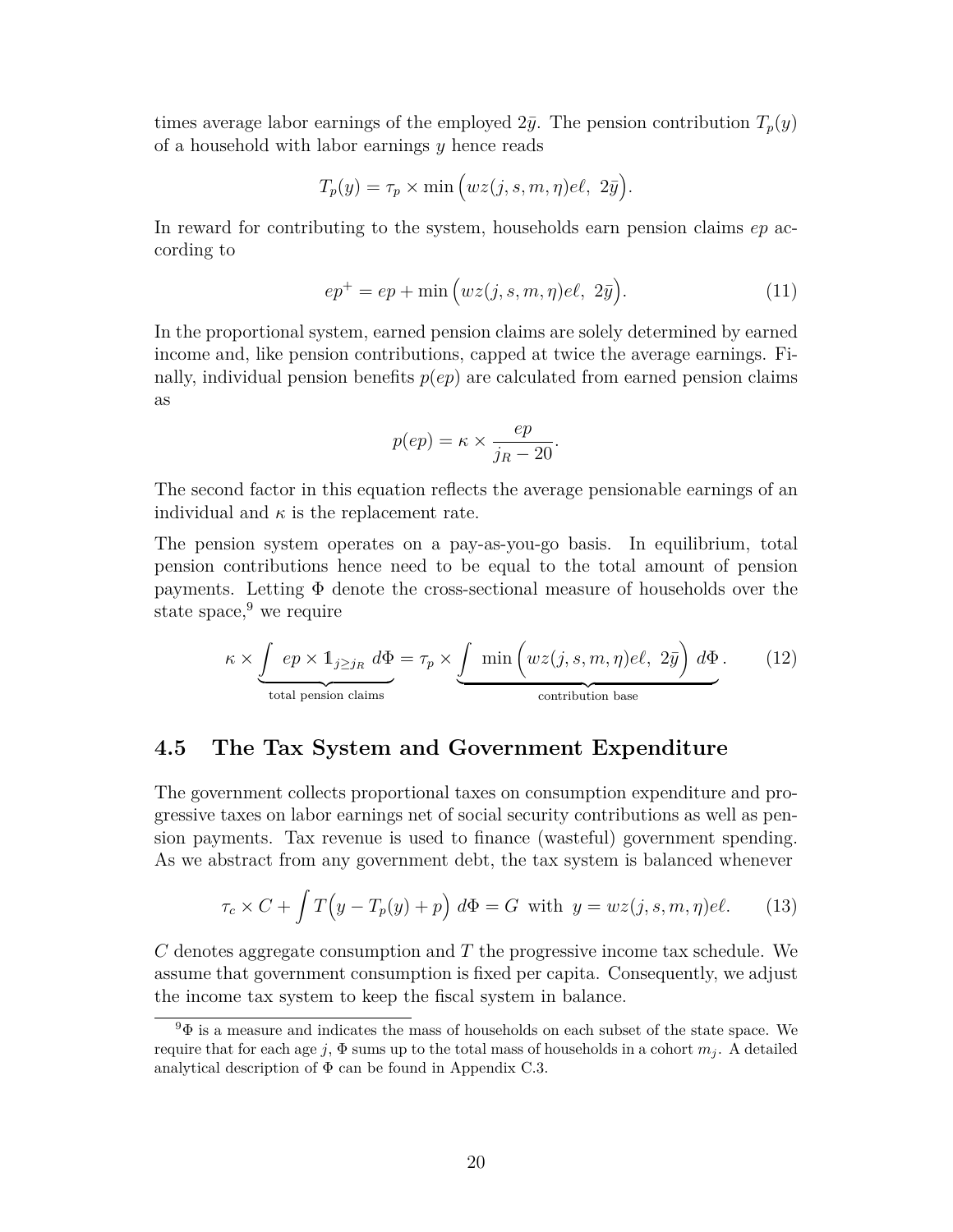times average labor earnings of the employed $2\bar{y}$. The pension contribution $T_p(y)$ of a household with labor earnings $y$ hence reads

$$T_p(y) = \tau_p \times \min\Big(wz(j,s,m,\eta)e\ell,\ 2\bar{y}\Big).$$

In reward for contributing to the system, households earn pension claims $ep$ according to

$$ep^{+} = ep + \min\Big(wz(j,s,m,\eta)e\ell,\ 2\bar{y}\Big). \tag{11}$$

In the proportional system, earned pension claims are solely determined by earned income and, like pension contributions, capped at twice the average earnings. Finally, individual pension benefits $p(ep)$ are calculated from earned pension claims as

$$p(ep) = \kappa \times \frac{ep}{j_R - 20}.$$

The second factor in this equation reflects the average pensionable earnings of an individual and $\kappa$ is the replacement rate.

The pension system operates on a pay-as-you-go basis. In equilibrium, total pension contributions hence need to be equal to the total amount of pension payments. Letting $\Phi$ denote the cross-sectional measure of households over the state space,[9] we require

$$\kappa \times \underbrace{\int ep \times \mathbb{1}_{j \geq j_R}\, d\Phi}_{\text{total pension claims}} = \tau_p \times \underbrace{\int \min\Big(wz(j,s,m,\eta)e\ell,\ 2\bar{y}\Big)\, d\Phi}_{\text{contribution base}}. \tag{12}$$

## 4.5 The Tax System and Government Expenditure

The government collects proportional taxes on consumption expenditure and progressive taxes on labor earnings net of social security contributions as well as pension payments. Tax revenue is used to finance (wasteful) government spending. As we abstract from any government debt, the tax system is balanced whenever

$$\tau_c \times C + \int T\Big(y - T_p(y) + p\Big)\, d\Phi = G \ \text{ with } \ y = wz(j,s,m,\eta)e\ell. \tag{13}$$

$C$ denotes aggregate consumption and $T$ the progressive income tax schedule. We assume that government consumption is fixed per capita. Consequently, we adjust the income tax system to keep the fiscal system in balance.

[9] $\Phi$ is a measure and indicates the mass of households on each subset of the state space. We require that for each age $j$, $\Phi$ sums up to the total mass of households in a cohort $m_j$. A detailed analytical description of $\Phi$ can be found in Appendix C.3.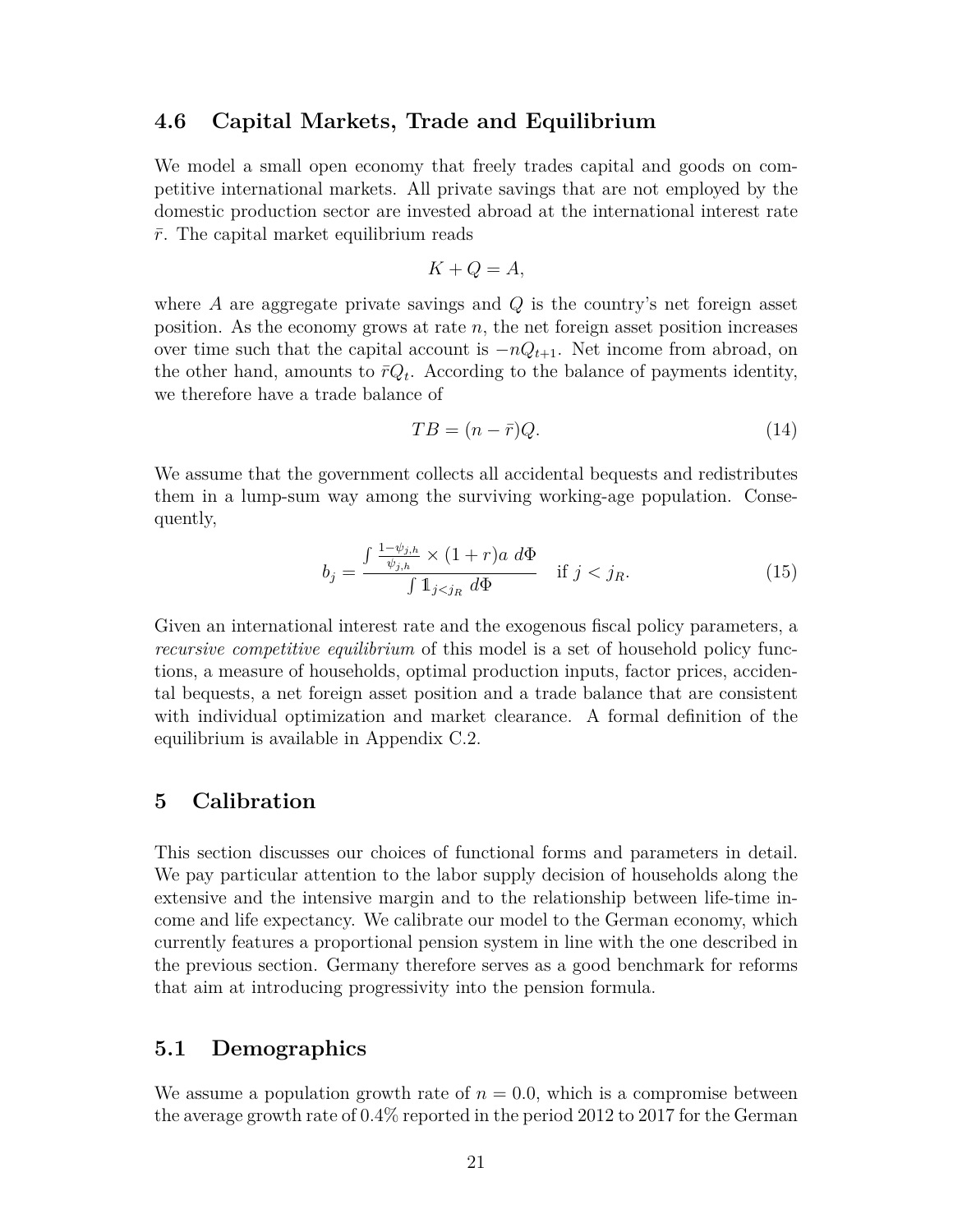### 4.6 Capital Markets, Trade and Equilibrium

We model a small open economy that freely trades capital and goods on competitive international markets. All private savings that are not employed by the domestic production sector are invested abroad at the international interest rate $\bar{r}$. The capital market equilibrium reads

$$K + Q = A,$$

where $A$ are aggregate private savings and $Q$ is the country's net foreign asset position. As the economy grows at rate $n$, the net foreign asset position increases over time such that the capital account is $-nQ_{t+1}$. Net income from abroad, on the other hand, amounts to $\bar{r}Q_t$. According to the balance of payments identity, we therefore have a trade balance of

$$TB = (n - \bar{r})Q. \tag{14}$$

We assume that the government collects all accidental bequests and redistributes them in a lump-sum way among the surviving working-age population. Consequently,

$$b_j = \frac{\int \frac{1-\psi_{j,h}}{\psi_{j,h}} \times (1+r)a \; d\Phi}{\int \mathbb{1}_{j<j_R} \; d\Phi} \quad \text{if } j < j_R. \tag{15}$$

Given an international interest rate and the exogenous fiscal policy parameters, a *recursive competitive equilibrium* of this model is a set of household policy functions, a measure of households, optimal production inputs, factor prices, accidental bequests, a net foreign asset position and a trade balance that are consistent with individual optimization and market clearance. A formal definition of the equilibrium is available in Appendix C.2.

## 5 Calibration

This section discusses our choices of functional forms and parameters in detail. We pay particular attention to the labor supply decision of households along the extensive and the intensive margin and to the relationship between life-time income and life expectancy. We calibrate our model to the German economy, which currently features a proportional pension system in line with the one described in the previous section. Germany therefore serves as a good benchmark for reforms that aim at introducing progressivity into the pension formula.

### 5.1 Demographics

We assume a population growth rate of $n = 0.0$, which is a compromise between the average growth rate of 0.4% reported in the period 2012 to 2017 for the German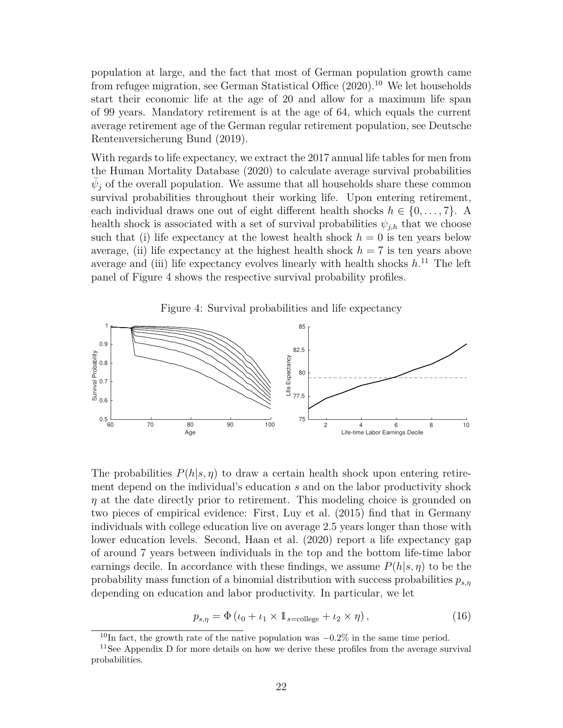population at large, and the fact that most of German population growth came from refugee migration, see German Statistical Office (2020).[10] We let households start their economic life at the age of 20 and allow for a maximum life span of 99 years. Mandatory retirement is at the age of 64, which equals the current average retirement age of the German regular retirement population, see Deutsche Rentenversicherung Bund (2019).

With regards to life expectancy, we extract the 2017 annual life tables for men from the Human Mortality Database (2020) to calculate average survival probabilities $\bar{\psi}_j$ of the overall population. We assume that all households share these common survival probabilities throughout their working life. Upon entering retirement, each individual draws one out of eight different health shocks $h \in \{0, \ldots, 7\}$. A health shock is associated with a set of survival probabilities $\psi_{j,h}$ that we choose such that (i) life expectancy at the lowest health shock $h = 0$ is ten years below average, (ii) life expectancy at the highest health shock $h = 7$ is ten years above average and (iii) life expectancy evolves linearly with health shocks $h$.[11] The left panel of Figure 4 shows the respective survival probability profiles.

Figure 4: Survival probabilities and life expectancy

The probabilities $P(h|s, \eta)$ to draw a certain health shock upon entering retirement depend on the individual's education $s$ and on the labor productivity shock $\eta$ at the date directly prior to retirement. This modeling choice is grounded on two pieces of empirical evidence: First, Luy et al. (2015) find that in Germany individuals with college education live on average 2.5 years longer than those with lower education levels. Second, Haan et al. (2020) report a life expectancy gap of around 7 years between individuals in the top and the bottom life-time labor earnings decile. In accordance with these findings, we assume $P(h|s, \eta)$ to be the probability mass function of a binomial distribution with success probabilities $p_{s,\eta}$ depending on education and labor productivity. In particular, we let

$$p_{s,\eta} = \Phi\left(\iota_0 + \iota_1 \times \mathbb{1}_{s=\text{college}} + \iota_2 \times \eta\right), \tag{16}$$

[10] In fact, the growth rate of the native population was $-0.2\%$ in the same time period.

[11] See Appendix D for more details on how we derive these profiles from the average survival probabilities.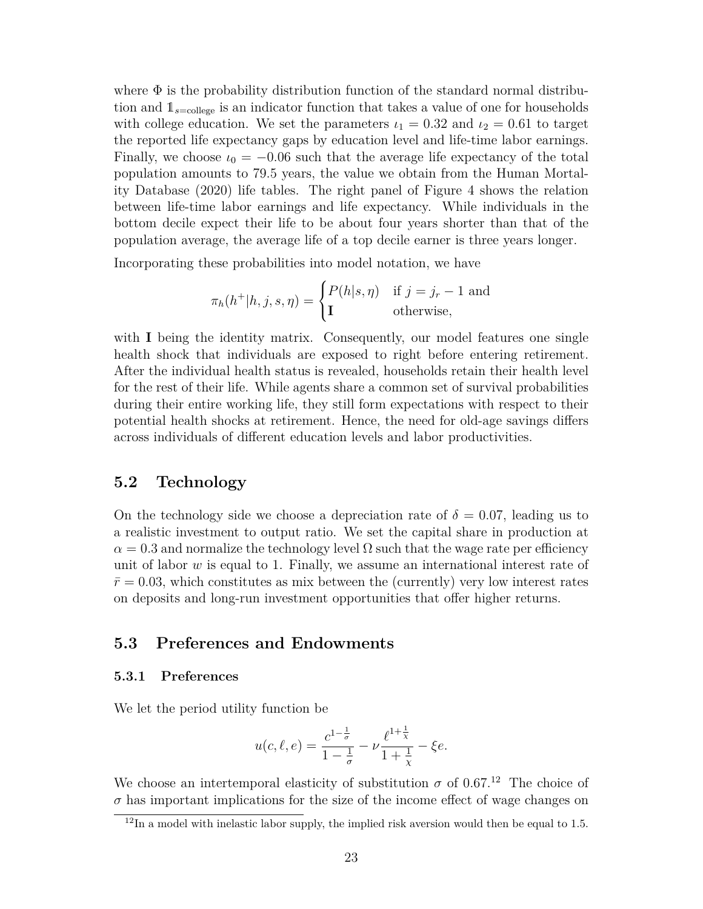where $\Phi$ is the probability distribution function of the standard normal distribution and $\mathbb{1}_{s=\text{college}}$ is an indicator function that takes a value of one for households with college education. We set the parameters $\iota_1 = 0.32$ and $\iota_2 = 0.61$ to target the reported life expectancy gaps by education level and life-time labor earnings. Finally, we choose $\iota_0 = -0.06$ such that the average life expectancy of the total population amounts to 79.5 years, the value we obtain from the Human Mortality Database (2020) life tables. The right panel of Figure 4 shows the relation between life-time labor earnings and life expectancy. While individuals in the bottom decile expect their life to be about four years shorter than that of the population average, the average life of a top decile earner is three years longer.

Incorporating these probabilities into model notation, we have

$$\pi_h(h^+|h, j, s, \eta) = \begin{cases} P(h|s, \eta) & \text{if } j = j_r - 1 \text{ and} \\ \mathbf{I} & \text{otherwise,} \end{cases}$$

with $\mathbf{I}$ being the identity matrix. Consequently, our model features one single health shock that individuals are exposed to right before entering retirement. After the individual health status is revealed, households retain their health level for the rest of their life. While agents share a common set of survival probabilities during their entire working life, they still form expectations with respect to their potential health shocks at retirement. Hence, the need for old-age savings differs across individuals of different education levels and labor productivities.

## 5.2 Technology

On the technology side we choose a depreciation rate of $\delta = 0.07$, leading us to a realistic investment to output ratio. We set the capital share in production at $\alpha = 0.3$ and normalize the technology level $\Omega$ such that the wage rate per efficiency unit of labor $w$ is equal to 1. Finally, we assume an international interest rate of $\bar{r} = 0.03$, which constitutes as mix between the (currently) very low interest rates on deposits and long-run investment opportunities that offer higher returns.

## 5.3 Preferences and Endowments

### 5.3.1 Preferences

We let the period utility function be

$$u(c, \ell, e) = \frac{c^{1-\frac{1}{\sigma}}}{1-\frac{1}{\sigma}} - \nu \frac{\ell^{1+\frac{1}{\chi}}}{1+\frac{1}{\chi}} - \xi e.$$

We choose an intertemporal elasticity of substitution $\sigma$ of 0.67.[12] The choice of $\sigma$ has important implications for the size of the income effect of wage changes on

[12] In a model with inelastic labor supply, the implied risk aversion would then be equal to 1.5.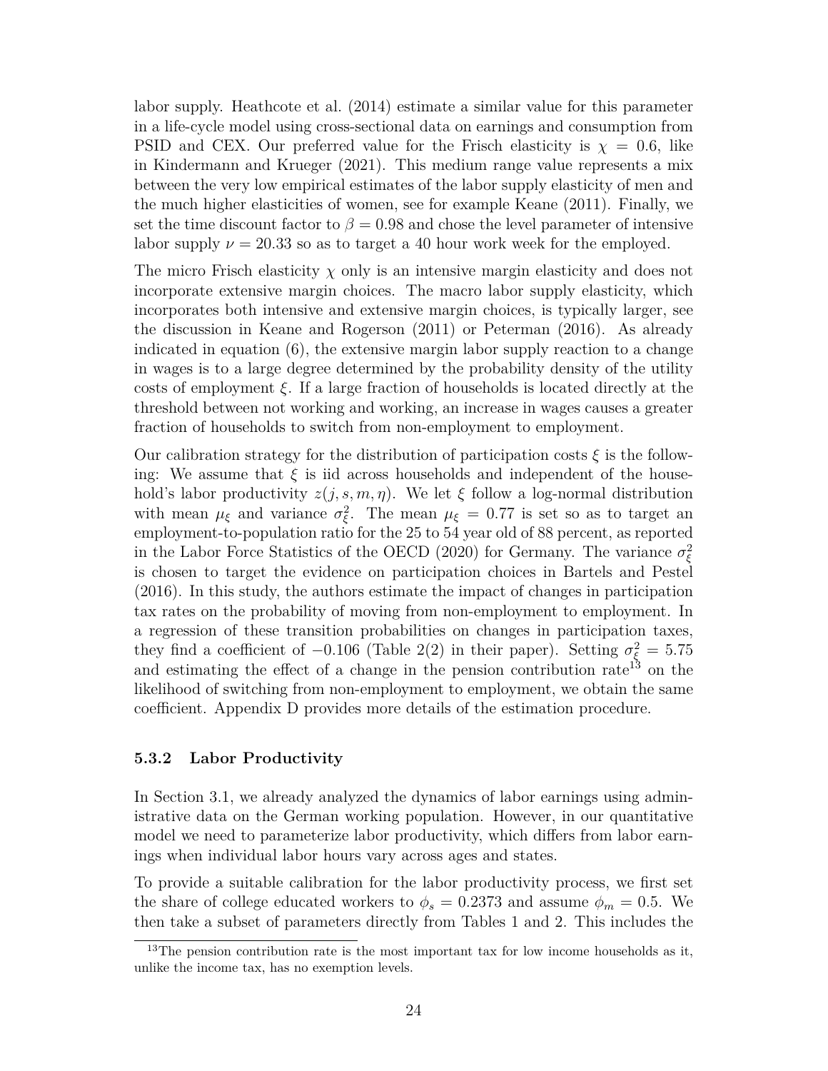labor supply. Heathcote et al. (2014) estimate a similar value for this parameter in a life-cycle model using cross-sectional data on earnings and consumption from PSID and CEX. Our preferred value for the Frisch elasticity is $\chi = 0.6$, like in Kindermann and Krueger (2021). This medium range value represents a mix between the very low empirical estimates of the labor supply elasticity of men and the much higher elasticities of women, see for example Keane (2011). Finally, we set the time discount factor to $\beta = 0.98$ and chose the level parameter of intensive labor supply $\nu = 20.33$ so as to target a 40 hour work week for the employed.

The micro Frisch elasticity $\chi$ only is an intensive margin elasticity and does not incorporate extensive margin choices. The macro labor supply elasticity, which incorporates both intensive and extensive margin choices, is typically larger, see the discussion in Keane and Rogerson (2011) or Peterman (2016). As already indicated in equation (6), the extensive margin labor supply reaction to a change in wages is to a large degree determined by the probability density of the utility costs of employment $\xi$. If a large fraction of households is located directly at the threshold between not working and working, an increase in wages causes a greater fraction of households to switch from non-employment to employment.

Our calibration strategy for the distribution of participation costs $\xi$ is the following: We assume that $\xi$ is iid across households and independent of the household's labor productivity $z(j, s, m, \eta)$. We let $\xi$ follow a log-normal distribution with mean $\mu_\xi$ and variance $\sigma_\xi^2$. The mean $\mu_\xi = 0.77$ is set so as to target an employment-to-population ratio for the 25 to 54 year old of 88 percent, as reported in the Labor Force Statistics of the OECD (2020) for Germany. The variance $\sigma_\xi^2$ is chosen to target the evidence on participation choices in Bartels and Pestel (2016). In this study, the authors estimate the impact of changes in participation tax rates on the probability of moving from non-employment to employment. In a regression of these transition probabilities on changes in participation taxes, they find a coefficient of $-0.106$ (Table 2(2) in their paper). Setting $\sigma_\xi^2 = 5.75$ and estimating the effect of a change in the pension contribution rate[13] on the likelihood of switching from non-employment to employment, we obtain the same coefficient. Appendix D provides more details of the estimation procedure.

### 5.3.2 Labor Productivity

In Section 3.1, we already analyzed the dynamics of labor earnings using administrative data on the German working population. However, in our quantitative model we need to parameterize labor productivity, which differs from labor earnings when individual labor hours vary across ages and states.

To provide a suitable calibration for the labor productivity process, we first set the share of college educated workers to $\phi_s = 0.2373$ and assume $\phi_m = 0.5$. We then take a subset of parameters directly from Tables 1 and 2. This includes the

[13] The pension contribution rate is the most important tax for low income households as it, unlike the income tax, has no exemption levels.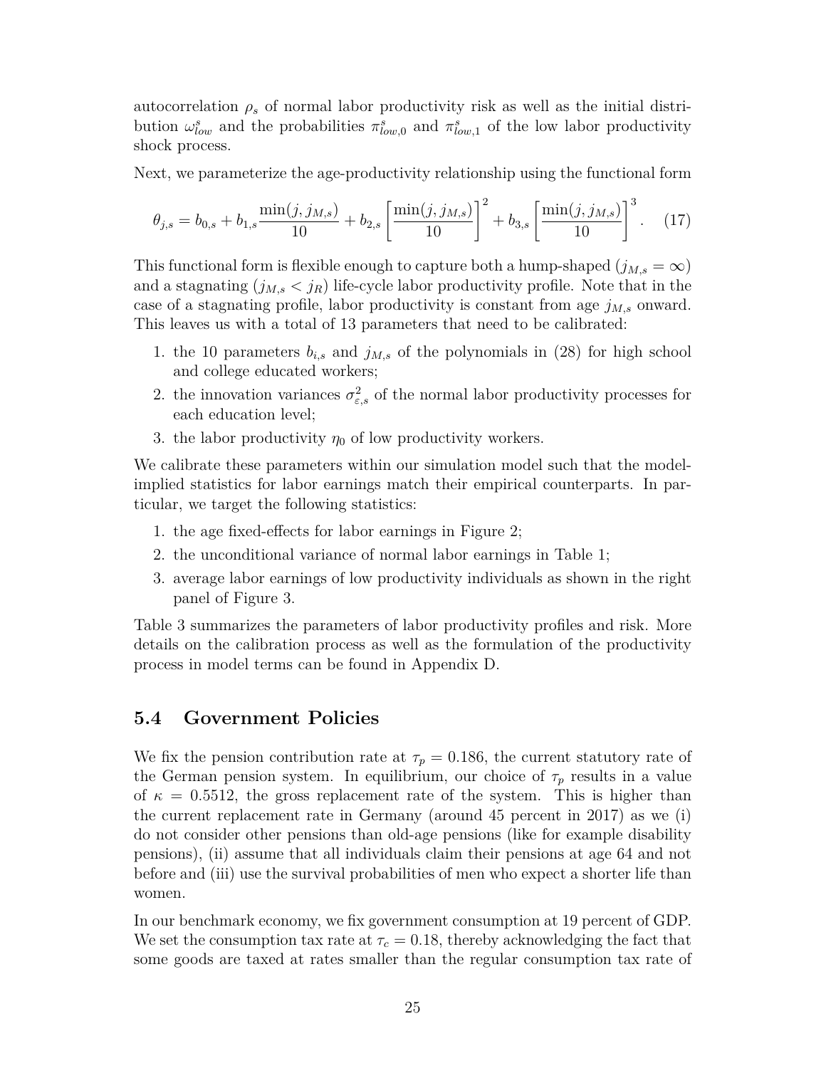autocorrelation $\rho_s$ of normal labor productivity risk as well as the initial distribution $\omega^s_{low}$ and the probabilities $\pi^s_{low,0}$ and $\pi^s_{low,1}$ of the low labor productivity shock process.

Next, we parameterize the age-productivity relationship using the functional form

$$\theta_{j,s} = b_{0,s} + b_{1,s}\frac{\min(j, j_{M,s})}{10} + b_{2,s}\left[\frac{\min(j, j_{M,s})}{10}\right]^2 + b_{3,s}\left[\frac{\min(j, j_{M,s})}{10}\right]^3. \quad (17)$$

This functional form is flexible enough to capture both a hump-shaped ($j_{M,s} = \infty$) and a stagnating ($j_{M,s} < j_R$) life-cycle labor productivity profile. Note that in the case of a stagnating profile, labor productivity is constant from age $j_{M,s}$ onward. This leaves us with a total of 13 parameters that need to be calibrated:

1. the 10 parameters $b_{i,s}$ and $j_{M,s}$ of the polynomials in (28) for high school and college educated workers;
2. the innovation variances $\sigma^2_{\varepsilon,s}$ of the normal labor productivity processes for each education level;
3. the labor productivity $\eta_0$ of low productivity workers.

We calibrate these parameters within our simulation model such that the model-implied statistics for labor earnings match their empirical counterparts. In particular, we target the following statistics:

1. the age fixed-effects for labor earnings in Figure 2;
2. the unconditional variance of normal labor earnings in Table 1;
3. average labor earnings of low productivity individuals as shown in the right panel of Figure 3.

Table 3 summarizes the parameters of labor productivity profiles and risk. More details on the calibration process as well as the formulation of the productivity process in model terms can be found in Appendix D.

## 5.4 Government Policies

We fix the pension contribution rate at $\tau_p = 0.186$, the current statutory rate of the German pension system. In equilibrium, our choice of $\tau_p$ results in a value of $\kappa = 0.5512$, the gross replacement rate of the system. This is higher than the current replacement rate in Germany (around 45 percent in 2017) as we (i) do not consider other pensions than old-age pensions (like for example disability pensions), (ii) assume that all individuals claim their pensions at age 64 and not before and (iii) use the survival probabilities of men who expect a shorter life than women.

In our benchmark economy, we fix government consumption at 19 percent of GDP. We set the consumption tax rate at $\tau_c = 0.18$, thereby acknowledging the fact that some goods are taxed at rates smaller than the regular consumption tax rate of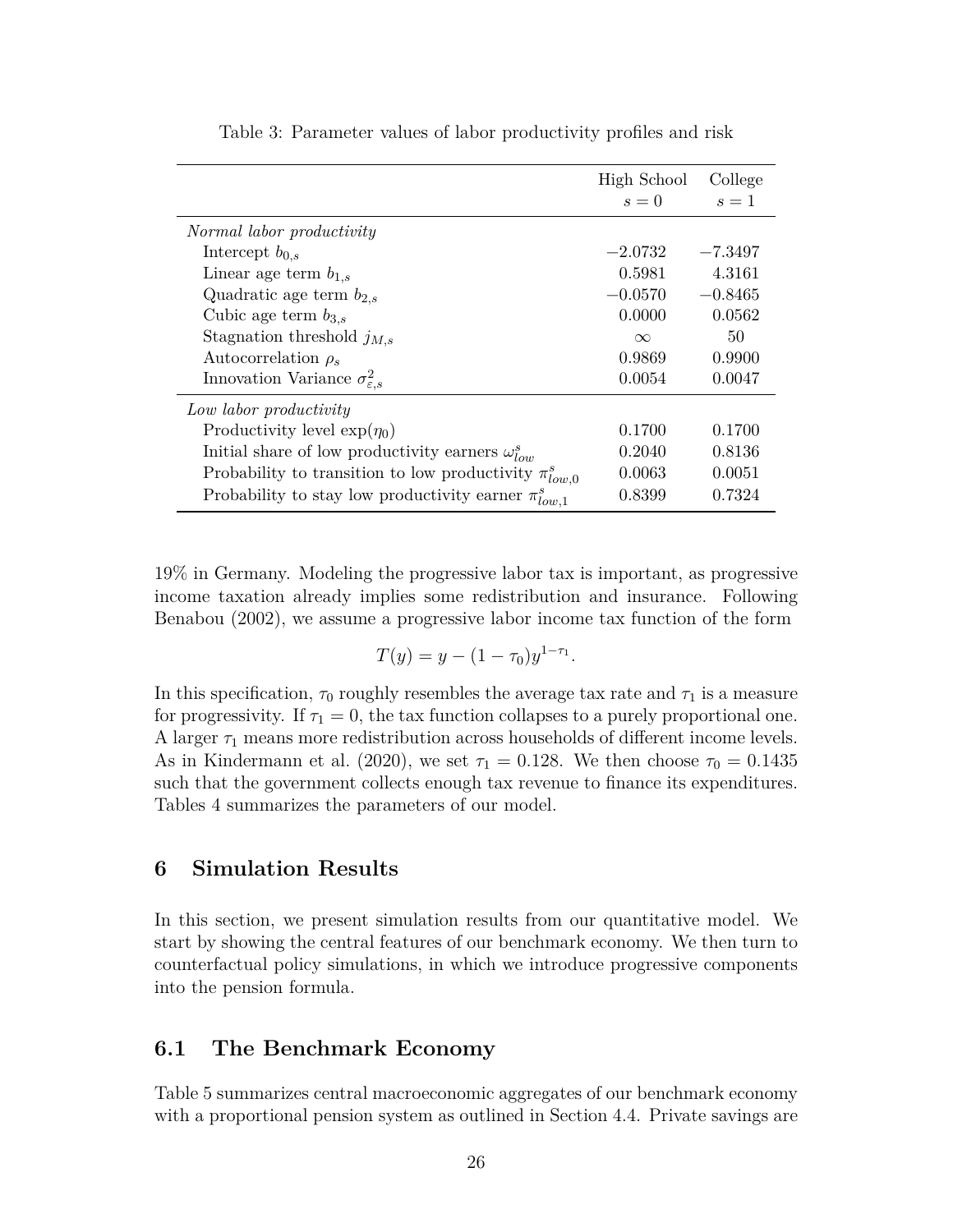Table 3: Parameter values of labor productivity profiles and risk

| | High School $s=0$ | College $s=1$ |
|---|---|---|
| *Normal labor productivity* | | |
| Intercept $b_{0,s}$ | $-2.0732$ | $-7.3497$ |
| Linear age term $b_{1,s}$ | 0.5981 | 4.3161 |
| Quadratic age term $b_{2,s}$ | $-0.0570$ | $-0.8465$ |
| Cubic age term $b_{3,s}$ | 0.0000 | 0.0562 |
| Stagnation threshold $j_{M,s}$ | $\infty$ | 50 |
| Autocorrelation $\rho_s$ | 0.9869 | 0.9900 |
| Innovation Variance $\sigma^2_{\varepsilon,s}$ | 0.0054 | 0.0047 |
| *Low labor productivity* | | |
| Productivity level $\exp(\eta_0)$ | 0.1700 | 0.1700 |
| Initial share of low productivity earners $\omega^s_{low}$ | 0.2040 | 0.8136 |
| Probability to transition to low productivity $\pi^s_{low,0}$ | 0.0063 | 0.0051 |
| Probability to stay low productivity earner $\pi^s_{low,1}$ | 0.8399 | 0.7324 |

19% in Germany. Modeling the progressive labor tax is important, as progressive income taxation already implies some redistribution and insurance. Following Benabou (2002), we assume a progressive labor income tax function of the form

$$T(y) = y - (1-\tau_0)y^{1-\tau_1}.$$

In this specification, $\tau_0$ roughly resembles the average tax rate and $\tau_1$ is a measure for progressivity. If $\tau_1 = 0$, the tax function collapses to a purely proportional one. A larger $\tau_1$ means more redistribution across households of different income levels. As in Kindermann et al. (2020), we set $\tau_1 = 0.128$. We then choose $\tau_0 = 0.1435$ such that the government collects enough tax revenue to finance its expenditures. Tables 4 summarizes the parameters of our model.

## 6 Simulation Results

In this section, we present simulation results from our quantitative model. We start by showing the central features of our benchmark economy. We then turn to counterfactual policy simulations, in which we introduce progressive components into the pension formula.

### 6.1 The Benchmark Economy

Table 5 summarizes central macroeconomic aggregates of our benchmark economy with a proportional pension system as outlined in Section 4.4. Private savings are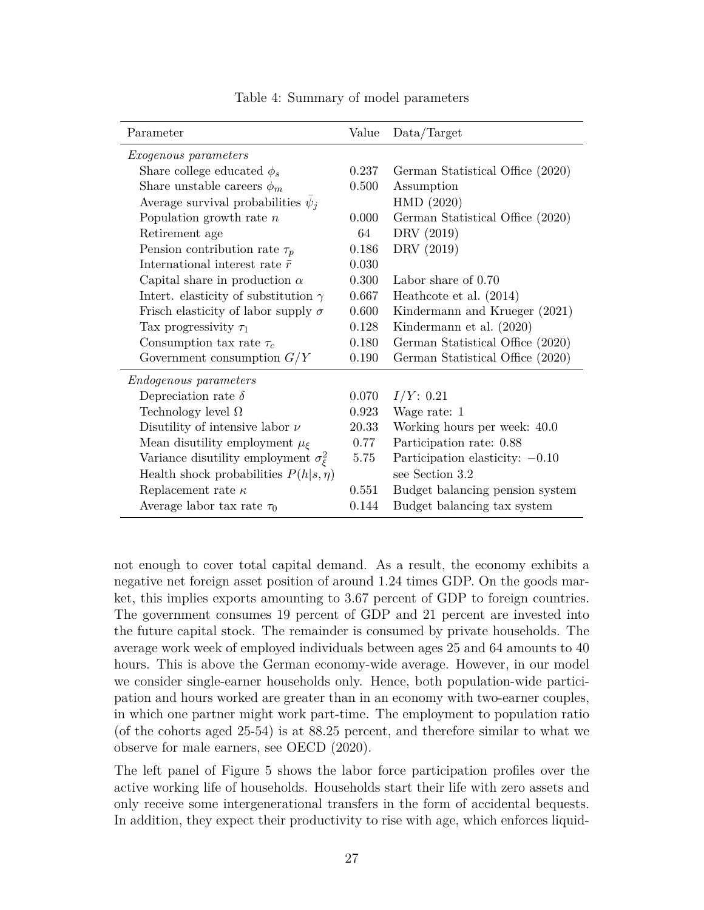Table 4: Summary of model parameters

| Parameter | Value | Data/Target |
|---|---|---|
| *Exogenous parameters* | | |
| Share college educated $\phi_s$ | 0.237 | German Statistical Office (2020) |
| Share unstable careers $\phi_m$ | 0.500 | Assumption |
| Average survival probabilities $\bar{\psi}_j$ | | HMD (2020) |
| Population growth rate $n$ | 0.000 | German Statistical Office (2020) |
| Retirement age | 64 | DRV (2019) |
| Pension contribution rate $\tau_p$ | 0.186 | DRV (2019) |
| International interest rate $\bar{r}$ | 0.030 | |
| Capital share in production $\alpha$ | 0.300 | Labor share of 0.70 |
| Intert. elasticity of substitution $\gamma$ | 0.667 | Heathcote et al. (2014) |
| Frisch elasticity of labor supply $\sigma$ | 0.600 | Kindermann and Krueger (2021) |
| Tax progressivity $\tau_1$ | 0.128 | Kindermann et al. (2020) |
| Consumption tax rate $\tau_c$ | 0.180 | German Statistical Office (2020) |
| Government consumption $G/Y$ | 0.190 | German Statistical Office (2020) |
| *Endogenous parameters* | | |
| Depreciation rate $\delta$ | 0.070 | $I/Y$: 0.21 |
| Technology level $\Omega$ | 0.923 | Wage rate: 1 |
| Disutility of intensive labor $\nu$ | 20.33 | Working hours per week: 40.0 |
| Mean disutility employment $\mu_\xi$ | 0.77 | Participation rate: 0.88 |
| Variance disutility employment $\sigma_\xi^2$ | 5.75 | Participation elasticity: $-0.10$ |
| Health shock probabilities $P(h\|s,\eta)$ | | see Section 3.2 |
| Replacement rate $\kappa$ | 0.551 | Budget balancing pension system |
| Average labor tax rate $\tau_0$ | 0.144 | Budget balancing tax system |

not enough to cover total capital demand. As a result, the economy exhibits a negative net foreign asset position of around 1.24 times GDP. On the goods market, this implies exports amounting to 3.67 percent of GDP to foreign countries. The government consumes 19 percent of GDP and 21 percent are invested into the future capital stock. The remainder is consumed by private households. The average work week of employed individuals between ages 25 and 64 amounts to 40 hours. This is above the German economy-wide average. However, in our model we consider single-earner households only. Hence, both population-wide participation and hours worked are greater than in an economy with two-earner couples, in which one partner might work part-time. The employment to population ratio (of the cohorts aged 25-54) is at 88.25 percent, and therefore similar to what we observe for male earners, see OECD (2020).

The left panel of Figure 5 shows the labor force participation profiles over the active working life of households. Households start their life with zero assets and only receive some intergenerational transfers in the form of accidental bequests. In addition, they expect their productivity to rise with age, which enforces liquid-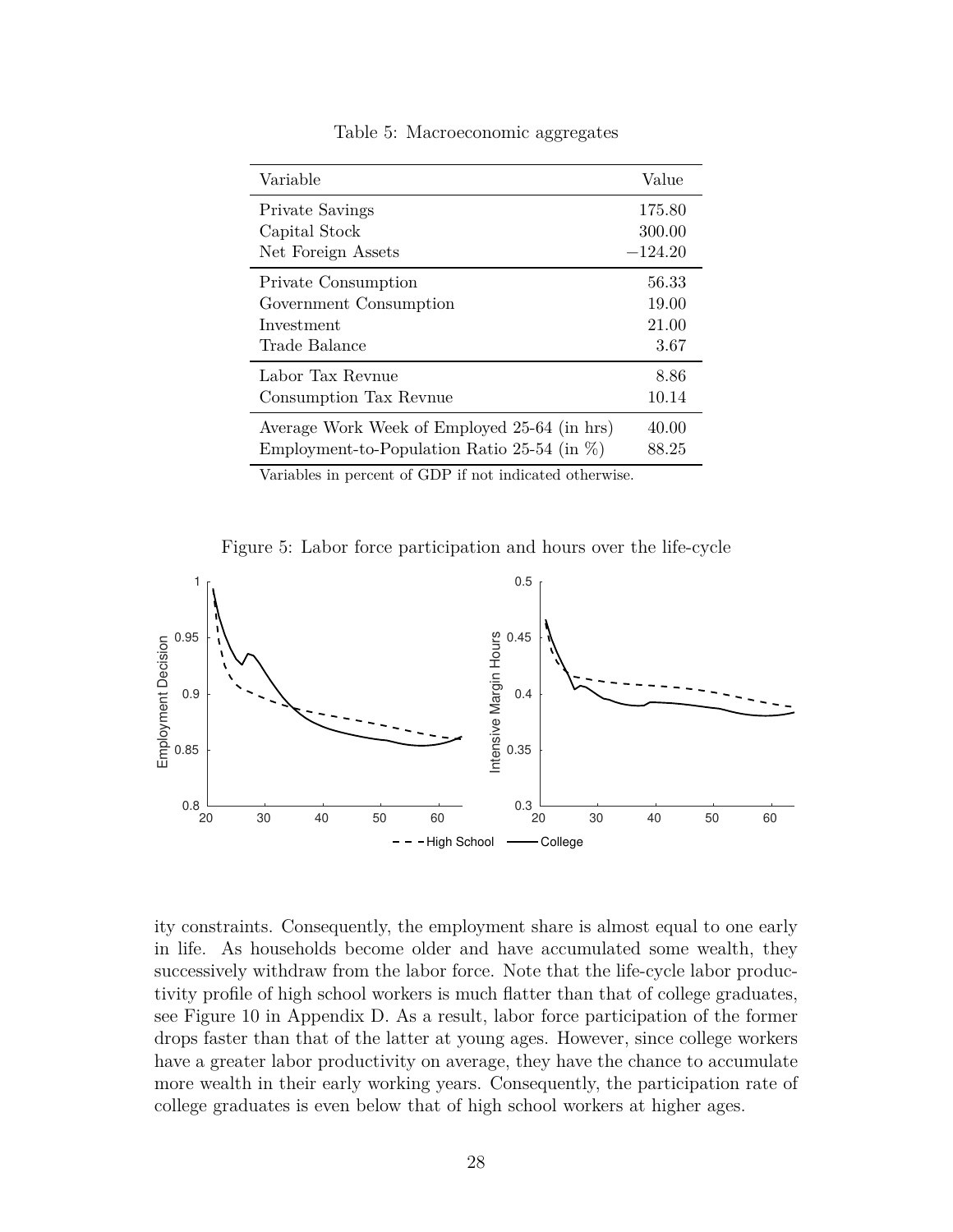Table 5: Macroeconomic aggregates

| Variable | Value |
|---|---|
| Private Savings | 175.80 |
| Capital Stock | 300.00 |
| Net Foreign Assets | −124.20 |
| Private Consumption | 56.33 |
| Government Consumption | 19.00 |
| Investment | 21.00 |
| Trade Balance | 3.67 |
| Labor Tax Revnue | 8.86 |
| Consumption Tax Revnue | 10.14 |
| Average Work Week of Employed 25-64 (in hrs) | 40.00 |
| Employment-to-Population Ratio 25-54 (in %) | 88.25 |

Variables in percent of GDP if not indicated otherwise.

Figure 5: Labor force participation and hours over the life-cycle

ity constraints. Consequently, the employment share is almost equal to one early in life. As households become older and have accumulated some wealth, they successively withdraw from the labor force. Note that the life-cycle labor productivity profile of high school workers is much flatter than that of college graduates, see Figure 10 in Appendix D. As a result, labor force participation of the former drops faster than that of the latter at young ages. However, since college workers have a greater labor productivity on average, they have the chance to accumulate more wealth in their early working years. Consequently, the participation rate of college graduates is even below that of high school workers at higher ages.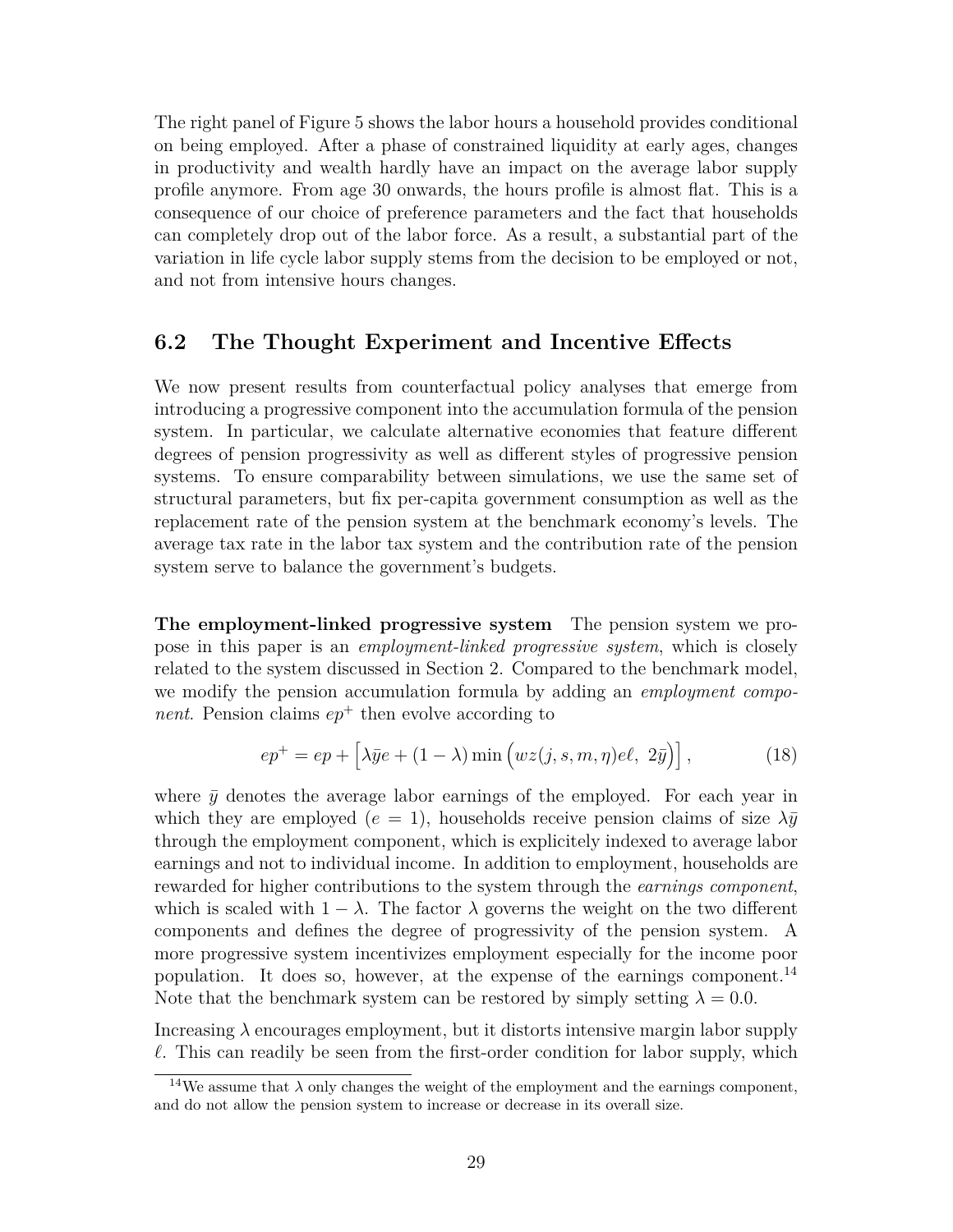The right panel of Figure 5 shows the labor hours a household provides conditional on being employed. After a phase of constrained liquidity at early ages, changes in productivity and wealth hardly have an impact on the average labor supply profile anymore. From age 30 onwards, the hours profile is almost flat. This is a consequence of our choice of preference parameters and the fact that households can completely drop out of the labor force. As a result, a substantial part of the variation in life cycle labor supply stems from the decision to be employed or not, and not from intensive hours changes.

## 6.2 The Thought Experiment and Incentive Effects

We now present results from counterfactual policy analyses that emerge from introducing a progressive component into the accumulation formula of the pension system. In particular, we calculate alternative economies that feature different degrees of pension progressivity as well as different styles of progressive pension systems. To ensure comparability between simulations, we use the same set of structural parameters, but fix per-capita government consumption as well as the replacement rate of the pension system at the benchmark economy's levels. The average tax rate in the labor tax system and the contribution rate of the pension system serve to balance the government's budgets.

**The employment-linked progressive system** The pension system we propose in this paper is an *employment-linked progressive system*, which is closely related to the system discussed in Section 2. Compared to the benchmark model, we modify the pension accumulation formula by adding an *employment component*. Pension claims $ep^+$ then evolve according to

$$ep^+ = ep + \left[\lambda \bar{y} e + (1 - \lambda) \min\left(wz(j, s, m, \eta)e\ell,\ 2\bar{y}\right)\right], \tag{18}$$

where $\bar{y}$ denotes the average labor earnings of the employed. For each year in which they are employed ($e = 1$), households receive pension claims of size $\lambda \bar{y}$ through the employment component, which is explicitely indexed to average labor earnings and not to individual income. In addition to employment, households are rewarded for higher contributions to the system through the *earnings component*, which is scaled with $1 - \lambda$. The factor $\lambda$ governs the weight on the two different components and defines the degree of progressivity of the pension system. A more progressive system incentivizes employment especially for the income poor population. It does so, however, at the expense of the earnings component.[14] Note that the benchmark system can be restored by simply setting $\lambda = 0.0$.

Increasing $\lambda$ encourages employment, but it distorts intensive margin labor supply $\ell$. This can readily be seen from the first-order condition for labor supply, which

[14] We assume that $\lambda$ only changes the weight of the employment and the earnings component, and do not allow the pension system to increase or decrease in its overall size.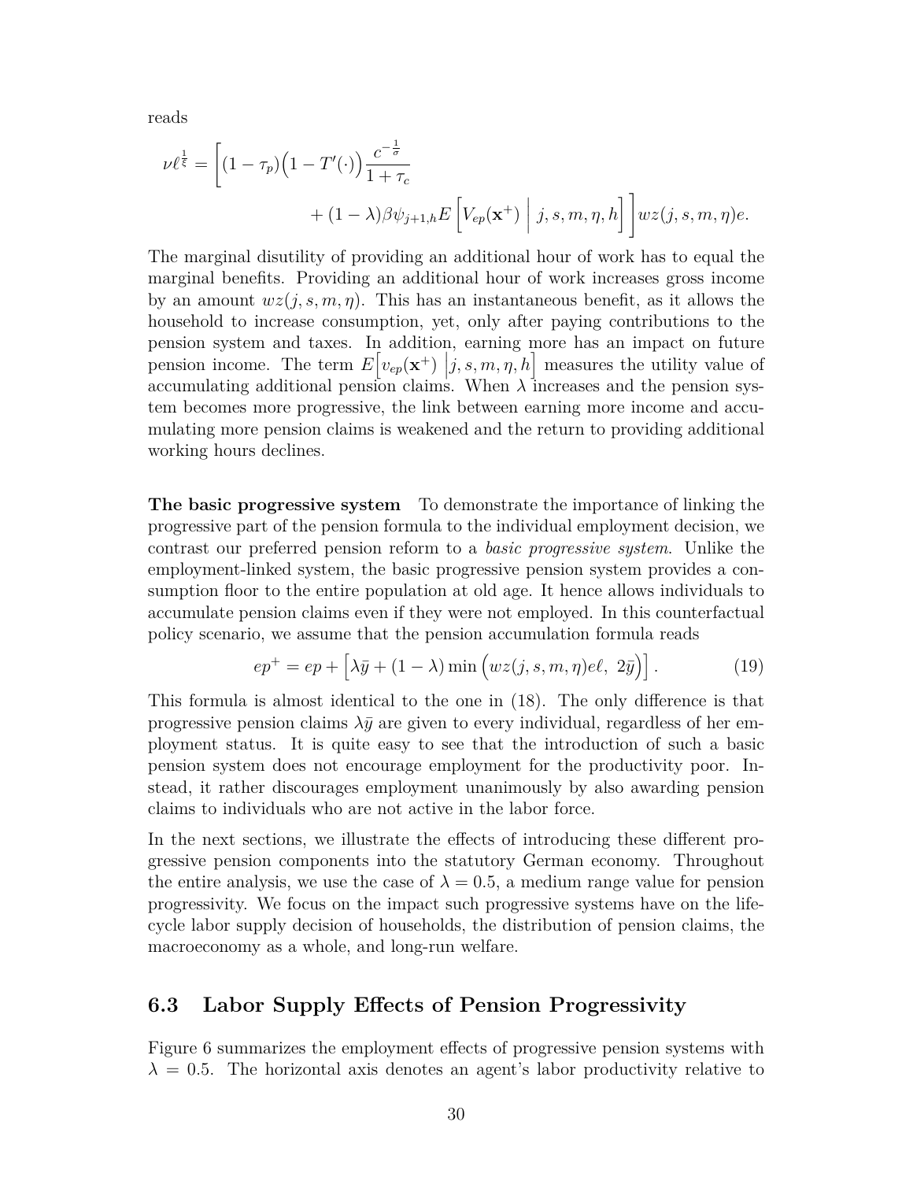reads

$$
\nu \ell^{\frac{1}{\xi}} = \left[ (1-\tau_p)\big(1 - T'(\cdot)\big) \frac{c^{-\frac{1}{\sigma}}}{1+\tau_c} + (1-\lambda)\beta \psi_{j+1,h} E\left[ V_{ep}(\mathbf{x}^+) \,\middle|\, j, s, m, \eta, h \right] \right] wz(j,s,m,\eta)e.
$$

The marginal disutility of providing an additional hour of work has to equal the marginal benefits. Providing an additional hour of work increases gross income by an amount $wz(j, s, m, \eta)$. This has an instantaneous benefit, as it allows the household to increase consumption, yet, only after paying contributions to the pension system and taxes. In addition, earning more has an impact on future pension income. The term $E\left[v_{ep}(\mathbf{x}^+) \,\middle|\, j, s, m, \eta, h\right]$ measures the utility value of accumulating additional pension claims. When $\lambda$ increases and the pension system becomes more progressive, the link between earning more income and accumulating more pension claims is weakened and the return to providing additional working hours declines.

**The basic progressive system** To demonstrate the importance of linking the progressive part of the pension formula to the individual employment decision, we contrast our preferred pension reform to a *basic progressive system*. Unlike the employment-linked system, the basic progressive pension system provides a consumption floor to the entire population at old age. It hence allows individuals to accumulate pension claims even if they were not employed. In this counterfactual policy scenario, we assume that the pension accumulation formula reads

$$
ep^+ = ep + \left[ \lambda \bar{y} + (1-\lambda) \min\left( wz(j,s,m,\eta)e\ell,\ 2\bar{y} \right) \right]. \tag{19}
$$

This formula is almost identical to the one in (18). The only difference is that progressive pension claims $\lambda\bar{y}$ are given to every individual, regardless of her employment status. It is quite easy to see that the introduction of such a basic pension system does not encourage employment for the productivity poor. Instead, it rather discourages employment unanimously by also awarding pension claims to individuals who are not active in the labor force.

In the next sections, we illustrate the effects of introducing these different progressive pension components into the statutory German economy. Throughout the entire analysis, we use the case of $\lambda = 0.5$, a medium range value for pension progressivity. We focus on the impact such progressive systems have on the life-cycle labor supply decision of households, the distribution of pension claims, the macroeconomy as a whole, and long-run welfare.

## 6.3 Labor Supply Effects of Pension Progressivity

Figure 6 summarizes the employment effects of progressive pension systems with $\lambda = 0.5$. The horizontal axis denotes an agent's labor productivity relative to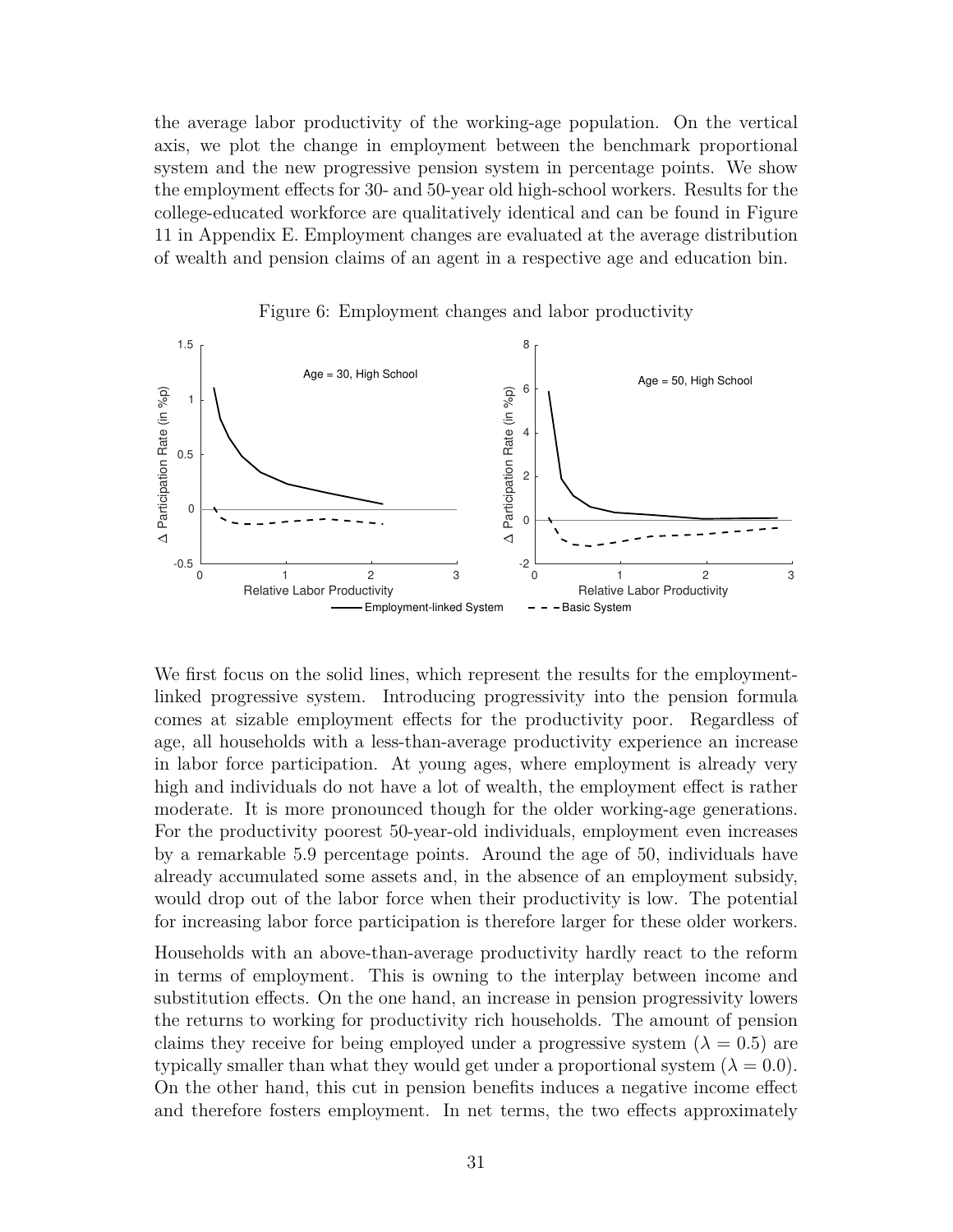the average labor productivity of the working-age population. On the vertical axis, we plot the change in employment between the benchmark proportional system and the new progressive pension system in percentage points. We show the employment effects for 30- and 50-year old high-school workers. Results for the college-educated workforce are qualitatively identical and can be found in Figure 11 in Appendix E. Employment changes are evaluated at the average distribution of wealth and pension claims of an agent in a respective age and education bin.

Figure 6: Employment changes and labor productivity

We first focus on the solid lines, which represent the results for the employment-linked progressive system. Introducing progressivity into the pension formula comes at sizable employment effects for the productivity poor. Regardless of age, all households with a less-than-average productivity experience an increase in labor force participation. At young ages, where employment is already very high and individuals do not have a lot of wealth, the employment effect is rather moderate. It is more pronounced though for the older working-age generations. For the productivity poorest 50-year-old individuals, employment even increases by a remarkable 5.9 percentage points. Around the age of 50, individuals have already accumulated some assets and, in the absence of an employment subsidy, would drop out of the labor force when their productivity is low. The potential for increasing labor force participation is therefore larger for these older workers.

Households with an above-than-average productivity hardly react to the reform in terms of employment. This is owning to the interplay between income and substitution effects. On the one hand, an increase in pension progressivity lowers the returns to working for productivity rich households. The amount of pension claims they receive for being employed under a progressive system ($\lambda = 0.5$) are typically smaller than what they would get under a proportional system ($\lambda = 0.0$). On the other hand, this cut in pension benefits induces a negative income effect and therefore fosters employment. In net terms, the two effects approximately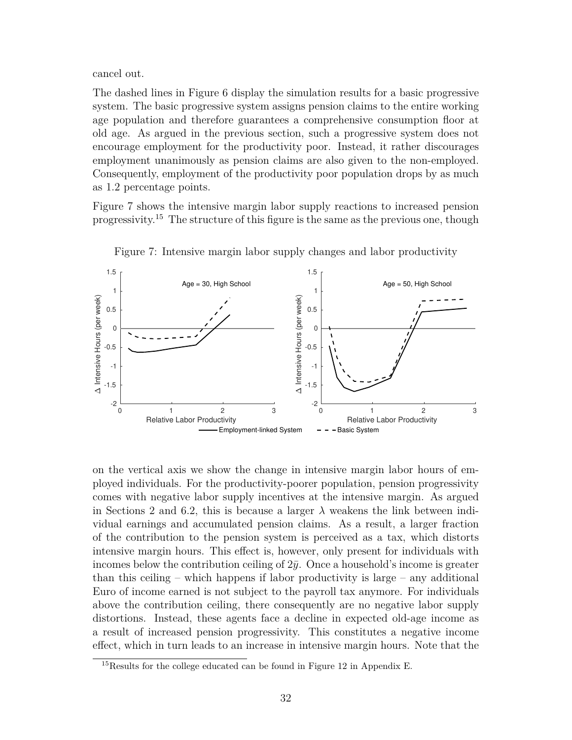cancel out.

The dashed lines in Figure 6 display the simulation results for a basic progressive system. The basic progressive system assigns pension claims to the entire working age population and therefore guarantees a comprehensive consumption floor at old age. As argued in the previous section, such a progressive system does not encourage employment for the productivity poor. Instead, it rather discourages employment unanimously as pension claims are also given to the non-employed. Consequently, employment of the productivity poor population drops by as much as 1.2 percentage points.

Figure 7 shows the intensive margin labor supply reactions to increased pension progressivity.[15] The structure of this figure is the same as the previous one, though

Figure 7: Intensive margin labor supply changes and labor productivity

on the vertical axis we show the change in intensive margin labor hours of employed individuals. For the productivity-poorer population, pension progressivity comes with negative labor supply incentives at the intensive margin. As argued in Sections 2 and 6.2, this is because a larger $\lambda$ weakens the link between individual earnings and accumulated pension claims. As a result, a larger fraction of the contribution to the pension system is perceived as a tax, which distorts intensive margin hours. This effect is, however, only present for individuals with incomes below the contribution ceiling of $2\bar{y}$. Once a household's income is greater than this ceiling – which happens if labor productivity is large – any additional Euro of income earned is not subject to the payroll tax anymore. For individuals above the contribution ceiling, there consequently are no negative labor supply distortions. Instead, these agents face a decline in expected old-age income as a result of increased pension progressivity. This constitutes a negative income effect, which in turn leads to an increase in intensive margin hours. Note that the

[15] Results for the college educated can be found in Figure 12 in Appendix E.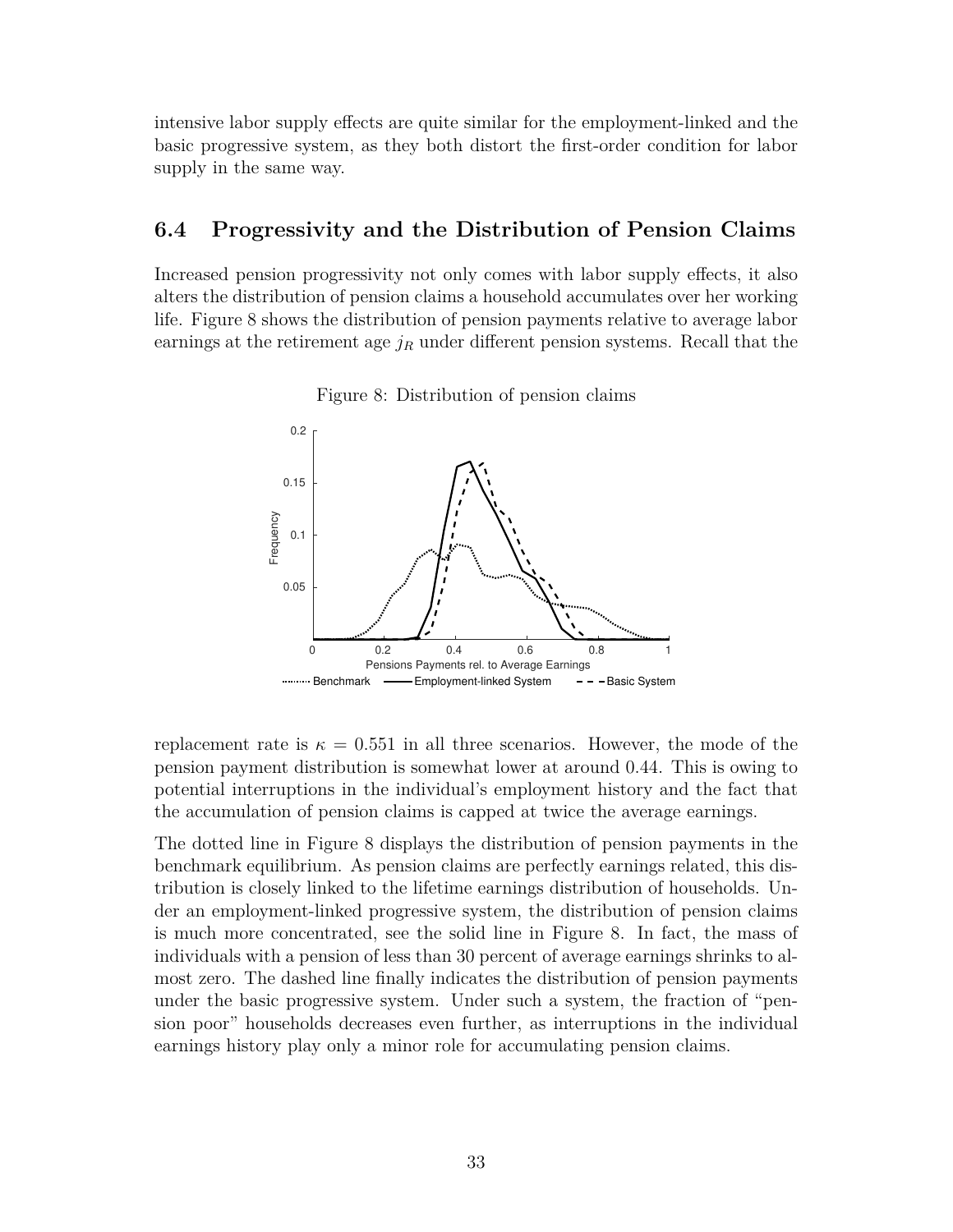intensive labor supply effects are quite similar for the employment-linked and the basic progressive system, as they both distort the first-order condition for labor supply in the same way.

## 6.4 Progressivity and the Distribution of Pension Claims

Increased pension progressivity not only comes with labor supply effects, it also alters the distribution of pension claims a household accumulates over her working life. Figure 8 shows the distribution of pension payments relative to average labor earnings at the retirement age $j_R$ under different pension systems. Recall that the

Figure 8: Distribution of pension claims

replacement rate is $\kappa = 0.551$ in all three scenarios. However, the mode of the pension payment distribution is somewhat lower at around 0.44. This is owing to potential interruptions in the individual's employment history and the fact that the accumulation of pension claims is capped at twice the average earnings.

The dotted line in Figure 8 displays the distribution of pension payments in the benchmark equilibrium. As pension claims are perfectly earnings related, this distribution is closely linked to the lifetime earnings distribution of households. Under an employment-linked progressive system, the distribution of pension claims is much more concentrated, see the solid line in Figure 8. In fact, the mass of individuals with a pension of less than 30 percent of average earnings shrinks to almost zero. The dashed line finally indicates the distribution of pension payments under the basic progressive system. Under such a system, the fraction of "pension poor" households decreases even further, as interruptions in the individual earnings history play only a minor role for accumulating pension claims.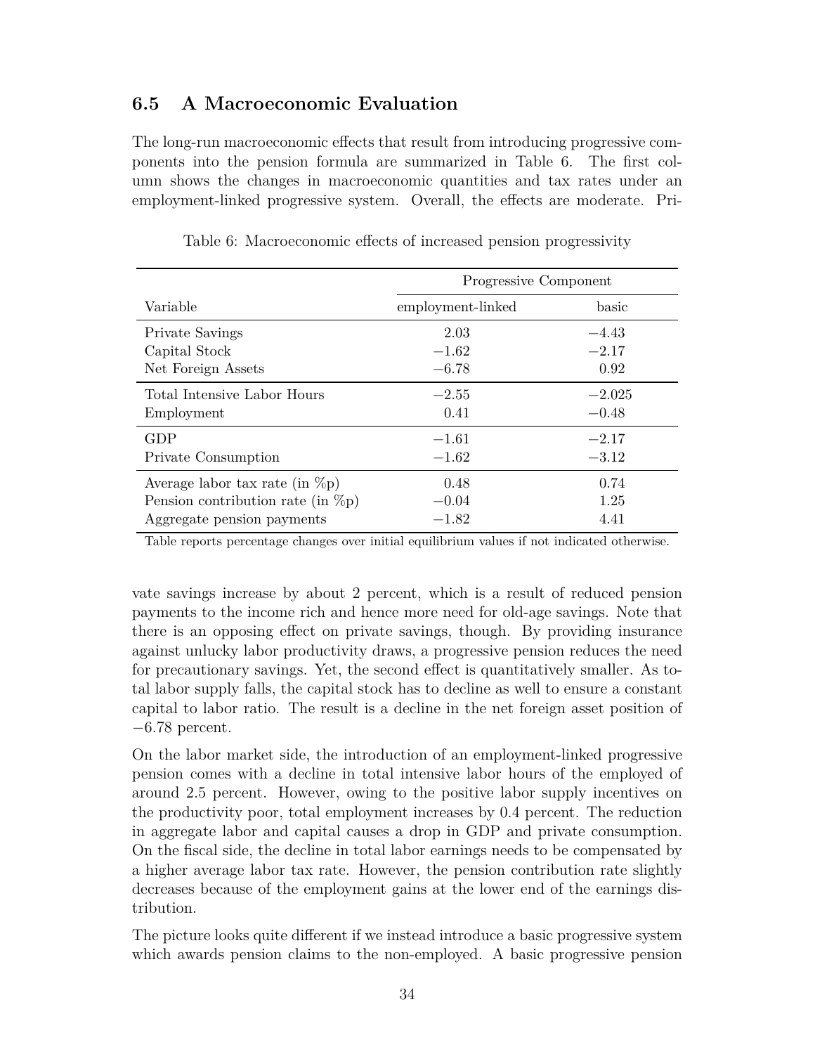### 6.5 A Macroeconomic Evaluation

The long-run macroeconomic effects that result from introducing progressive components into the pension formula are summarized in Table 6. The first column shows the changes in macroeconomic quantities and tax rates under an employment-linked progressive system. Overall, the effects are moderate. Private savings increase by about 2 percent, which is a result of reduced pension payments to the income rich and hence more need for old-age savings. Note that there is an opposing effect on private savings, though. By providing insurance against unlucky labor productivity draws, a progressive pension reduces the need for precautionary savings. Yet, the second effect is quantitatively smaller. As total labor supply falls, the capital stock has to decline as well to ensure a constant capital to labor ratio. The result is a decline in the net foreign asset position of −6.78 percent.

Table 6: Macroeconomic effects of increased pension progressivity

| | Progressive Component | |
|---|---|---|
| Variable | employment-linked | basic |
| Private Savings | 2.03 | −4.43 |
| Capital Stock | −1.62 | −2.17 |
| Net Foreign Assets | −6.78 | 0.92 |
| Total Intensive Labor Hours | −2.55 | −2.025 |
| Employment | 0.41 | −0.48 |
| GDP | −1.61 | −2.17 |
| Private Consumption | −1.62 | −3.12 |
| Average labor tax rate (in %p) | 0.48 | 0.74 |
| Pension contribution rate (in %p) | −0.04 | 1.25 |
| Aggregate pension payments | −1.82 | 4.41 |

Table reports percentage changes over initial equilibrium values if not indicated otherwise.

On the labor market side, the introduction of an employment-linked progressive pension comes with a decline in total intensive labor hours of the employed of around 2.5 percent. However, owing to the positive labor supply incentives on the productivity poor, total employment increases by 0.4 percent. The reduction in aggregate labor and capital causes a drop in GDP and private consumption. On the fiscal side, the decline in total labor earnings needs to be compensated by a higher average labor tax rate. However, the pension contribution rate slightly decreases because of the employment gains at the lower end of the earnings distribution.

The picture looks quite different if we instead introduce a basic progressive system which awards pension claims to the non-employed. A basic progressive pension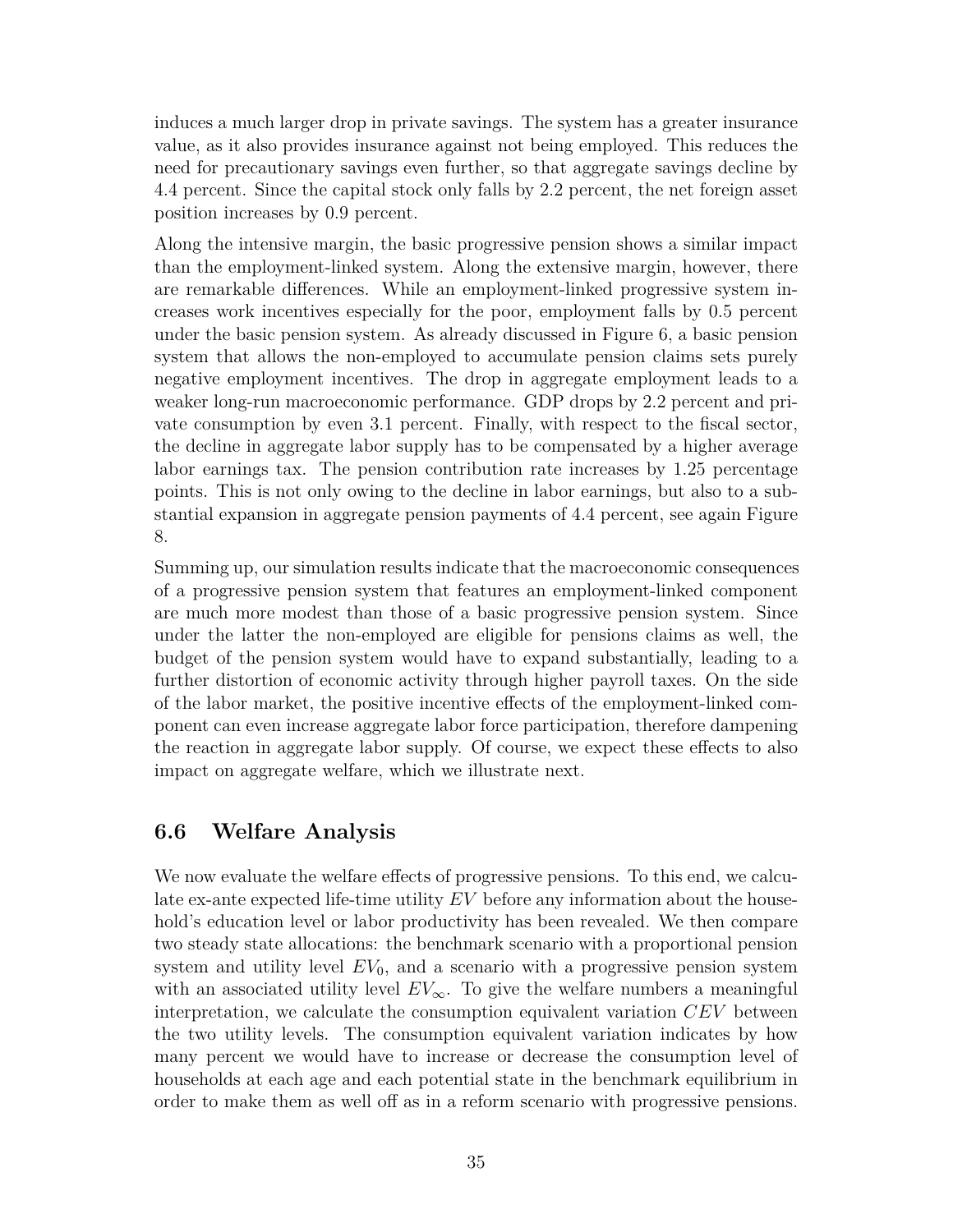induces a much larger drop in private savings. The system has a greater insurance value, as it also provides insurance against not being employed. This reduces the need for precautionary savings even further, so that aggregate savings decline by 4.4 percent. Since the capital stock only falls by 2.2 percent, the net foreign asset position increases by 0.9 percent.

Along the intensive margin, the basic progressive pension shows a similar impact than the employment-linked system. Along the extensive margin, however, there are remarkable differences. While an employment-linked progressive system increases work incentives especially for the poor, employment falls by 0.5 percent under the basic pension system. As already discussed in Figure 6, a basic pension system that allows the non-employed to accumulate pension claims sets purely negative employment incentives. The drop in aggregate employment leads to a weaker long-run macroeconomic performance. GDP drops by 2.2 percent and private consumption by even 3.1 percent. Finally, with respect to the fiscal sector, the decline in aggregate labor supply has to be compensated by a higher average labor earnings tax. The pension contribution rate increases by 1.25 percentage points. This is not only owing to the decline in labor earnings, but also to a substantial expansion in aggregate pension payments of 4.4 percent, see again Figure 8.

Summing up, our simulation results indicate that the macroeconomic consequences of a progressive pension system that features an employment-linked component are much more modest than those of a basic progressive pension system. Since under the latter the non-employed are eligible for pensions claims as well, the budget of the pension system would have to expand substantially, leading to a further distortion of economic activity through higher payroll taxes. On the side of the labor market, the positive incentive effects of the employment-linked component can even increase aggregate labor force participation, therefore dampening the reaction in aggregate labor supply. Of course, we expect these effects to also impact on aggregate welfare, which we illustrate next.

### 6.6 Welfare Analysis

We now evaluate the welfare effects of progressive pensions. To this end, we calculate ex-ante expected life-time utility $EV$ before any information about the household's education level or labor productivity has been revealed. We then compare two steady state allocations: the benchmark scenario with a proportional pension system and utility level $EV_0$, and a scenario with a progressive pension system with an associated utility level $EV_\infty$. To give the welfare numbers a meaningful interpretation, we calculate the consumption equivalent variation $CEV$ between the two utility levels. The consumption equivalent variation indicates by how many percent we would have to increase or decrease the consumption level of households at each age and each potential state in the benchmark equilibrium in order to make them as well off as in a reform scenario with progressive pensions.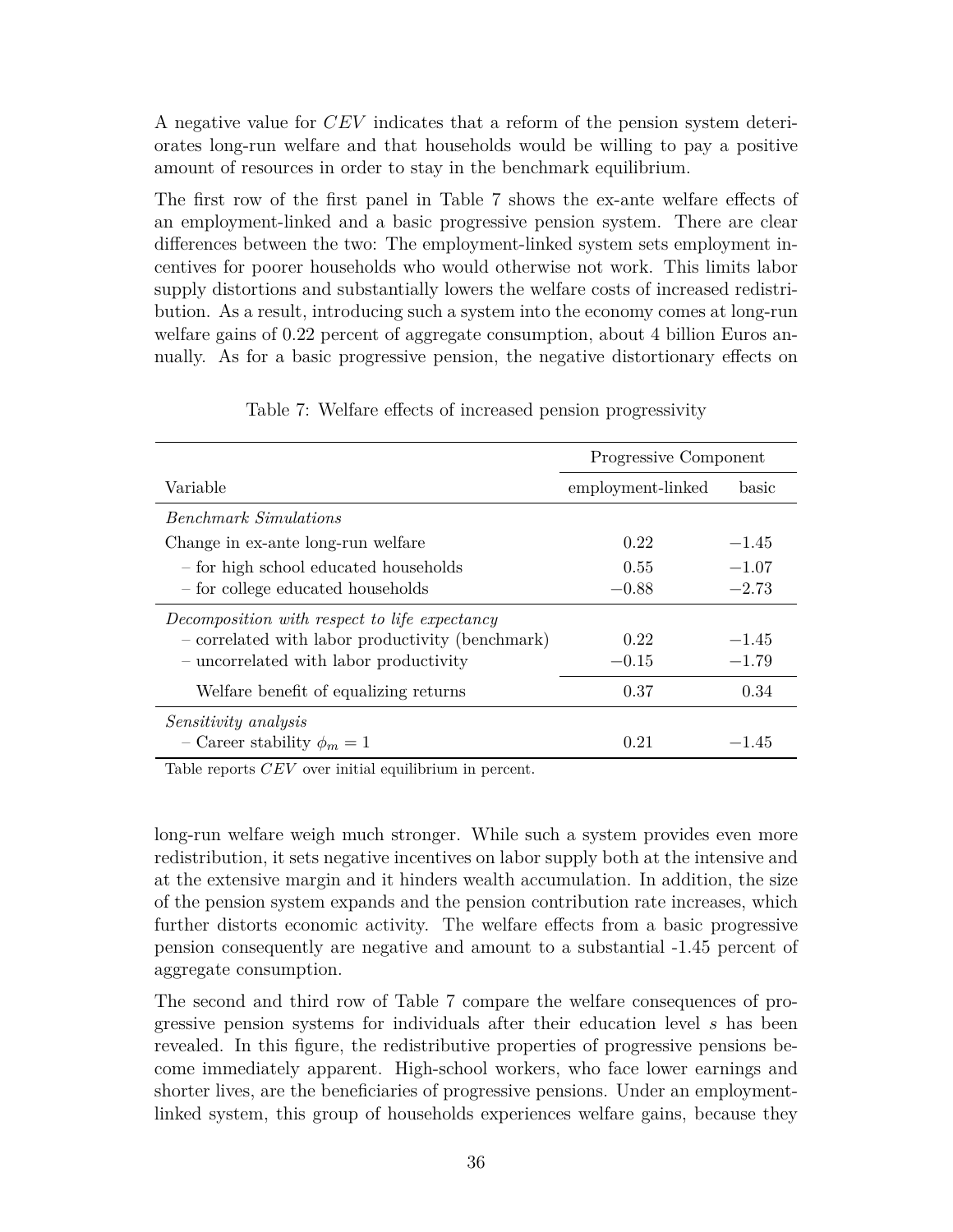A negative value for $CEV$ indicates that a reform of the pension system deteriorates long-run welfare and that households would be willing to pay a positive amount of resources in order to stay in the benchmark equilibrium.

The first row of the first panel in Table 7 shows the ex-ante welfare effects of an employment-linked and a basic progressive pension system. There are clear differences between the two: The employment-linked system sets employment incentives for poorer households who would otherwise not work. This limits labor supply distortions and substantially lowers the welfare costs of increased redistribution. As a result, introducing such a system into the economy comes at long-run welfare gains of 0.22 percent of aggregate consumption, about 4 billion Euros annually. As for a basic progressive pension, the negative distortionary effects on

Table 7: Welfare effects of increased pension progressivity

| | Progressive Component | |
|---|---|---|
| Variable | employment-linked | basic |
| *Benchmark Simulations* | | |
| Change in ex-ante long-run welfare | 0.22 | −1.45 |
| – for high school educated households | 0.55 | −1.07 |
| – for college educated households | −0.88 | −2.73 |
| *Decomposition with respect to life expectancy* | | |
| – correlated with labor productivity (benchmark) | 0.22 | −1.45 |
| – uncorrelated with labor productivity | −0.15 | −1.79 |
| Welfare benefit of equalizing returns | 0.37 | 0.34 |
| *Sensitivity analysis* | | |
| – Career stability $\phi_m = 1$ | 0.21 | −1.45 |

Table reports $CEV$ over initial equilibrium in percent.

long-run welfare weigh much stronger. While such a system provides even more redistribution, it sets negative incentives on labor supply both at the intensive and at the extensive margin and it hinders wealth accumulation. In addition, the size of the pension system expands and the pension contribution rate increases, which further distorts economic activity. The welfare effects from a basic progressive pension consequently are negative and amount to a substantial -1.45 percent of aggregate consumption.

The second and third row of Table 7 compare the welfare consequences of progressive pension systems for individuals after their education level $s$ has been revealed. In this figure, the redistributive properties of progressive pensions become immediately apparent. High-school workers, who face lower earnings and shorter lives, are the beneficiaries of progressive pensions. Under an employment-linked system, this group of households experiences welfare gains, because they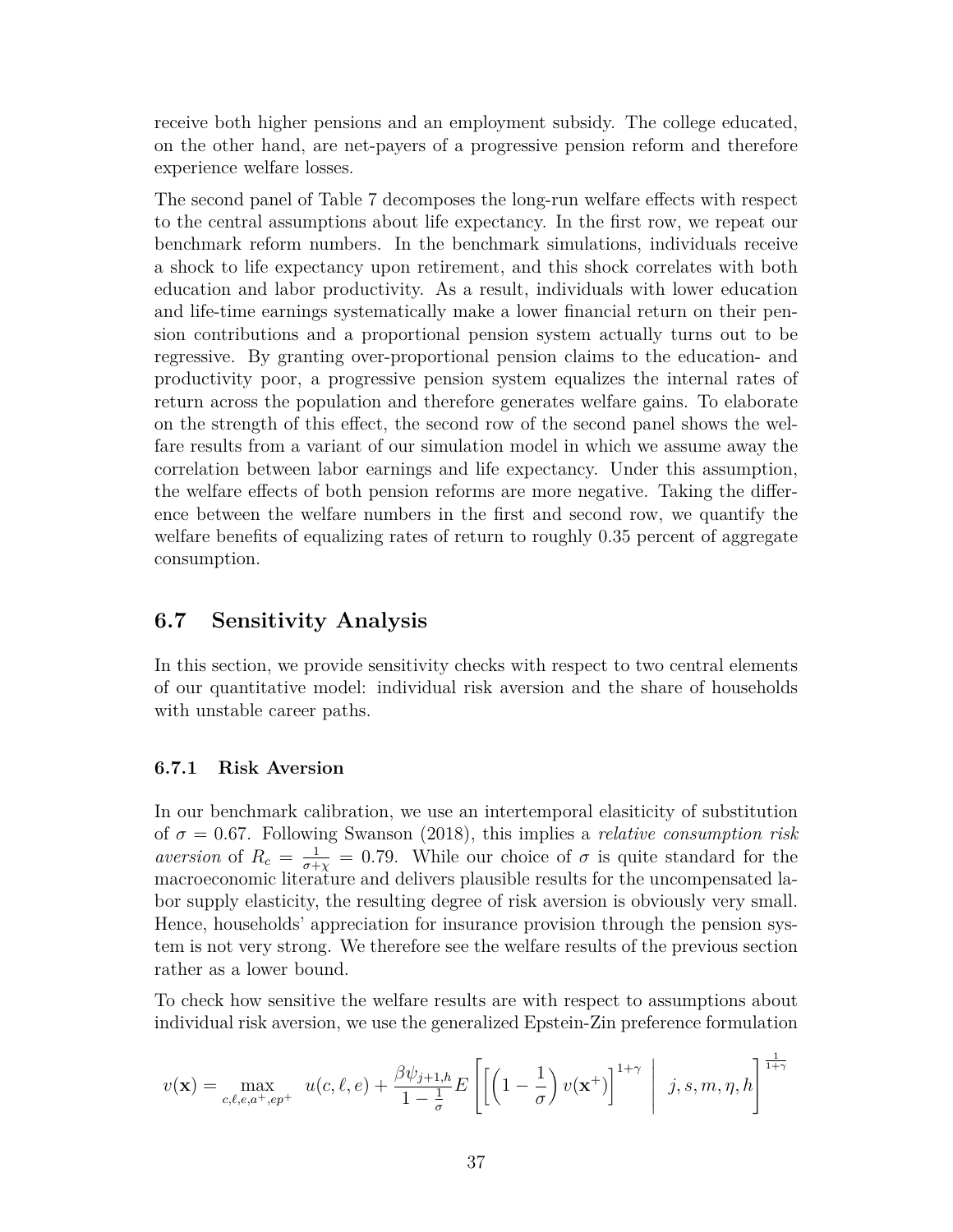receive both higher pensions and an employment subsidy. The college educated, on the other hand, are net-payers of a progressive pension reform and therefore experience welfare losses.

The second panel of Table 7 decomposes the long-run welfare effects with respect to the central assumptions about life expectancy. In the first row, we repeat our benchmark reform numbers. In the benchmark simulations, individuals receive a shock to life expectancy upon retirement, and this shock correlates with both education and labor productivity. As a result, individuals with lower education and life-time earnings systematically make a lower financial return on their pension contributions and a proportional pension system actually turns out to be regressive. By granting over-proportional pension claims to the education- and productivity poor, a progressive pension system equalizes the internal rates of return across the population and therefore generates welfare gains. To elaborate on the strength of this effect, the second row of the second panel shows the welfare results from a variant of our simulation model in which we assume away the correlation between labor earnings and life expectancy. Under this assumption, the welfare effects of both pension reforms are more negative. Taking the difference between the welfare numbers in the first and second row, we quantify the welfare benefits of equalizing rates of return to roughly 0.35 percent of aggregate consumption.

## 6.7 Sensitivity Analysis

In this section, we provide sensitivity checks with respect to two central elements of our quantitative model: individual risk aversion and the share of households with unstable career paths.

### 6.7.1 Risk Aversion

In our benchmark calibration, we use an intertemporal elasiticity of substitution of $\sigma = 0.67$. Following Swanson (2018), this implies a *relative consumption risk aversion* of $R_c = \frac{1}{\sigma + \chi} = 0.79$. While our choice of $\sigma$ is quite standard for the macroeconomic literature and delivers plausible results for the uncompensated labor supply elasticity, the resulting degree of risk aversion is obviously very small. Hence, households' appreciation for insurance provision through the pension system is not very strong. We therefore see the welfare results of the previous section rather as a lower bound.

To check how sensitive the welfare results are with respect to assumptions about individual risk aversion, we use the generalized Epstein-Zin preference formulation

$$v(\mathbf{x}) = \max_{c,\ell,e,a^+,ep^+} \; u(c,\ell,e) + \frac{\beta \psi_{j+1,h}}{1-\frac{1}{\sigma}} E\left[\left[\left(1-\frac{1}{\sigma}\right) v(\mathbf{x}^+)\right]^{1+\gamma} \;\middle|\; j,s,m,\eta,h\right]^{\frac{1}{1+\gamma}}$$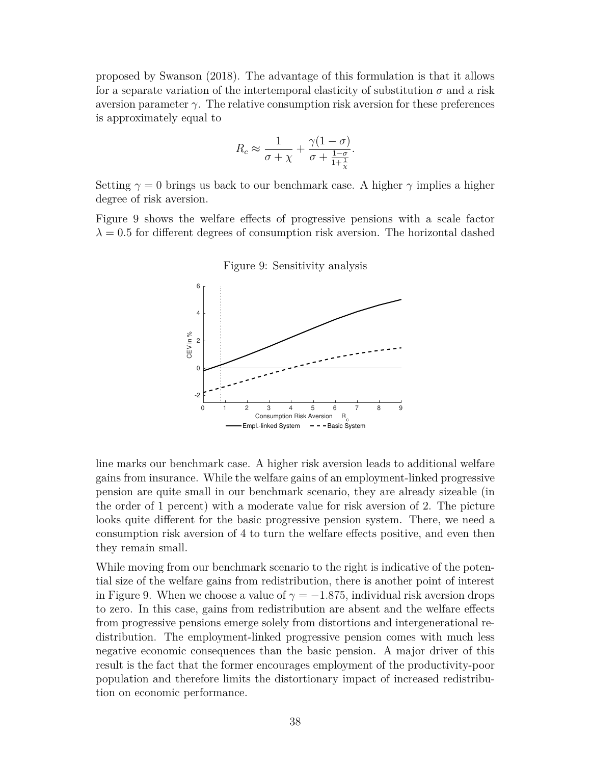proposed by Swanson (2018). The advantage of this formulation is that it allows for a separate variation of the intertemporal elasticity of substitution $\sigma$ and a risk aversion parameter $\gamma$. The relative consumption risk aversion for these preferences is approximately equal to

$$R_c \approx \frac{1}{\sigma + \chi} + \frac{\gamma(1-\sigma)}{\sigma + \frac{1-\sigma}{1+\frac{1}{\chi}}}.$$

Setting $\gamma = 0$ brings us back to our benchmark case. A higher $\gamma$ implies a higher degree of risk aversion.

Figure 9 shows the welfare effects of progressive pensions with a scale factor $\lambda = 0.5$ for different degrees of consumption risk aversion. The horizontal dashed

Figure 9: Sensitivity analysis

line marks our benchmark case. A higher risk aversion leads to additional welfare gains from insurance. While the welfare gains of an employment-linked progressive pension are quite small in our benchmark scenario, they are already sizeable (in the order of 1 percent) with a moderate value for risk aversion of 2. The picture looks quite different for the basic progressive pension system. There, we need a consumption risk aversion of 4 to turn the welfare effects positive, and even then they remain small.

While moving from our benchmark scenario to the right is indicative of the potential size of the welfare gains from redistribution, there is another point of interest in Figure 9. When we choose a value of $\gamma = -1.875$, individual risk aversion drops to zero. In this case, gains from redistribution are absent and the welfare effects from progressive pensions emerge solely from distortions and intergenerational redistribution. The employment-linked progressive pension comes with much less negative economic consequences than the basic pension. A major driver of this result is the fact that the former encourages employment of the productivity-poor population and therefore limits the distortionary impact of increased redistribution on economic performance.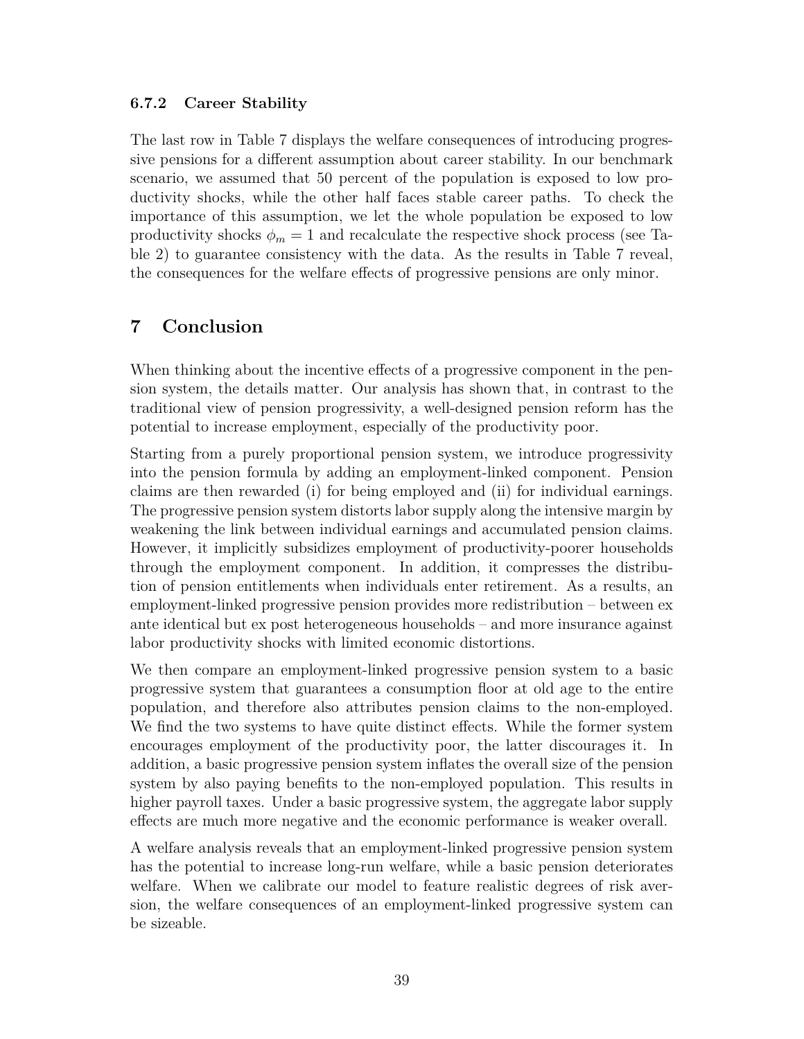### 6.7.2 Career Stability

The last row in Table 7 displays the welfare consequences of introducing progressive pensions for a different assumption about career stability. In our benchmark scenario, we assumed that 50 percent of the population is exposed to low productivity shocks, while the other half faces stable career paths. To check the importance of this assumption, we let the whole population be exposed to low productivity shocks $\phi_m = 1$ and recalculate the respective shock process (see Table 2) to guarantee consistency with the data. As the results in Table 7 reveal, the consequences for the welfare effects of progressive pensions are only minor.

## 7 Conclusion

When thinking about the incentive effects of a progressive component in the pension system, the details matter. Our analysis has shown that, in contrast to the traditional view of pension progressivity, a well-designed pension reform has the potential to increase employment, especially of the productivity poor.

Starting from a purely proportional pension system, we introduce progressivity into the pension formula by adding an employment-linked component. Pension claims are then rewarded (i) for being employed and (ii) for individual earnings. The progressive pension system distorts labor supply along the intensive margin by weakening the link between individual earnings and accumulated pension claims. However, it implicitly subsidizes employment of productivity-poorer households through the employment component. In addition, it compresses the distribution of pension entitlements when individuals enter retirement. As a results, an employment-linked progressive pension provides more redistribution – between ex ante identical but ex post heterogeneous households – and more insurance against labor productivity shocks with limited economic distortions.

We then compare an employment-linked progressive pension system to a basic progressive system that guarantees a consumption floor at old age to the entire population, and therefore also attributes pension claims to the non-employed. We find the two systems to have quite distinct effects. While the former system encourages employment of the productivity poor, the latter discourages it. In addition, a basic progressive pension system inflates the overall size of the pension system by also paying benefits to the non-employed population. This results in higher payroll taxes. Under a basic progressive system, the aggregate labor supply effects are much more negative and the economic performance is weaker overall.

A welfare analysis reveals that an employment-linked progressive pension system has the potential to increase long-run welfare, while a basic pension deteriorates welfare. When we calibrate our model to feature realistic degrees of risk aversion, the welfare consequences of an employment-linked progressive system can be sizeable.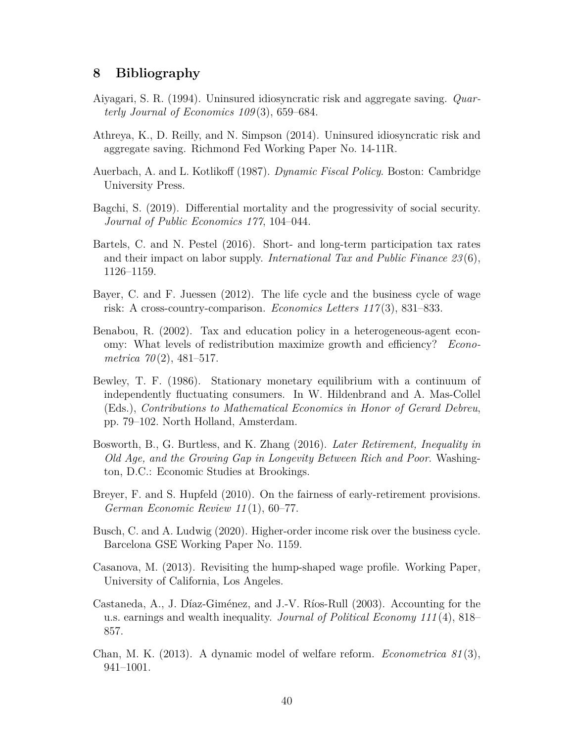## 8 Bibliography

Aiyagari, S. R. (1994). Uninsured idiosyncratic risk and aggregate saving. *Quarterly Journal of Economics 109*(3), 659–684.

Athreya, K., D. Reilly, and N. Simpson (2014). Uninsured idiosyncratic risk and aggregate saving. Richmond Fed Working Paper No. 14-11R.

Auerbach, A. and L. Kotlikoff (1987). *Dynamic Fiscal Policy*. Boston: Cambridge University Press.

Bagchi, S. (2019). Differential mortality and the progressivity of social security. *Journal of Public Economics 177*, 104–044.

Bartels, C. and N. Pestel (2016). Short- and long-term participation tax rates and their impact on labor supply. *International Tax and Public Finance 23*(6), 1126–1159.

Bayer, C. and F. Juessen (2012). The life cycle and the business cycle of wage risk: A cross-country-comparison. *Economics Letters 117*(3), 831–833.

Benabou, R. (2002). Tax and education policy in a heterogeneous-agent economy: What levels of redistribution maximize growth and efficiency? *Econometrica 70*(2), 481–517.

Bewley, T. F. (1986). Stationary monetary equilibrium with a continuum of independently fluctuating consumers. In W. Hildenbrand and A. Mas-Collel (Eds.), *Contributions to Mathematical Economics in Honor of Gerard Debreu*, pp. 79–102. North Holland, Amsterdam.

Bosworth, B., G. Burtless, and K. Zhang (2016). *Later Retirement, Inequality in Old Age, and the Growing Gap in Longevity Between Rich and Poor*. Washington, D.C.: Economic Studies at Brookings.

Breyer, F. and S. Hupfeld (2010). On the fairness of early-retirement provisions. *German Economic Review 11*(1), 60–77.

Busch, C. and A. Ludwig (2020). Higher-order income risk over the business cycle. Barcelona GSE Working Paper No. 1159.

Casanova, M. (2013). Revisiting the hump-shaped wage profile. Working Paper, University of California, Los Angeles.

Castaneda, A., J. Díaz-Giménez, and J.-V. Ríos-Rull (2003). Accounting for the u.s. earnings and wealth inequality. *Journal of Political Economy 111*(4), 818–857.

Chan, M. K. (2013). A dynamic model of welfare reform. *Econometrica 81*(3), 941–1001.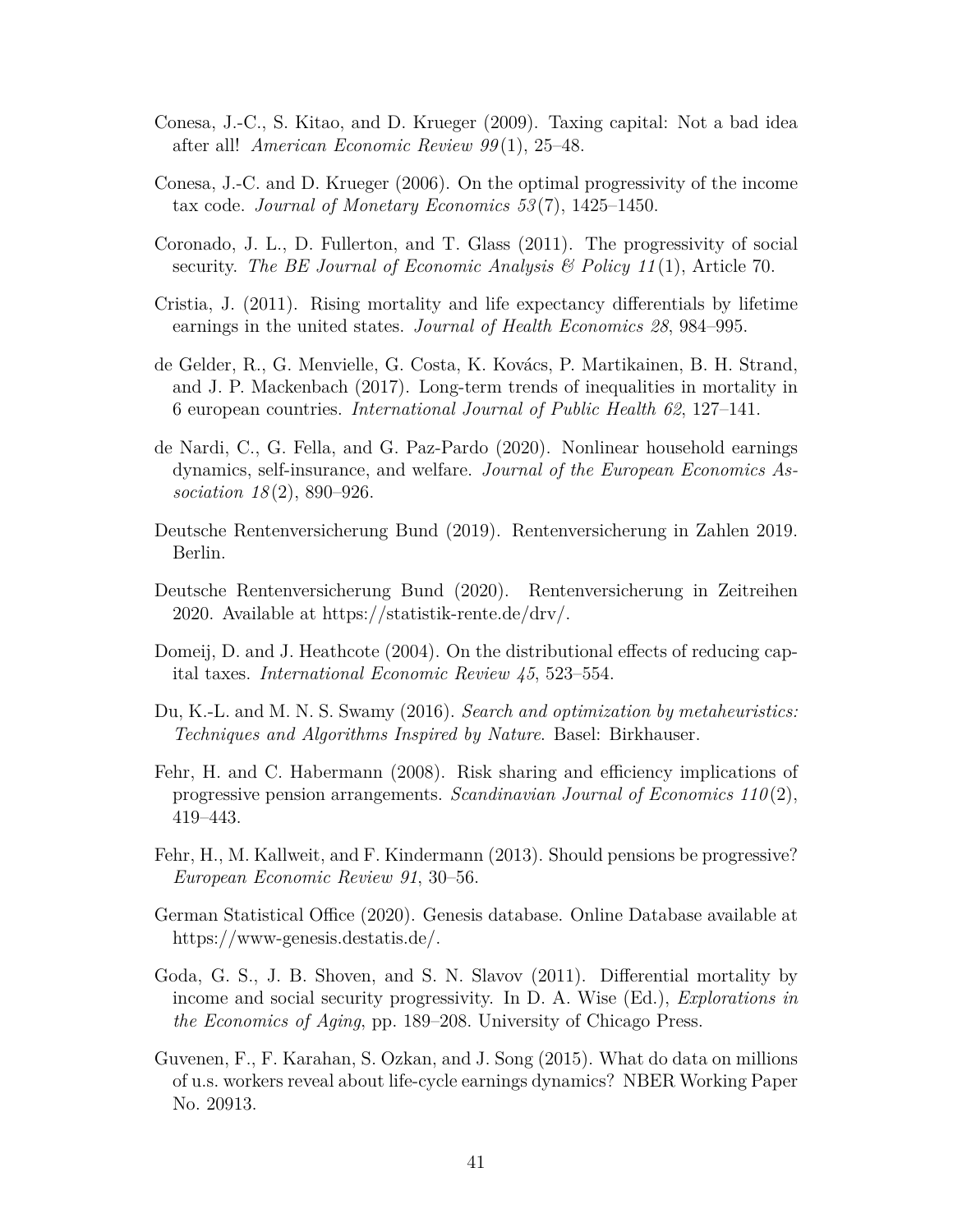Conesa, J.-C., S. Kitao, and D. Krueger (2009). Taxing capital: Not a bad idea after all! *American Economic Review 99*(1), 25–48.

Conesa, J.-C. and D. Krueger (2006). On the optimal progressivity of the income tax code. *Journal of Monetary Economics 53*(7), 1425–1450.

Coronado, J. L., D. Fullerton, and T. Glass (2011). The progressivity of social security. *The BE Journal of Economic Analysis & Policy 11*(1), Article 70.

Cristia, J. (2011). Rising mortality and life expectancy differentials by lifetime earnings in the united states. *Journal of Health Economics 28*, 984–995.

de Gelder, R., G. Menvielle, G. Costa, K. Kovács, P. Martikainen, B. H. Strand, and J. P. Mackenbach (2017). Long-term trends of inequalities in mortality in 6 european countries. *International Journal of Public Health 62*, 127–141.

de Nardi, C., G. Fella, and G. Paz-Pardo (2020). Nonlinear household earnings dynamics, self-insurance, and welfare. *Journal of the European Economics Association 18*(2), 890–926.

Deutsche Rentenversicherung Bund (2019). Rentenversicherung in Zahlen 2019. Berlin.

Deutsche Rentenversicherung Bund (2020). Rentenversicherung in Zeitreihen 2020. Available at https://statistik-rente.de/drv/.

Domeij, D. and J. Heathcote (2004). On the distributional effects of reducing capital taxes. *International Economic Review 45*, 523–554.

Du, K.-L. and M. N. S. Swamy (2016). *Search and optimization by metaheuristics: Techniques and Algorithms Inspired by Nature*. Basel: Birkhauser.

Fehr, H. and C. Habermann (2008). Risk sharing and efficiency implications of progressive pension arrangements. *Scandinavian Journal of Economics 110*(2), 419–443.

Fehr, H., M. Kallweit, and F. Kindermann (2013). Should pensions be progressive? *European Economic Review 91*, 30–56.

German Statistical Office (2020). Genesis database. Online Database available at https://www-genesis.destatis.de/.

Goda, G. S., J. B. Shoven, and S. N. Slavov (2011). Differential mortality by income and social security progressivity. In D. A. Wise (Ed.), *Explorations in the Economics of Aging*, pp. 189–208. University of Chicago Press.

Guvenen, F., F. Karahan, S. Ozkan, and J. Song (2015). What do data on millions of u.s. workers reveal about life-cycle earnings dynamics? NBER Working Paper No. 20913.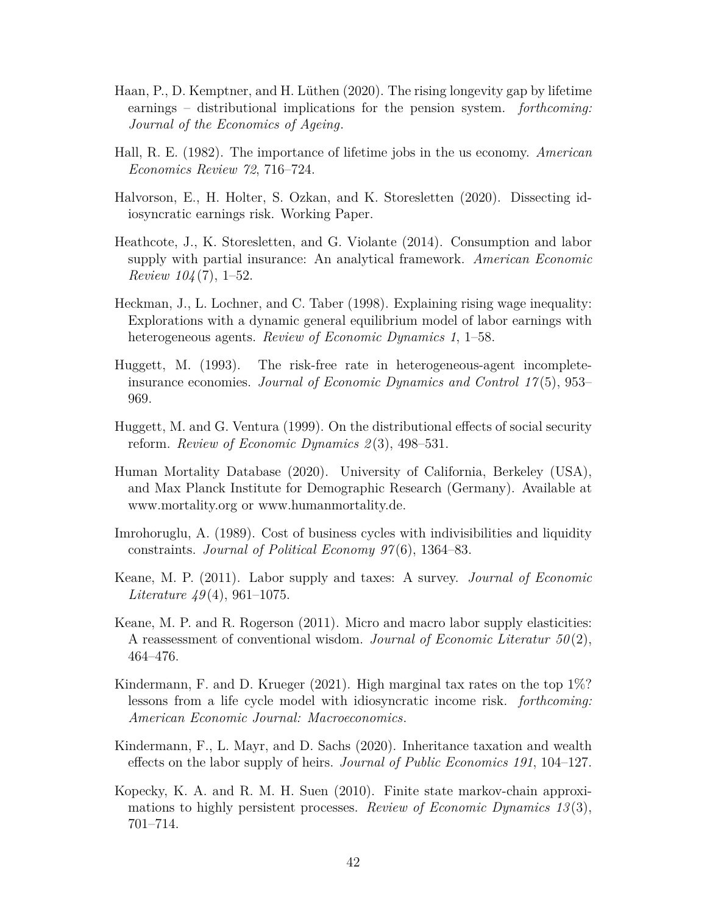Haan, P., D. Kemptner, and H. Lüthen (2020). The rising longevity gap by lifetime earnings – distributional implications for the pension system. *forthcoming: Journal of the Economics of Ageing*.

Hall, R. E. (1982). The importance of lifetime jobs in the us economy. *American Economics Review 72*, 716–724.

Halvorson, E., H. Holter, S. Ozkan, and K. Storesletten (2020). Dissecting idiosyncratic earnings risk. Working Paper.

Heathcote, J., K. Storesletten, and G. Violante (2014). Consumption and labor supply with partial insurance: An analytical framework. *American Economic Review 104*(7), 1–52.

Heckman, J., L. Lochner, and C. Taber (1998). Explaining rising wage inequality: Explorations with a dynamic general equilibrium model of labor earnings with heterogeneous agents. *Review of Economic Dynamics 1*, 1–58.

Huggett, M. (1993). The risk-free rate in heterogeneous-agent incomplete-insurance economies. *Journal of Economic Dynamics and Control 17*(5), 953–969.

Huggett, M. and G. Ventura (1999). On the distributional effects of social security reform. *Review of Economic Dynamics 2*(3), 498–531.

Human Mortality Database (2020). University of California, Berkeley (USA), and Max Planck Institute for Demographic Research (Germany). Available at www.mortality.org or www.humanmortality.de.

Imrohoruglu, A. (1989). Cost of business cycles with indivisibilities and liquidity constraints. *Journal of Political Economy 97*(6), 1364–83.

Keane, M. P. (2011). Labor supply and taxes: A survey. *Journal of Economic Literature 49*(4), 961–1075.

Keane, M. P. and R. Rogerson (2011). Micro and macro labor supply elasticities: A reassessment of conventional wisdom. *Journal of Economic Literatur 50*(2), 464–476.

Kindermann, F. and D. Krueger (2021). High marginal tax rates on the top 1%? lessons from a life cycle model with idiosyncratic income risk. *forthcoming: American Economic Journal: Macroeconomics*.

Kindermann, F., L. Mayr, and D. Sachs (2020). Inheritance taxation and wealth effects on the labor supply of heirs. *Journal of Public Economics 191*, 104–127.

Kopecky, K. A. and R. M. H. Suen (2010). Finite state markov-chain approximations to highly persistent processes. *Review of Economic Dynamics 13*(3), 701–714.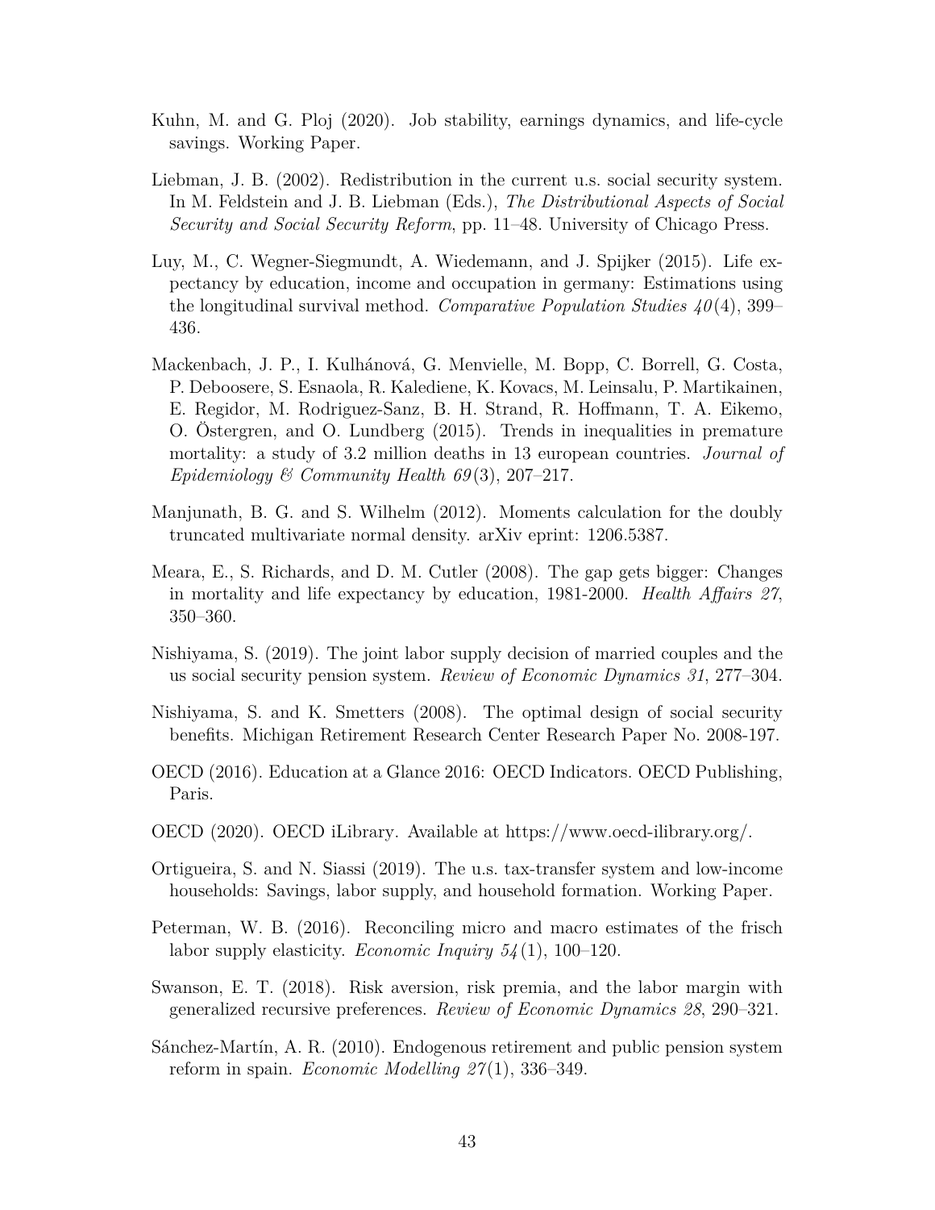Kuhn, M. and G. Ploj (2020). Job stability, earnings dynamics, and life-cycle savings. Working Paper.

Liebman, J. B. (2002). Redistribution in the current u.s. social security system. In M. Feldstein and J. B. Liebman (Eds.), *The Distributional Aspects of Social Security and Social Security Reform*, pp. 11–48. University of Chicago Press.

Luy, M., C. Wegner-Siegmundt, A. Wiedemann, and J. Spijker (2015). Life expectancy by education, income and occupation in germany: Estimations using the longitudinal survival method. *Comparative Population Studies 40*(4), 399–436.

Mackenbach, J. P., I. Kulhánová, G. Menvielle, M. Bopp, C. Borrell, G. Costa, P. Deboosere, S. Esnaola, R. Kalediene, K. Kovacs, M. Leinsalu, P. Martikainen, E. Regidor, M. Rodriguez-Sanz, B. H. Strand, R. Hoffmann, T. A. Eikemo, O. Östergren, and O. Lundberg (2015). Trends in inequalities in premature mortality: a study of 3.2 million deaths in 13 european countries. *Journal of Epidemiology & Community Health 69*(3), 207–217.

Manjunath, B. G. and S. Wilhelm (2012). Moments calculation for the doubly truncated multivariate normal density. arXiv eprint: 1206.5387.

Meara, E., S. Richards, and D. M. Cutler (2008). The gap gets bigger: Changes in mortality and life expectancy by education, 1981-2000. *Health Affairs 27*, 350–360.

Nishiyama, S. (2019). The joint labor supply decision of married couples and the us social security pension system. *Review of Economic Dynamics 31*, 277–304.

Nishiyama, S. and K. Smetters (2008). The optimal design of social security benefits. Michigan Retirement Research Center Research Paper No. 2008-197.

OECD (2016). Education at a Glance 2016: OECD Indicators. OECD Publishing, Paris.

OECD (2020). OECD iLibrary. Available at https://www.oecd-ilibrary.org/.

Ortigueira, S. and N. Siassi (2019). The u.s. tax-transfer system and low-income households: Savings, labor supply, and household formation. Working Paper.

Peterman, W. B. (2016). Reconciling micro and macro estimates of the frisch labor supply elasticity. *Economic Inquiry 54*(1), 100–120.

Swanson, E. T. (2018). Risk aversion, risk premia, and the labor margin with generalized recursive preferences. *Review of Economic Dynamics 28*, 290–321.

Sánchez-Martín, A. R. (2010). Endogenous retirement and public pension system reform in spain. *Economic Modelling 27*(1), 336–349.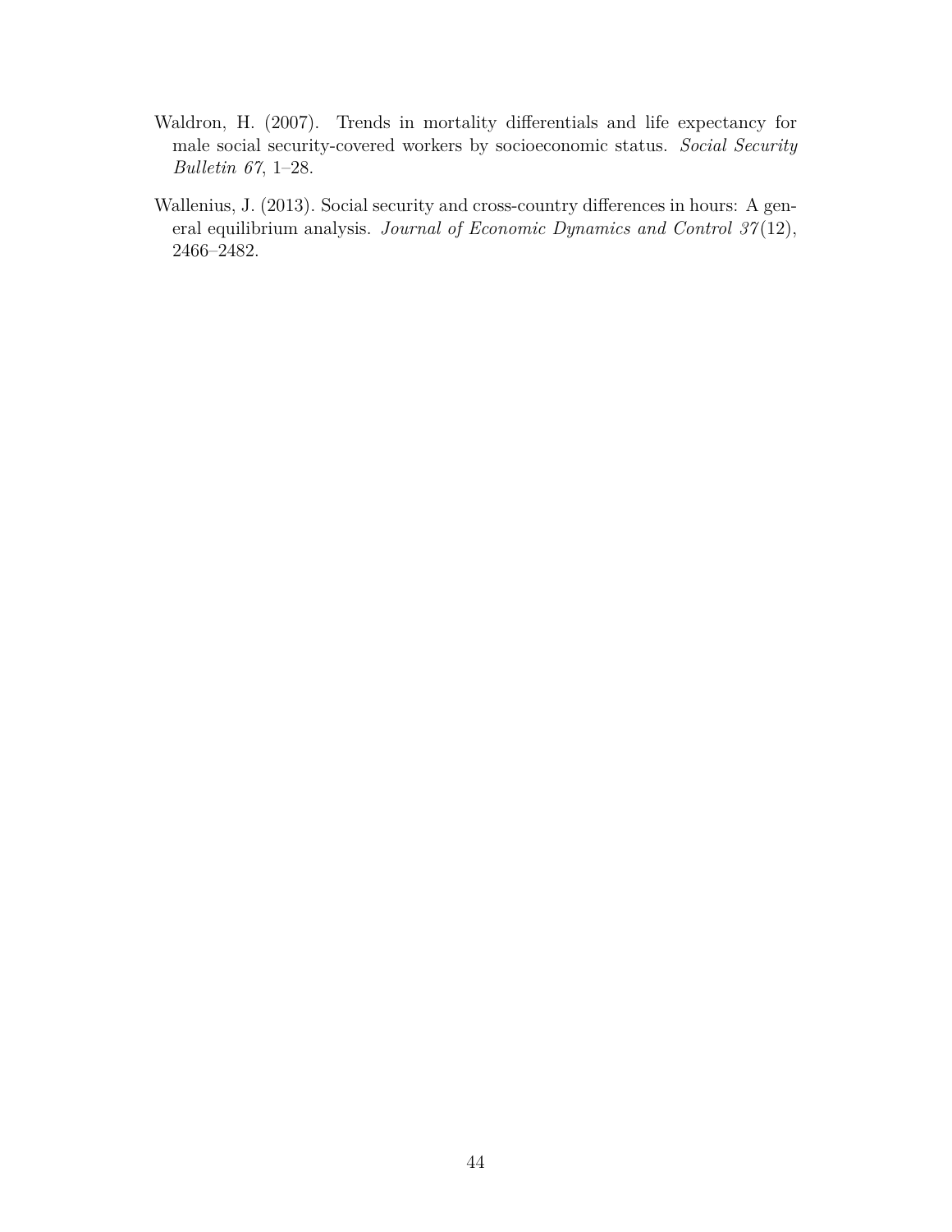Waldron, H. (2007). Trends in mortality differentials and life expectancy for male social security-covered workers by socioeconomic status. *Social Security Bulletin 67*, 1–28.

Wallenius, J. (2013). Social security and cross-country differences in hours: A general equilibrium analysis. *Journal of Economic Dynamics and Control 37*(12), 2466–2482.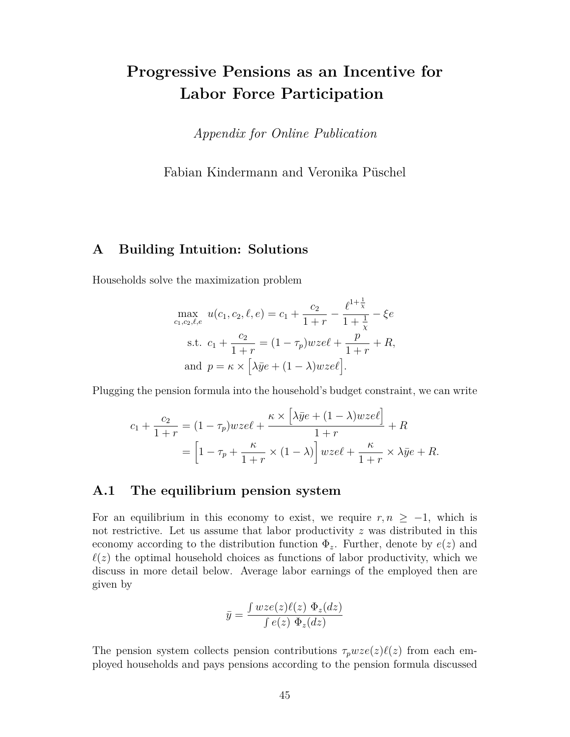# Progressive Pensions as an Incentive for Labor Force Participation

*Appendix for Online Publication*

Fabian Kindermann and Veronika Püschel

## A Building Intuition: Solutions

Households solve the maximization problem

$$
\begin{aligned}
\max_{c_1, c_2, \ell, e} \; & u(c_1, c_2, \ell, e) = c_1 + \frac{c_2}{1+r} - \frac{\ell^{1+\frac{1}{\chi}}}{1+\frac{1}{\chi}} - \xi e \\
\text{s.t. } & c_1 + \frac{c_2}{1+r} = (1-\tau_p) wze\ell + \frac{p}{1+r} + R, \\
\text{and } & p = \kappa \times \Big[\lambda \bar{y} e + (1-\lambda) wze\ell\Big].
\end{aligned}
$$

Plugging the pension formula into the household's budget constraint, we can write

$$
\begin{aligned}
c_1 + \frac{c_2}{1+r} &= (1-\tau_p) wze\ell + \frac{\kappa \times \Big[\lambda \bar{y} e + (1-\lambda) wze\ell\Big]}{1+r} + R \\
&= \left[1 - \tau_p + \frac{\kappa}{1+r} \times (1-\lambda)\right] wze\ell + \frac{\kappa}{1+r} \times \lambda \bar{y} e + R.
\end{aligned}
$$

### A.1 The equilibrium pension system

For an equilibrium in this economy to exist, we require $r, n \geq -1$, which is not restrictive. Let us assume that labor productivity $z$ was distributed in this economy according to the distribution function $\Phi_z$. Further, denote by $e(z)$ and $\ell(z)$ the optimal household choices as functions of labor productivity, which we discuss in more detail below. Average labor earnings of the employed then are given by

$$
\bar{y} = \frac{\int wze(z)\ell(z) \; \Phi_z(dz)}{\int e(z) \; \Phi_z(dz)}
$$

The pension system collects pension contributions $\tau_p wze(z)\ell(z)$ from each employed households and pays pensions according to the pension formula discussed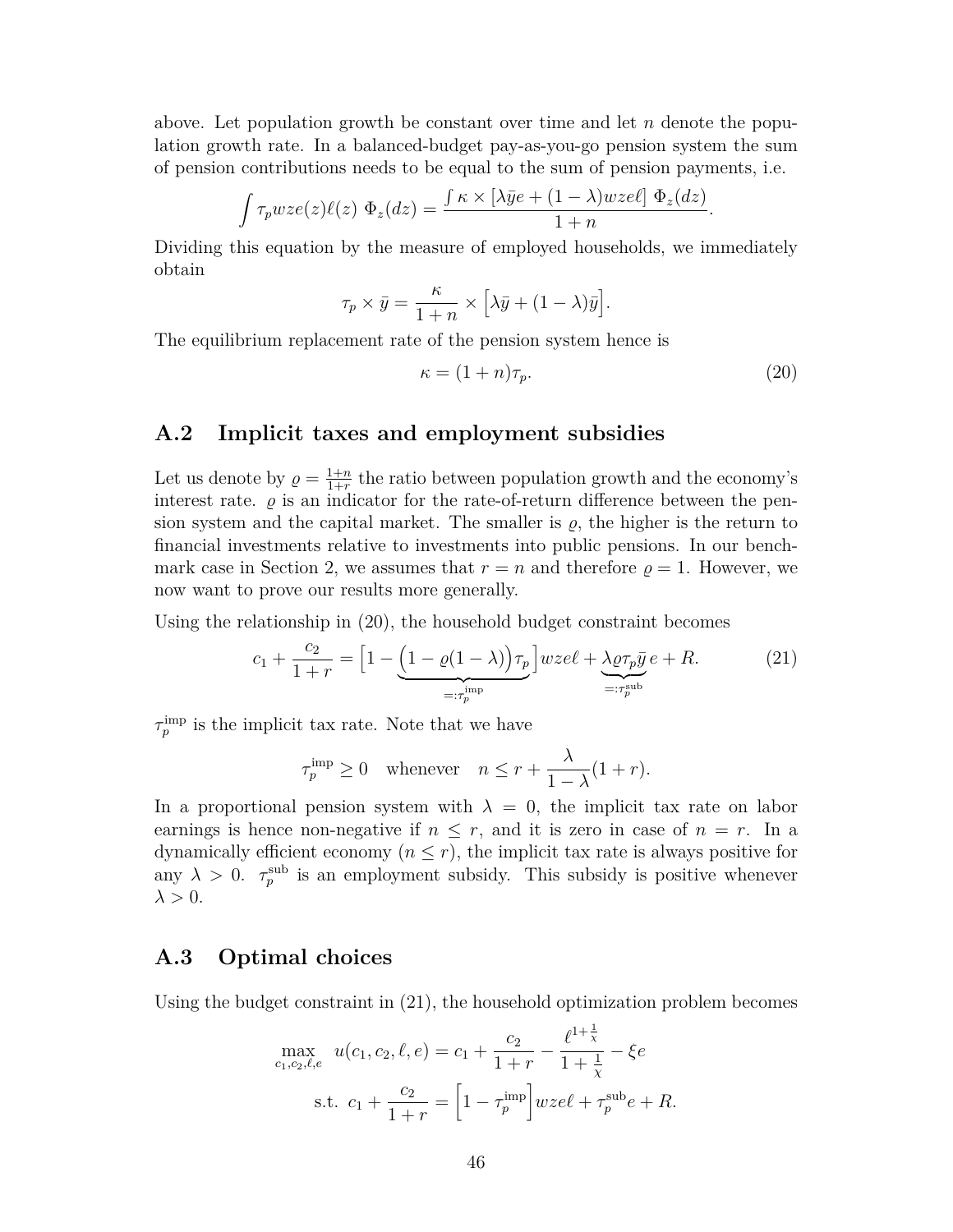above. Let population growth be constant over time and let $n$ denote the population growth rate. In a balanced-budget pay-as-you-go pension system the sum of pension contributions needs to be equal to the sum of pension payments, i.e.

$$\int \tau_p wze(z)\ell(z) \; \Phi_z(dz) = \frac{\int \kappa \times [\lambda \bar{y} e + (1-\lambda) wze\ell] \; \Phi_z(dz)}{1+n}.$$

Dividing this equation by the measure of employed households, we immediately obtain

$$\tau_p \times \bar{y} = \frac{\kappa}{1+n} \times \Big[\lambda \bar{y} + (1-\lambda)\bar{y}\Big].$$

The equilibrium replacement rate of the pension system hence is

$$\kappa = (1+n)\tau_p. \tag{20}$$

## A.2 Implicit taxes and employment subsidies

Let us denote by $\varrho = \frac{1+n}{1+r}$ the ratio between population growth and the economy's interest rate. $\varrho$ is an indicator for the rate-of-return difference between the pension system and the capital market. The smaller is $\varrho$, the higher is the return to financial investments relative to investments into public pensions. In our benchmark case in Section 2, we assumes that $r = n$ and therefore $\varrho = 1$. However, we now want to prove our results more generally.

Using the relationship in (20), the household budget constraint becomes

$$c_1 + \frac{c_2}{1+r} = \Big[1 - \underbrace{\Big(1 - \varrho(1-\lambda)\Big)\tau_p}_{=:\tau_p^{\text{imp}}}\Big] wze\ell + \underbrace{\lambda \varrho \tau_p \bar{y}}_{=:\tau_p^{\text{sub}}} e + R. \tag{21}$$

$\tau_p^{\text{imp}}$ is the implicit tax rate. Note that we have

$$\tau_p^{\text{imp}} \geq 0 \quad \text{whenever} \quad n \leq r + \frac{\lambda}{1-\lambda}(1+r).$$

In a proportional pension system with $\lambda = 0$, the implicit tax rate on labor earnings is hence non-negative if $n \leq r$, and it is zero in case of $n = r$. In a dynamically efficient economy ($n \leq r$), the implicit tax rate is always positive for any $\lambda > 0$. $\tau_p^{\text{sub}}$ is an employment subsidy. This subsidy is positive whenever $\lambda > 0$.

## A.3 Optimal choices

Using the budget constraint in (21), the household optimization problem becomes

$$\max_{c_1, c_2, \ell, e} \; u(c_1, c_2, \ell, e) = c_1 + \frac{c_2}{1+r} - \frac{\ell^{1+\frac{1}{\chi}}}{1+\frac{1}{\chi}} - \xi e$$

$$\text{s.t.} \;\; c_1 + \frac{c_2}{1+r} = \Big[1 - \tau_p^{\text{imp}}\Big] wze\ell + \tau_p^{\text{sub}} e + R.$$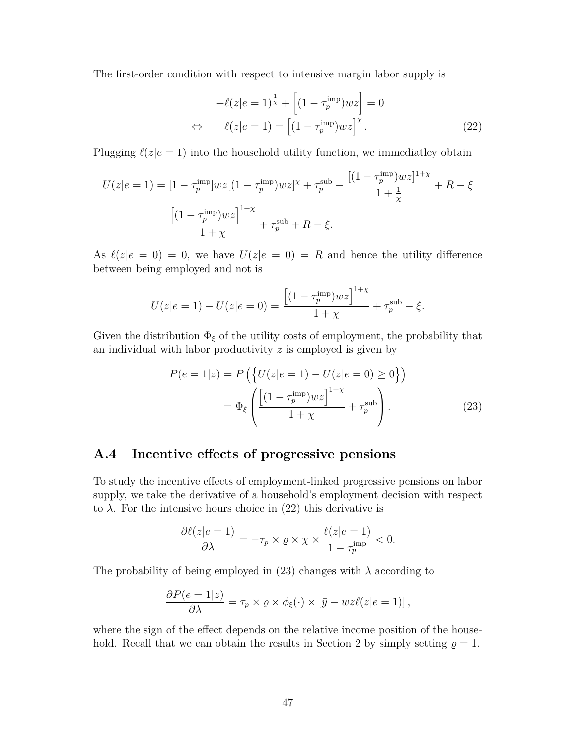The first-order condition with respect to intensive margin labor supply is

$$
\begin{aligned}
-\ell(z|e=1)^{\frac{1}{\chi}} + \left[(1-\tau_p^{\text{imp}})wz\right] &= 0 \\
\Leftrightarrow \qquad \ell(z|e=1) &= \left[(1-\tau_p^{\text{imp}})wz\right]^{\chi}. \qquad (22)
\end{aligned}
$$

Plugging $\ell(z|e=1)$ into the household utility function, we immediatley obtain

$$
\begin{aligned}
U(z|e=1) &= [1-\tau_p^{\text{imp}}]wz[(1-\tau_p^{\text{imp}})wz]^{\chi} + \tau_p^{\text{sub}} - \frac{[(1-\tau_p^{\text{imp}})wz]^{1+\chi}}{1+\frac{1}{\chi}} + R - \xi \\
&= \frac{\left[(1-\tau_p^{\text{imp}})wz\right]^{1+\chi}}{1+\chi} + \tau_p^{\text{sub}} + R - \xi.
\end{aligned}
$$

As $\ell(z|e=0)=0$, we have $U(z|e=0)=R$ and hence the utility difference between being employed and not is

$$
U(z|e=1) - U(z|e=0) = \frac{\left[(1-\tau_p^{\text{imp}})wz\right]^{1+\chi}}{1+\chi} + \tau_p^{\text{sub}} - \xi.
$$

Given the distribution $\Phi_\xi$ of the utility costs of employment, the probability that an individual with labor productivity $z$ is employed is given by

$$
\begin{aligned}
P(e=1|z) &= P\left(\left\{U(z|e=1) - U(z|e=0) \geq 0\right\}\right) \\
&= \Phi_\xi\left(\frac{\left[(1-\tau_p^{\text{imp}})wz\right]^{1+\chi}}{1+\chi} + \tau_p^{\text{sub}}\right). \qquad (23)
\end{aligned}
$$

## A.4 Incentive effects of progressive pensions

To study the incentive effects of employment-linked progressive pensions on labor supply, we take the derivative of a household's employment decision with respect to $\lambda$. For the intensive hours choice in (22) this derivative is

$$
\frac{\partial \ell(z|e=1)}{\partial \lambda} = -\tau_p \times \varrho \times \chi \times \frac{\ell(z|e=1)}{1-\tau_p^{\text{imp}}} < 0.
$$

The probability of being employed in (23) changes with $\lambda$ according to

$$
\frac{\partial P(e=1|z)}{\partial \lambda} = \tau_p \times \varrho \times \phi_\xi(\cdot) \times \left[\bar{y} - wz\ell(z|e=1)\right],
$$

where the sign of the effect depends on the relative income position of the household. Recall that we can obtain the results in Section 2 by simply setting $\varrho = 1$.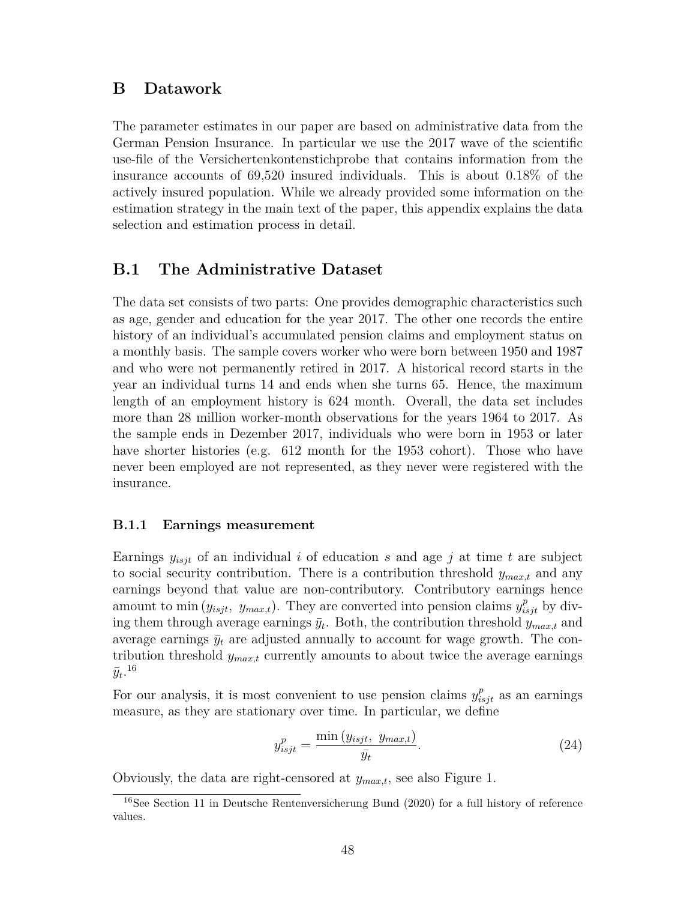# B Datawork

The parameter estimates in our paper are based on administrative data from the German Pension Insurance. In particular we use the 2017 wave of the scientific use-file of the Versichertenkontenstichprobe that contains information from the insurance accounts of 69,520 insured individuals. This is about 0.18% of the actively insured population. While we already provided some information on the estimation strategy in the main text of the paper, this appendix explains the data selection and estimation process in detail.

## B.1 The Administrative Dataset

The data set consists of two parts: One provides demographic characteristics such as age, gender and education for the year 2017. The other one records the entire history of an individual's accumulated pension claims and employment status on a monthly basis. The sample covers worker who were born between 1950 and 1987 and who were not permanently retired in 2017. A historical record starts in the year an individual turns 14 and ends when she turns 65. Hence, the maximum length of an employment history is 624 month. Overall, the data set includes more than 28 million worker-month observations for the years 1964 to 2017. As the sample ends in Dezember 2017, individuals who were born in 1953 or later have shorter histories (e.g. 612 month for the 1953 cohort). Those who have never been employed are not represented, as they never were registered with the insurance.

### B.1.1 Earnings measurement

Earnings $y_{isjt}$ of an individual $i$ of education $s$ and age $j$ at time $t$ are subject to social security contribution. There is a contribution threshold $y_{max,t}$ and any earnings beyond that value are non-contributory. Contributory earnings hence amount to $\min\left(y_{isjt},\ y_{max,t}\right)$. They are converted into pension claims $y^{p}_{isjt}$ by diving them through average earnings $\bar{y}_t$. Both, the contribution threshold $y_{max,t}$ and average earnings $\bar{y}_t$ are adjusted annually to account for wage growth. The contribution threshold $y_{max,t}$ currently amounts to about twice the average earnings $\bar{y}_t$.[16]

For our analysis, it is most convenient to use pension claims $y^{p}_{isjt}$ as an earnings measure, as they are stationary over time. In particular, we define

$$y^{p}_{isjt} = \frac{\min\left(y_{isjt},\ y_{max,t}\right)}{\bar{y}_t}. \tag{24}$$

Obviously, the data are right-censored at $y_{max,t}$, see also Figure 1.

[16] See Section 11 in Deutsche Rentenversicherung Bund (2020) for a full history of reference values.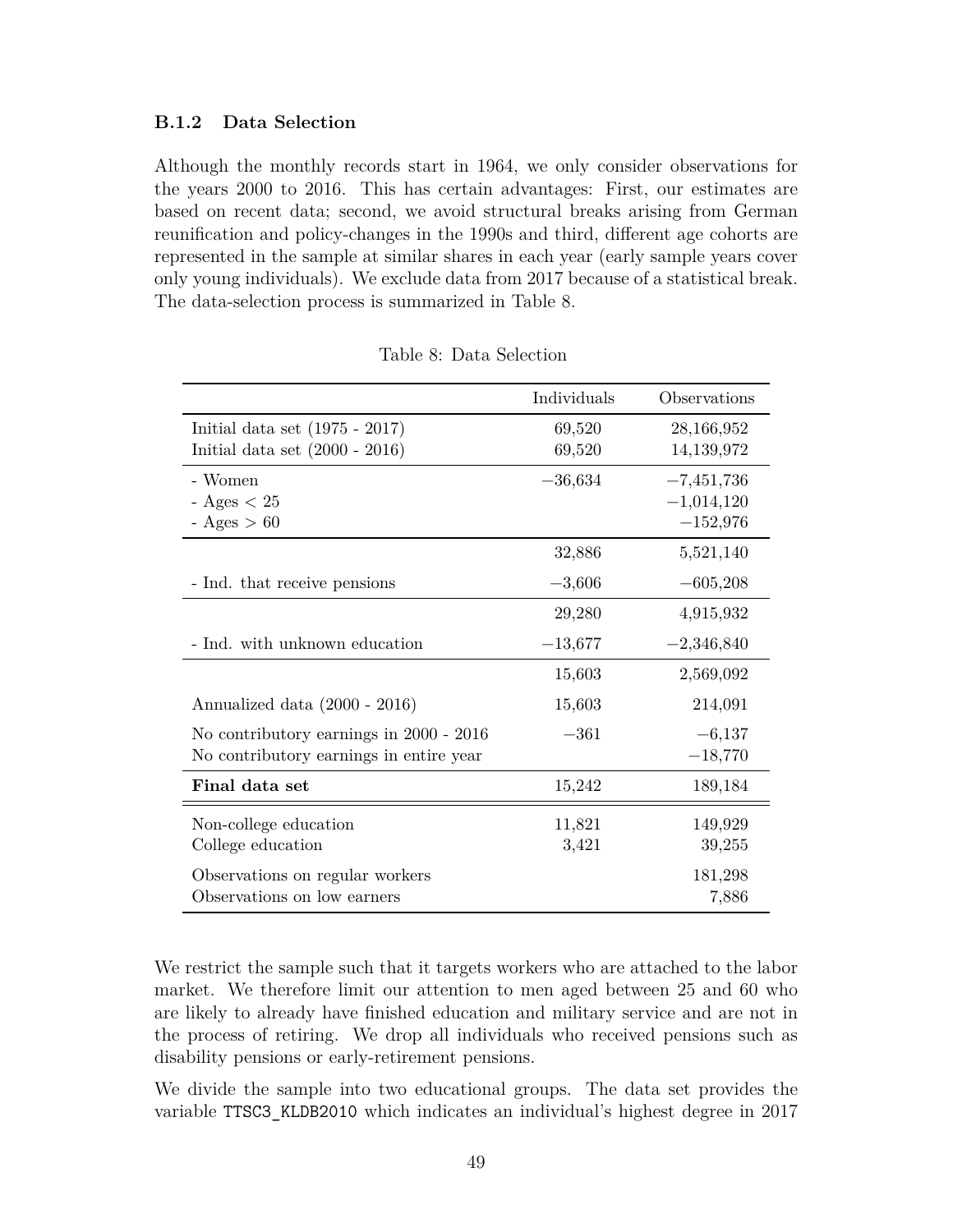### B.1.2 Data Selection

Although the monthly records start in 1964, we only consider observations for the years 2000 to 2016. This has certain advantages: First, our estimates are based on recent data; second, we avoid structural breaks arising from German reunification and policy-changes in the 1990s and third, different age cohorts are represented in the sample at similar shares in each year (early sample years cover only young individuals). We exclude data from 2017 because of a statistical break. The data-selection process is summarized in Table 8.

Table 8: Data Selection

| | Individuals | Observations |
|---|---|---|
| Initial data set (1975 - 2017) | 69,520 | 28,166,952 |
| Initial data set (2000 - 2016) | 69,520 | 14,139,972 |
| - Women | −36,634 | −7,451,736 |
| - Ages < 25 | | −1,014,120 |
| - Ages > 60 | | −152,976 |
| | 32,886 | 5,521,140 |
| - Ind. that receive pensions | −3,606 | −605,208 |
| | 29,280 | 4,915,932 |
| - Ind. with unknown education | −13,677 | −2,346,840 |
| | 15,603 | 2,569,092 |
| Annualized data (2000 - 2016) | 15,603 | 214,091 |
| No contributory earnings in 2000 - 2016 | −361 | −6,137 |
| No contributory earnings in entire year | | −18,770 |
| **Final data set** | 15,242 | 189,184 |
| Non-college education | 11,821 | 149,929 |
| College education | 3,421 | 39,255 |
| Observations on regular workers | | 181,298 |
| Observations on low earners | | 7,886 |

We restrict the sample such that it targets workers who are attached to the labor market. We therefore limit our attention to men aged between 25 and 60 who are likely to already have finished education and military service and are not in the process of retiring. We drop all individuals who received pensions such as disability pensions or early-retirement pensions.

We divide the sample into two educational groups. The data set provides the variable `TTSC3_KLDB2010` which indicates an individual's highest degree in 2017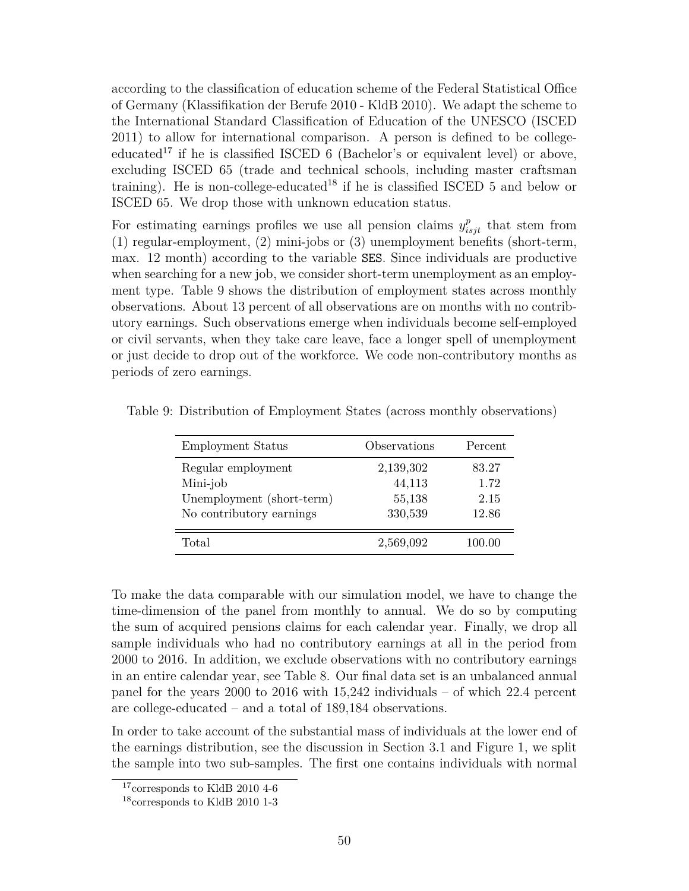according to the classification of education scheme of the Federal Statistical Office of Germany (Klassifikation der Berufe 2010 - KldB 2010). We adapt the scheme to the International Standard Classification of Education of the UNESCO (ISCED 2011) to allow for international comparison. A person is defined to be college-educated[17] if he is classified ISCED 6 (Bachelor's or equivalent level) or above, excluding ISCED 65 (trade and technical schools, including master craftsman training). He is non-college-educated[18] if he is classified ISCED 5 and below or ISCED 65. We drop those with unknown education status.

For estimating earnings profiles we use all pension claims $y^p_{isjt}$ that stem from (1) regular-employment, (2) mini-jobs or (3) unemployment benefits (short-term, max. 12 month) according to the variable `SES`. Since individuals are productive when searching for a new job, we consider short-term unemployment as an employment type. Table 9 shows the distribution of employment states across monthly observations. About 13 percent of all observations are on months with no contributory earnings. Such observations emerge when individuals become self-employed or civil servants, when they take care leave, face a longer spell of unemployment or just decide to drop out of the workforce. We code non-contributory months as periods of zero earnings.

Table 9: Distribution of Employment States (across monthly observations)

| Employment Status | Observations | Percent |
|---|---|---|
| Regular employment | 2,139,302 | 83.27 |
| Mini-job | 44,113 | 1.72 |
| Unemployment (short-term) | 55,138 | 2.15 |
| No contributory earnings | 330,539 | 12.86 |
| Total | 2,569,092 | 100.00 |

To make the data comparable with our simulation model, we have to change the time-dimension of the panel from monthly to annual. We do so by computing the sum of acquired pensions claims for each calendar year. Finally, we drop all sample individuals who had no contributory earnings at all in the period from 2000 to 2016. In addition, we exclude observations with no contributory earnings in an entire calendar year, see Table 8. Our final data set is an unbalanced annual panel for the years 2000 to 2016 with 15,242 individuals – of which 22.4 percent are college-educated – and a total of 189,184 observations.

In order to take account of the substantial mass of individuals at the lower end of the earnings distribution, see the discussion in Section 3.1 and Figure 1, we split the sample into two sub-samples. The first one contains individuals with normal

[17] corresponds to KldB 2010 4-6

[18] corresponds to KldB 2010 1-3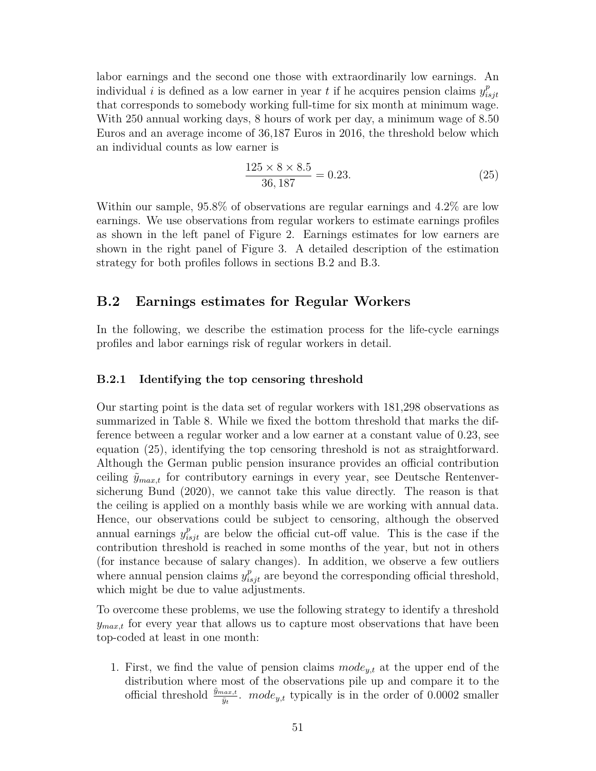labor earnings and the second one those with extraordinarily low earnings. An individual $i$ is defined as a low earner in year $t$ if he acquires pension claims $y^p_{isjt}$ that corresponds to somebody working full-time for six month at minimum wage. With 250 annual working days, 8 hours of work per day, a minimum wage of 8.50 Euros and an average income of 36,187 Euros in 2016, the threshold below which an individual counts as low earner is

$$\frac{125 \times 8 \times 8.5}{36,187} = 0.23. \tag{25}$$

Within our sample, 95.8% of observations are regular earnings and 4.2% are low earnings. We use observations from regular workers to estimate earnings profiles as shown in the left panel of Figure 2. Earnings estimates for low earners are shown in the right panel of Figure 3. A detailed description of the estimation strategy for both profiles follows in sections B.2 and B.3.

## B.2 Earnings estimates for Regular Workers

In the following, we describe the estimation process for the life-cycle earnings profiles and labor earnings risk of regular workers in detail.

### B.2.1 Identifying the top censoring threshold

Our starting point is the data set of regular workers with 181,298 observations as summarized in Table 8. While we fixed the bottom threshold that marks the difference between a regular worker and a low earner at a constant value of 0.23, see equation (25), identifying the top censoring threshold is not as straightforward. Although the German public pension insurance provides an official contribution ceiling $\tilde{y}_{max,t}$ for contributory earnings in every year, see Deutsche Rentenversicherung Bund (2020), we cannot take this value directly. The reason is that the ceiling is applied on a monthly basis while we are working with annual data. Hence, our observations could be subject to censoring, although the observed annual earnings $y^p_{isjt}$ are below the official cut-off value. This is the case if the contribution threshold is reached in some months of the year, but not in others (for instance because of salary changes). In addition, we observe a few outliers where annual pension claims $y^p_{isjt}$ are beyond the corresponding official threshold, which might be due to value adjustments.

To overcome these problems, we use the following strategy to identify a threshold $y_{max,t}$ for every year that allows us to capture most observations that have been top-coded at least in one month:

1. First, we find the value of pension claims $mode_{y,t}$ at the upper end of the distribution where most of the observations pile up and compare it to the official threshold $\frac{\tilde{y}_{max,t}}{\bar{y}_t}$. $mode_{y,t}$ typically is in the order of 0.0002 smaller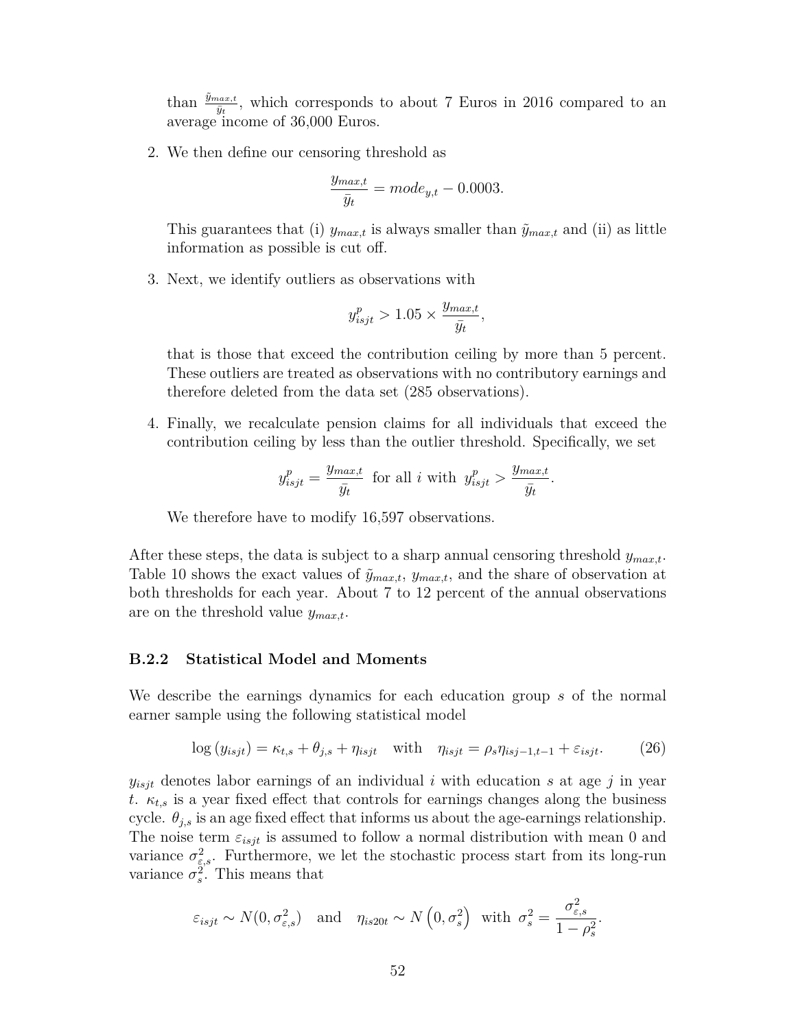than $\frac{\tilde{y}_{max,t}}{\bar{y}_t}$, which corresponds to about 7 Euros in 2016 compared to an average income of 36,000 Euros.

2. We then define our censoring threshold as

$$\frac{y_{max,t}}{\bar{y}_t} = mode_{y,t} - 0.0003.$$

   This guarantees that (i) $y_{max,t}$ is always smaller than $\tilde{y}_{max,t}$ and (ii) as little information as possible is cut off.

3. Next, we identify outliers as observations with

$$y^p_{isjt} > 1.05 \times \frac{y_{max,t}}{\bar{y}_t},$$

   that is those that exceed the contribution ceiling by more than 5 percent. These outliers are treated as observations with no contributory earnings and therefore deleted from the data set (285 observations).

4. Finally, we recalculate pension claims for all individuals that exceed the contribution ceiling by less than the outlier threshold. Specifically, we set

$$y^p_{isjt} = \frac{y_{max,t}}{\bar{y}_t} \text{ for all } i \text{ with } y^p_{isjt} > \frac{y_{max,t}}{\bar{y}_t}.$$

   We therefore have to modify 16,597 observations.

After these steps, the data is subject to a sharp annual censoring threshold $y_{max,t}$. Table 10 shows the exact values of $\tilde{y}_{max,t}$, $y_{max,t}$, and the share of observation at both thresholds for each year. About 7 to 12 percent of the annual observations are on the threshold value $y_{max,t}$.

### B.2.2 Statistical Model and Moments

We describe the earnings dynamics for each education group $s$ of the normal earner sample using the following statistical model

$$\log(y_{isjt}) = \kappa_{t,s} + \theta_{j,s} + \eta_{isjt} \quad \text{with} \quad \eta_{isjt} = \rho_s \eta_{isj-1,t-1} + \varepsilon_{isjt}. \tag{26}$$

$y_{isjt}$ denotes labor earnings of an individual $i$ with education $s$ at age $j$ in year $t$. $\kappa_{t,s}$ is a year fixed effect that controls for earnings changes along the business cycle. $\theta_{j,s}$ is an age fixed effect that informs us about the age-earnings relationship. The noise term $\varepsilon_{isjt}$ is assumed to follow a normal distribution with mean 0 and variance $\sigma^2_{\varepsilon,s}$. Furthermore, we let the stochastic process start from its long-run variance $\sigma^2_s$. This means that

$$\varepsilon_{isjt} \sim N(0, \sigma^2_{\varepsilon,s}) \quad \text{and} \quad \eta_{is20t} \sim N\left(0, \sigma^2_s\right) \text{ with } \sigma^2_s = \frac{\sigma^2_{\varepsilon,s}}{1-\rho^2_s}.$$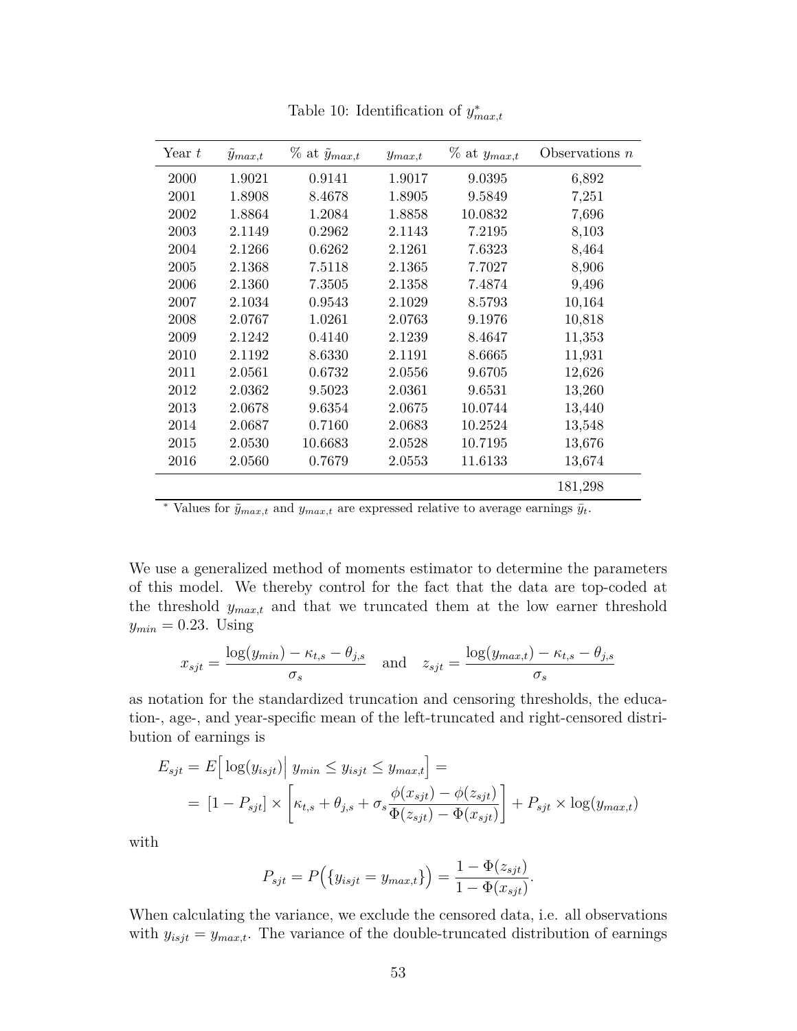Table 10: Identification of $y^*_{max,t}$

| Year $t$ | $\tilde{y}_{max,t}$ | % at $\tilde{y}_{max,t}$ | $y_{max,t}$ | % at $y_{max,t}$ | Observations $n$ |
|---|---|---|---|---|---|
| 2000 | 1.9021 | 0.9141 | 1.9017 | 9.0395 | 6,892 |
| 2001 | 1.8908 | 8.4678 | 1.8905 | 9.5849 | 7,251 |
| 2002 | 1.8864 | 1.2084 | 1.8858 | 10.0832 | 7,696 |
| 2003 | 2.1149 | 0.2962 | 2.1143 | 7.2195 | 8,103 |
| 2004 | 2.1266 | 0.6262 | 2.1261 | 7.6323 | 8,464 |
| 2005 | 2.1368 | 7.5118 | 2.1365 | 7.7027 | 8,906 |
| 2006 | 2.1360 | 7.3505 | 2.1358 | 7.4874 | 9,496 |
| 2007 | 2.1034 | 0.9543 | 2.1029 | 8.5793 | 10,164 |
| 2008 | 2.0767 | 1.0261 | 2.0763 | 9.1976 | 10,818 |
| 2009 | 2.1242 | 0.4140 | 2.1239 | 8.4647 | 11,353 |
| 2010 | 2.1192 | 8.6330 | 2.1191 | 8.6665 | 11,931 |
| 2011 | 2.0561 | 0.6732 | 2.0556 | 9.6705 | 12,626 |
| 2012 | 2.0362 | 9.5023 | 2.0361 | 9.6531 | 13,260 |
| 2013 | 2.0678 | 9.6354 | 2.0675 | 10.0744 | 13,440 |
| 2014 | 2.0687 | 0.7160 | 2.0683 | 10.2524 | 13,548 |
| 2015 | 2.0530 | 10.6683 | 2.0528 | 10.7195 | 13,676 |
| 2016 | 2.0560 | 0.7679 | 2.0553 | 11.6133 | 13,674 |
| | | | | | 181,298 |

* Values for $\tilde{y}_{max,t}$ and $y_{max,t}$ are expressed relative to average earnings $\bar{y}_t$.

We use a generalized method of moments estimator to determine the parameters of this model. We thereby control for the fact that the data are top-coded at the threshold $y_{max,t}$ and that we truncated them at the low earner threshold $y_{min} = 0.23$. Using

$$x_{sjt} = \frac{\log(y_{min}) - \kappa_{t,s} - \theta_{j,s}}{\sigma_s} \quad \text{and} \quad z_{sjt} = \frac{\log(y_{max,t}) - \kappa_{t,s} - \theta_{j,s}}{\sigma_s}$$

as notation for the standardized truncation and censoring thresholds, the education-, age-, and year-specific mean of the left-truncated and right-censored distribution of earnings is

$$\begin{aligned} E_{sjt} &= E\Big[\log(y_{isjt})\Big|\, y_{min} \leq y_{isjt} \leq y_{max,t}\Big] = \\ &= [1 - P_{sjt}] \times \left[\kappa_{t,s} + \theta_{j,s} + \sigma_s \frac{\phi(x_{sjt}) - \phi(z_{sjt})}{\Phi(z_{sjt}) - \Phi(x_{sjt})}\right] + P_{sjt} \times \log(y_{max,t}) \end{aligned}$$

with

$$P_{sjt} = P\Big(\{y_{isjt} = y_{max,t}\}\Big) = \frac{1 - \Phi(z_{sjt})}{1 - \Phi(x_{sjt})}.$$

When calculating the variance, we exclude the censored data, i.e. all observations with $y_{isjt} = y_{max,t}$. The variance of the double-truncated distribution of earnings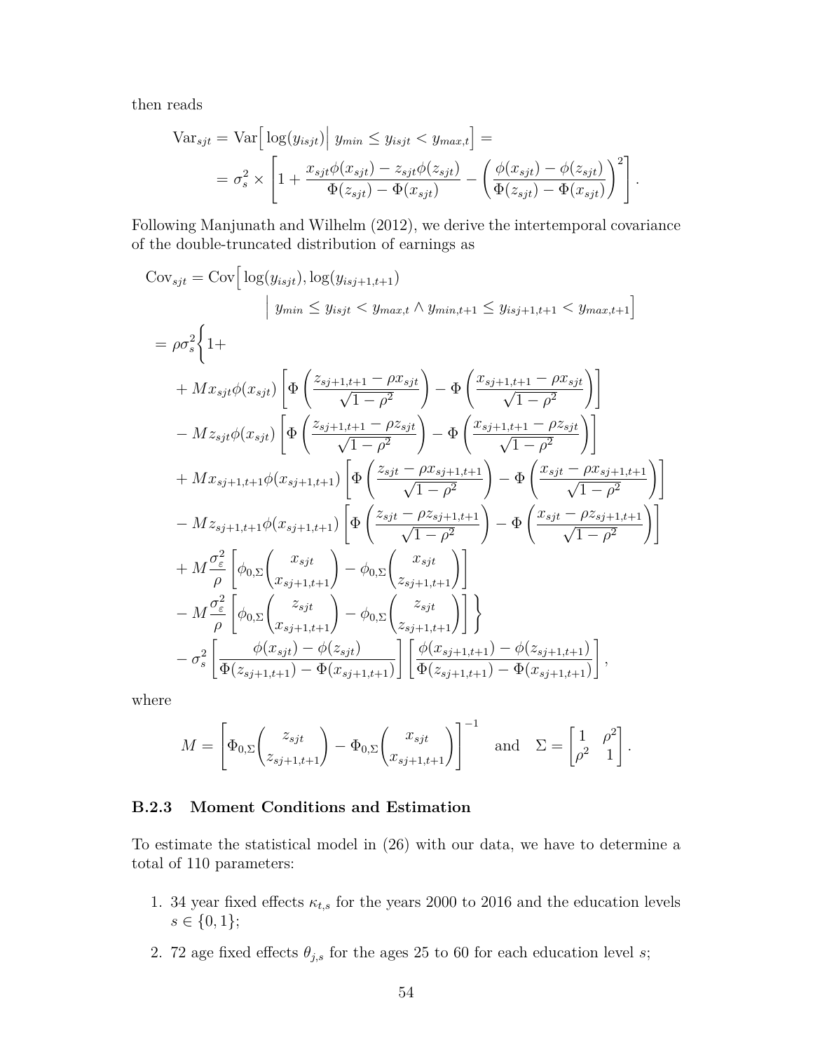then reads

$$
\begin{aligned}
\text{Var}_{sjt} &= \text{Var}\Big[\log(y_{isjt})\Big|\, y_{min} \le y_{isjt} < y_{max,t}\Big] = \\
&= \sigma_s^2 \times \left[1 + \frac{x_{sjt}\phi(x_{sjt}) - z_{sjt}\phi(z_{sjt})}{\Phi(z_{sjt}) - \Phi(x_{sjt})} - \left(\frac{\phi(x_{sjt}) - \phi(z_{sjt})}{\Phi(z_{sjt}) - \Phi(x_{sjt})}\right)^2\right].
\end{aligned}
$$

Following Manjunath and Wilhelm (2012), we derive the intertemporal covariance of the double-truncated distribution of earnings as

$$
\begin{aligned}
\text{Cov}_{sjt} &= \text{Cov}\Big[\log(y_{isjt}), \log(y_{isj+1,t+1}) \\
&\qquad\qquad \Big|\, y_{min} \le y_{isjt} < y_{max,t} \wedge y_{min,t+1} \le y_{isj+1,t+1} < y_{max,t+1}\Big] \\
&= \rho\sigma_s^2 \Bigg\{ 1 + \\
&\quad + M x_{sjt}\phi(x_{sjt}) \left[\Phi\left(\frac{z_{sj+1,t+1} - \rho x_{sjt}}{\sqrt{1-\rho^2}}\right) - \Phi\left(\frac{x_{sj+1,t+1} - \rho x_{sjt}}{\sqrt{1-\rho^2}}\right)\right] \\
&\quad - M z_{sjt}\phi(x_{sjt}) \left[\Phi\left(\frac{z_{sj+1,t+1} - \rho z_{sjt}}{\sqrt{1-\rho^2}}\right) - \Phi\left(\frac{x_{sj+1,t+1} - \rho z_{sjt}}{\sqrt{1-\rho^2}}\right)\right] \\
&\quad + M x_{sj+1,t+1}\phi(x_{sj+1,t+1}) \left[\Phi\left(\frac{z_{sjt} - \rho x_{sj+1,t+1}}{\sqrt{1-\rho^2}}\right) - \Phi\left(\frac{x_{sjt} - \rho x_{sj+1,t+1}}{\sqrt{1-\rho^2}}\right)\right] \\
&\quad - M z_{sj+1,t+1}\phi(x_{sj+1,t+1}) \left[\Phi\left(\frac{z_{sjt} - \rho z_{sj+1,t+1}}{\sqrt{1-\rho^2}}\right) - \Phi\left(\frac{x_{sjt} - \rho z_{sj+1,t+1}}{\sqrt{1-\rho^2}}\right)\right] \\
&\quad + M\frac{\sigma_\varepsilon^2}{\rho}\left[\phi_{0,\Sigma}\begin{pmatrix} x_{sjt} \\ x_{sj+1,t+1}\end{pmatrix} - \phi_{0,\Sigma}\begin{pmatrix} x_{sjt} \\ z_{sj+1,t+1}\end{pmatrix}\right] \\
&\quad - M\frac{\sigma_\varepsilon^2}{\rho}\left[\phi_{0,\Sigma}\begin{pmatrix} z_{sjt} \\ x_{sj+1,t+1}\end{pmatrix} - \phi_{0,\Sigma}\begin{pmatrix} z_{sjt} \\ z_{sj+1,t+1}\end{pmatrix}\right] \Bigg\} \\
&\quad - \sigma_s^2\left[\frac{\phi(x_{sjt}) - \phi(z_{sjt})}{\Phi(z_{sj+1,t+1}) - \Phi(x_{sj+1,t+1})}\right]\left[\frac{\phi(x_{sj+1,t+1}) - \phi(z_{sj+1,t+1})}{\Phi(z_{sj+1,t+1}) - \Phi(x_{sj+1,t+1})}\right],
\end{aligned}
$$

where

$$
M = \left[\Phi_{0,\Sigma}\begin{pmatrix} z_{sjt} \\ z_{sj+1,t+1}\end{pmatrix} - \Phi_{0,\Sigma}\begin{pmatrix} x_{sjt} \\ x_{sj+1,t+1}\end{pmatrix}\right]^{-1} \quad \text{and} \quad \Sigma = \begin{bmatrix} 1 & \rho^2 \\ \rho^2 & 1 \end{bmatrix}.
$$

### B.2.3 Moment Conditions and Estimation

To estimate the statistical model in (26) with our data, we have to determine a total of 110 parameters:

1. 34 year fixed effects $\kappa_{t,s}$ for the years 2000 to 2016 and the education levels $s \in \{0, 1\}$;
2. 72 age fixed effects $\theta_{j,s}$ for the ages 25 to 60 for each education level $s$;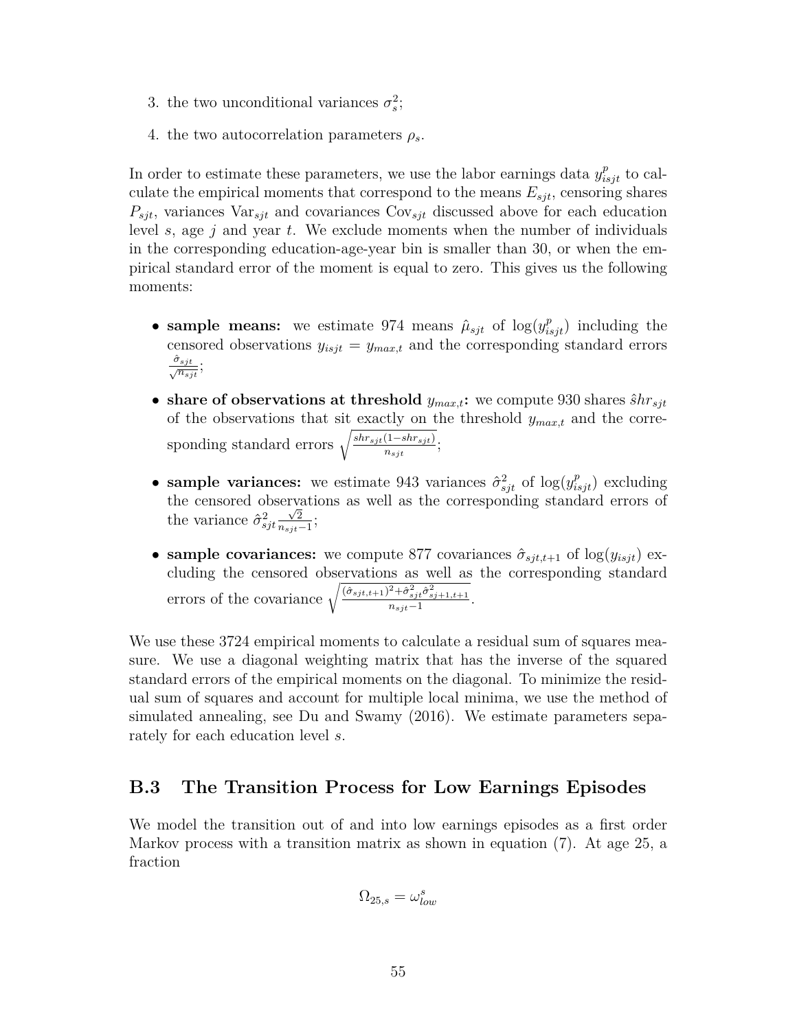3. the two unconditional variances $\sigma_s^2$;
4. the two autocorrelation parameters $\rho_s$.

In order to estimate these parameters, we use the labor earnings data $y_{isjt}^p$ to calculate the empirical moments that correspond to the means $E_{sjt}$, censoring shares $P_{sjt}$, variances $\text{Var}_{sjt}$ and covariances $\text{Cov}_{sjt}$ discussed above for each education level $s$, age $j$ and year $t$. We exclude moments when the number of individuals in the corresponding education-age-year bin is smaller than 30, or when the empirical standard error of the moment is equal to zero. This gives us the following moments:

- **sample means:** we estimate 974 means $\hat{\mu}_{sjt}$ of $\log(y_{isjt}^p)$ including the censored observations $y_{isjt} = y_{max,t}$ and the corresponding standard errors $\frac{\hat{\sigma}_{sjt}}{\sqrt{n_{sjt}}}$;
- **share of observations at threshold $y_{max,t}$:** we compute 930 shares $\hat{s}hr_{sjt}$ of the observations that sit exactly on the threshold $y_{max,t}$ and the corresponding standard errors $\sqrt{\frac{shr_{sjt}(1-shr_{sjt})}{n_{sjt}}}$;
- **sample variances:** we estimate 943 variances $\hat{\sigma}_{sjt}^2$ of $\log(y_{isjt}^p)$ excluding the censored observations as well as the corresponding standard errors of the variance $\hat{\sigma}_{sjt}^2 \frac{\sqrt{2}}{n_{sjt}-1}$;
- **sample covariances:** we compute 877 covariances $\hat{\sigma}_{sjt,t+1}$ of $\log(y_{isjt})$ excluding the censored observations as well as the corresponding standard errors of the covariance $\sqrt{\frac{(\hat{\sigma}_{sjt,t+1})^2 + \hat{\sigma}_{sjt}^2 \hat{\sigma}_{sj+1,t+1}^2}{n_{sjt}-1}}$.

We use these 3724 empirical moments to calculate a residual sum of squares measure. We use a diagonal weighting matrix that has the inverse of the squared standard errors of the empirical moments on the diagonal. To minimize the residual sum of squares and account for multiple local minima, we use the method of simulated annealing, see Du and Swamy (2016). We estimate parameters separately for each education level $s$.

## B.3 The Transition Process for Low Earnings Episodes

We model the transition out of and into low earnings episodes as a first order Markov process with a transition matrix as shown in equation (7). At age 25, a fraction

$$\Omega_{25,s} = \omega_{low}^s$$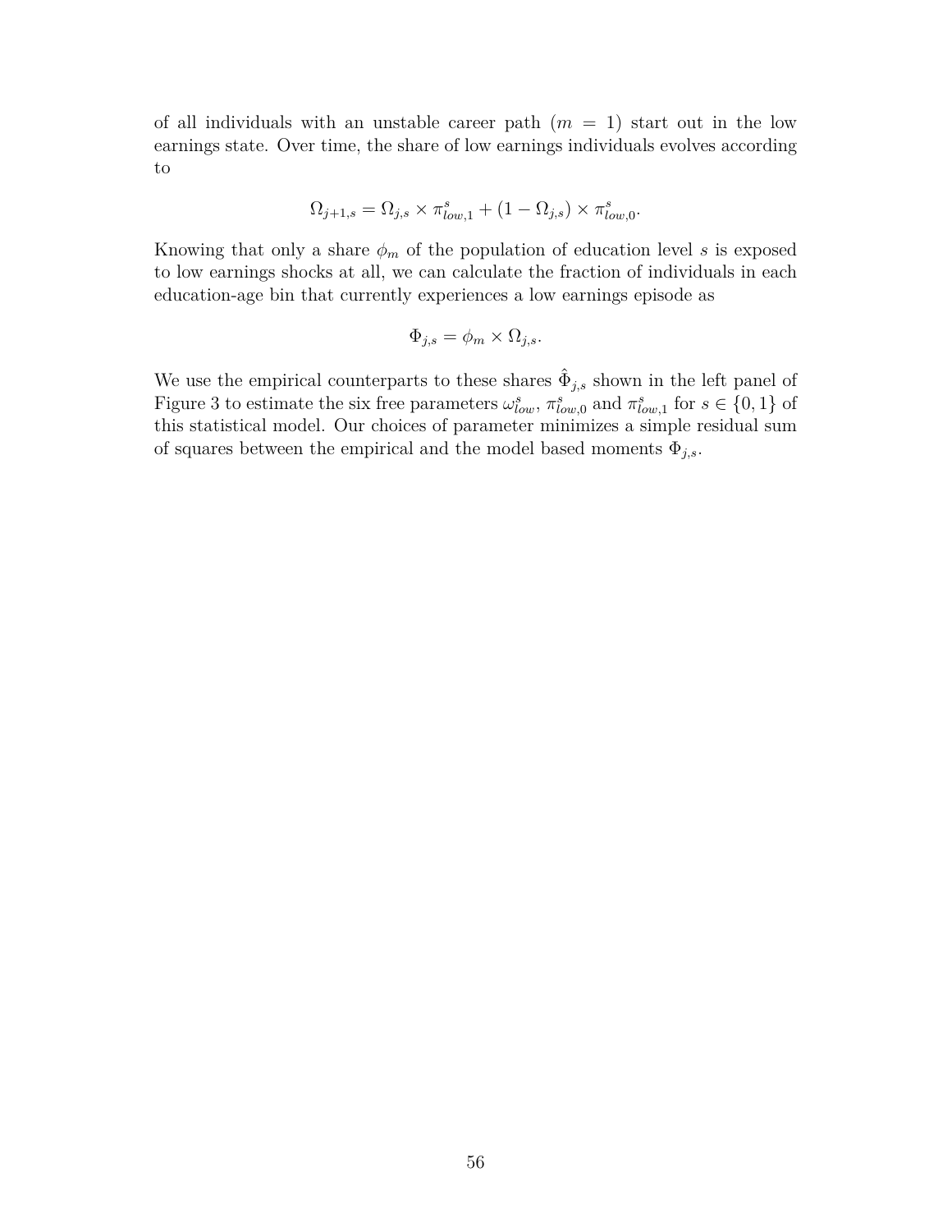of all individuals with an unstable career path ($m = 1$) start out in the low earnings state. Over time, the share of low earnings individuals evolves according to

$$\Omega_{j+1,s} = \Omega_{j,s} \times \pi^s_{low,1} + (1 - \Omega_{j,s}) \times \pi^s_{low,0}.$$

Knowing that only a share $\phi_m$ of the population of education level $s$ is exposed to low earnings shocks at all, we can calculate the fraction of individuals in each education-age bin that currently experiences a low earnings episode as

$$\Phi_{j,s} = \phi_m \times \Omega_{j,s}.$$

We use the empirical counterparts to these shares $\hat{\Phi}_{j,s}$ shown in the left panel of Figure 3 to estimate the six free parameters $\omega^s_{low}$, $\pi^s_{low,0}$ and $\pi^s_{low,1}$ for $s \in \{0, 1\}$ of this statistical model. Our choices of parameter minimizes a simple residual sum of squares between the empirical and the model based moments $\Phi_{j,s}$.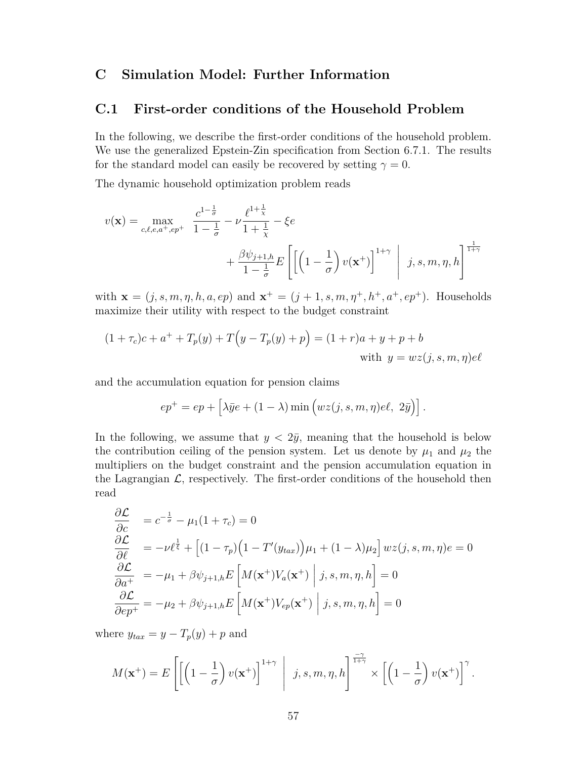# C Simulation Model: Further Information

## C.1 First-order conditions of the Household Problem

In the following, we describe the first-order conditions of the household problem. We use the generalized Epstein-Zin specification from Section 6.7.1. The results for the standard model can easily be recovered by setting $\gamma = 0$.

The dynamic household optimization problem reads

$$v(\mathbf{x}) = \max_{c,\ell,e,a^+,ep^+} \frac{c^{1-\frac{1}{\sigma}}}{1-\frac{1}{\sigma}} - \nu \frac{\ell^{1+\frac{1}{\chi}}}{1+\frac{1}{\chi}} - \xi e + \frac{\beta\psi_{j+1,h}}{1-\frac{1}{\sigma}} E\left[\left[\left(1-\frac{1}{\sigma}\right)v(\mathbf{x}^+)\right]^{1+\gamma} \;\middle|\; j,s,m,\eta,h\right]^{\frac{1}{1+\gamma}}$$

with $\mathbf{x} = (j, s, m, \eta, h, a, ep)$ and $\mathbf{x}^+ = (j+1, s, m, \eta^+, h^+, a^+, ep^+)$. Households maximize their utility with respect to the budget constraint

$$(1+\tau_c)c + a^+ + T_p(y) + T\Big(y - T_p(y) + p\Big) = (1+r)a + y + p + b \quad \text{with } y = wz(j,s,m,\eta)e\ell$$

and the accumulation equation for pension claims

$$ep^+ = ep + \Big[\lambda\bar{y}e + (1-\lambda)\min\Big(wz(j,s,m,\eta)e\ell,\ 2\bar{y}\Big)\Big].$$

In the following, we assume that $y < 2\bar{y}$, meaning that the household is below the contribution ceiling of the pension system. Let us denote by $\mu_1$ and $\mu_2$ the multipliers on the budget constraint and the pension accumulation equation in the Lagrangian $\mathcal{L}$, respectively. The first-order conditions of the household then read

$$\begin{aligned}
\frac{\partial \mathcal{L}}{\partial c} &= c^{-\frac{1}{\sigma}} - \mu_1(1+\tau_c) = 0 \\
\frac{\partial \mathcal{L}}{\partial \ell} &= -\nu\ell^{\frac{1}{\xi}} + \Big[(1-\tau_p)\Big(1 - T'(y_{tax})\Big)\mu_1 + (1-\lambda)\mu_2\Big] wz(j,s,m,\eta)e = 0 \\
\frac{\partial \mathcal{L}}{\partial a^+} &= -\mu_1 + \beta\psi_{j+1,h} E\left[M(\mathbf{x}^+)V_a(\mathbf{x}^+) \;\middle|\; j,s,m,\eta,h\right] = 0 \\
\frac{\partial \mathcal{L}}{\partial ep^+} &= -\mu_2 + \beta\psi_{j+1,h} E\left[M(\mathbf{x}^+)V_{ep}(\mathbf{x}^+) \;\middle|\; j,s,m,\eta,h\right] = 0
\end{aligned}$$

where $y_{tax} = y - T_p(y) + p$ and

$$M(\mathbf{x}^+) = E\left[\left[\left(1-\frac{1}{\sigma}\right)v(\mathbf{x}^+)\right]^{1+\gamma} \;\middle|\; j,s,m,\eta,h\right]^{\frac{-\gamma}{1+\gamma}} \times \left[\left(1-\frac{1}{\sigma}\right)v(\mathbf{x}^+)\right]^{\gamma}.$$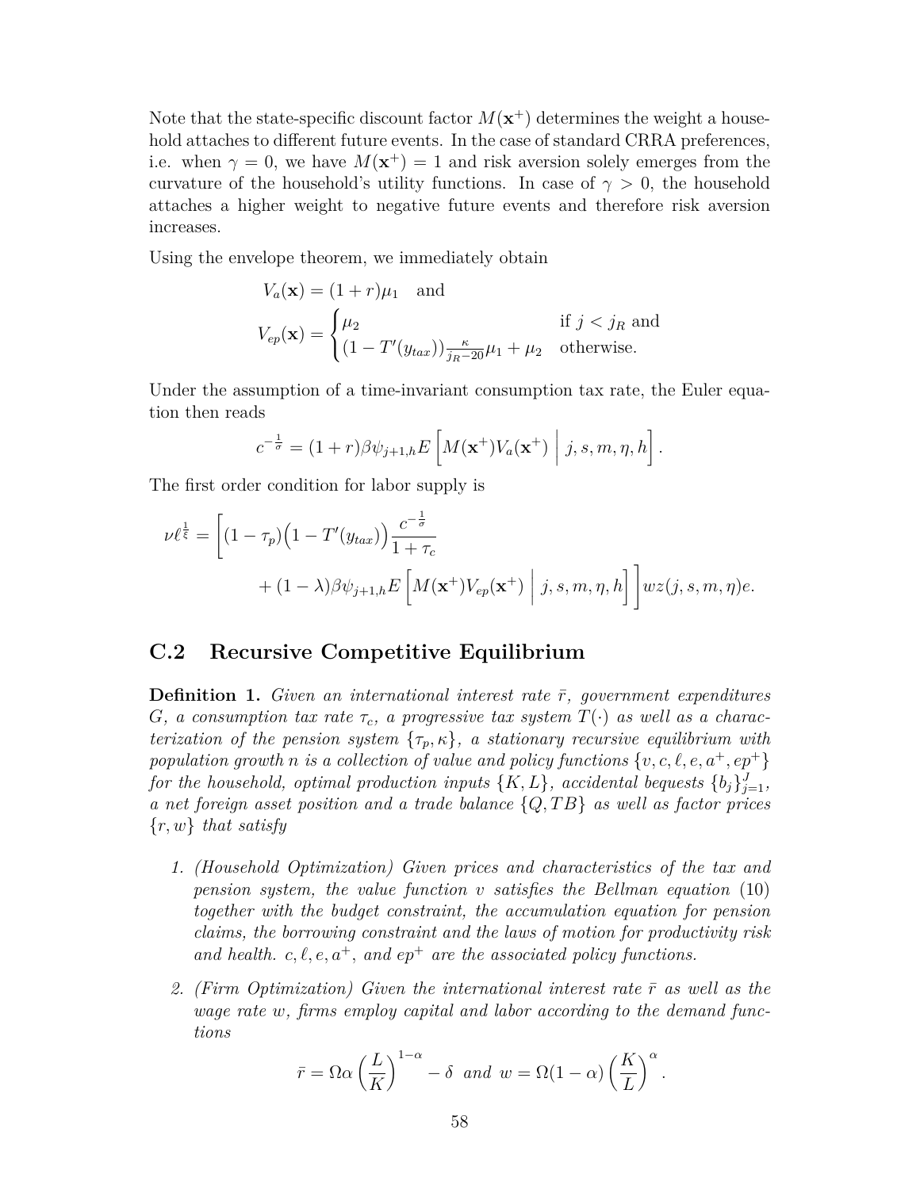Note that the state-specific discount factor $M(\mathbf{x}^+)$ determines the weight a household attaches to different future events. In the case of standard CRRA preferences, i.e. when $\gamma = 0$, we have $M(\mathbf{x}^+) = 1$ and risk aversion solely emerges from the curvature of the household's utility functions. In case of $\gamma > 0$, the household attaches a higher weight to negative future events and therefore risk aversion increases.

Using the envelope theorem, we immediately obtain

$$V_a(\mathbf{x}) = (1+r)\mu_1 \quad \text{and}$$

$$V_{ep}(\mathbf{x}) = \begin{cases} \mu_2 & \text{if } j < j_R \text{ and} \\ (1 - T'(y_{tax}))\frac{\kappa}{j_R - 20}\mu_1 + \mu_2 & \text{otherwise.} \end{cases}$$

Under the assumption of a time-invariant consumption tax rate, the Euler equation then reads

$$c^{-\frac{1}{\sigma}} = (1+r)\beta\psi_{j+1,h} E\left[ M(\mathbf{x}^+) V_a(\mathbf{x}^+) \;\middle|\; j, s, m, \eta, h \right].$$

The first order condition for labor supply is

$$\nu \ell^{\frac{1}{\xi}} = \Bigg[ (1-\tau_p)\Big(1 - T'(y_{tax})\Big)\frac{c^{-\frac{1}{\sigma}}}{1+\tau_c} + (1-\lambda)\beta\psi_{j+1,h} E\left[ M(\mathbf{x}^+) V_{ep}(\mathbf{x}^+) \;\middle|\; j, s, m, \eta, h \right] \Bigg] w z(j, s, m, \eta) e.$$

## C.2 Recursive Competitive Equilibrium

**Definition 1.** *Given an international interest rate $\bar{r}$, government expenditures $G$, a consumption tax rate $\tau_c$, a progressive tax system $T(\cdot)$ as well as a characterization of the pension system $\{\tau_p, \kappa\}$, a stationary recursive equilibrium with population growth $n$ is a collection of value and policy functions $\{v, c, \ell, e, a^+, ep^+\}$ for the household, optimal production inputs $\{K, L\}$, accidental bequests $\{b_j\}_{j=1}^{J}$, a net foreign asset position and a trade balance $\{Q, TB\}$ as well as factor prices $\{r, w\}$ that satisfy*

1. *(Household Optimization) Given prices and characteristics of the tax and pension system, the value function $v$ satisfies the Bellman equation (10) together with the budget constraint, the accumulation equation for pension claims, the borrowing constraint and the laws of motion for productivity risk and health. $c, \ell, e, a^+$, and $ep^+$ are the associated policy functions.*

2. *(Firm Optimization) Given the international interest rate $\bar{r}$ as well as the wage rate $w$, firms employ capital and labor according to the demand functions*

$$\bar{r} = \Omega\alpha\left(\frac{L}{K}\right)^{1-\alpha} - \delta \;\; \text{and} \;\; w = \Omega(1-\alpha)\left(\frac{K}{L}\right)^{\alpha}.$$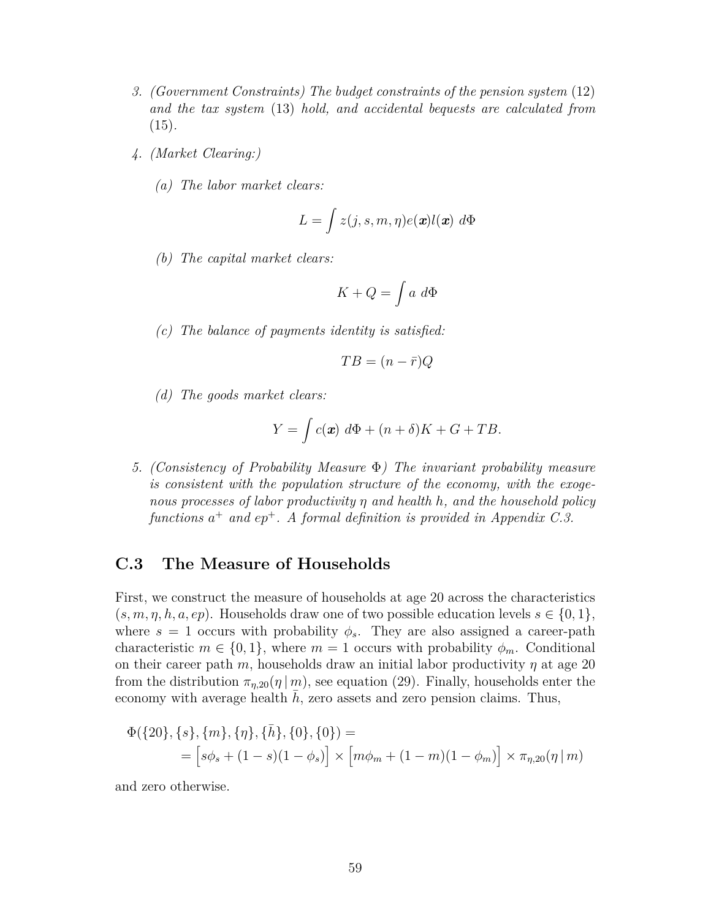3. *(Government Constraints) The budget constraints of the pension system* (12) *and the tax system* (13) *hold, and accidental bequests are calculated from* (15).

4. *(Market Clearing:)*

   (a) *The labor market clears:*

   $$L = \int z(j, s, m, \eta) e(\boldsymbol{x}) l(\boldsymbol{x}) \; d\Phi$$

   (b) *The capital market clears:*

   $$K + Q = \int a \; d\Phi$$

   (c) *The balance of payments identity is satisfied:*

   $$TB = (n - \bar{r})Q$$

   (d) *The goods market clears:*

   $$Y = \int c(\boldsymbol{x}) \; d\Phi + (n + \delta)K + G + TB.$$

5. *(Consistency of Probability Measure $\Phi$) The invariant probability measure is consistent with the population structure of the economy, with the exogenous processes of labor productivity $\eta$ and health $h$, and the household policy functions $a^+$ and $ep^+$. A formal definition is provided in Appendix C.3.*

## C.3 The Measure of Households

First, we construct the measure of households at age 20 across the characteristics $(s, m, \eta, h, a, ep)$. Households draw one of two possible education levels $s \in \{0, 1\}$, where $s = 1$ occurs with probability $\phi_s$. They are also assigned a career-path characteristic $m \in \{0, 1\}$, where $m = 1$ occurs with probability $\phi_m$. Conditional on their career path $m$, households draw an initial labor productivity $\eta$ at age 20 from the distribution $\pi_{\eta,20}(\eta \,|\, m)$, see equation (29). Finally, households enter the economy with average health $\bar{h}$, zero assets and zero pension claims. Thus,

$$\begin{aligned}
&\Phi(\{20\}, \{s\}, \{m\}, \{\eta\}, \{\bar{h}\}, \{0\}, \{0\}) = \\
&\qquad = \Big[s\phi_s + (1 - s)(1 - \phi_s)\Big] \times \Big[m\phi_m + (1 - m)(1 - \phi_m)\Big] \times \pi_{\eta,20}(\eta \,|\, m)
\end{aligned}$$

and zero otherwise.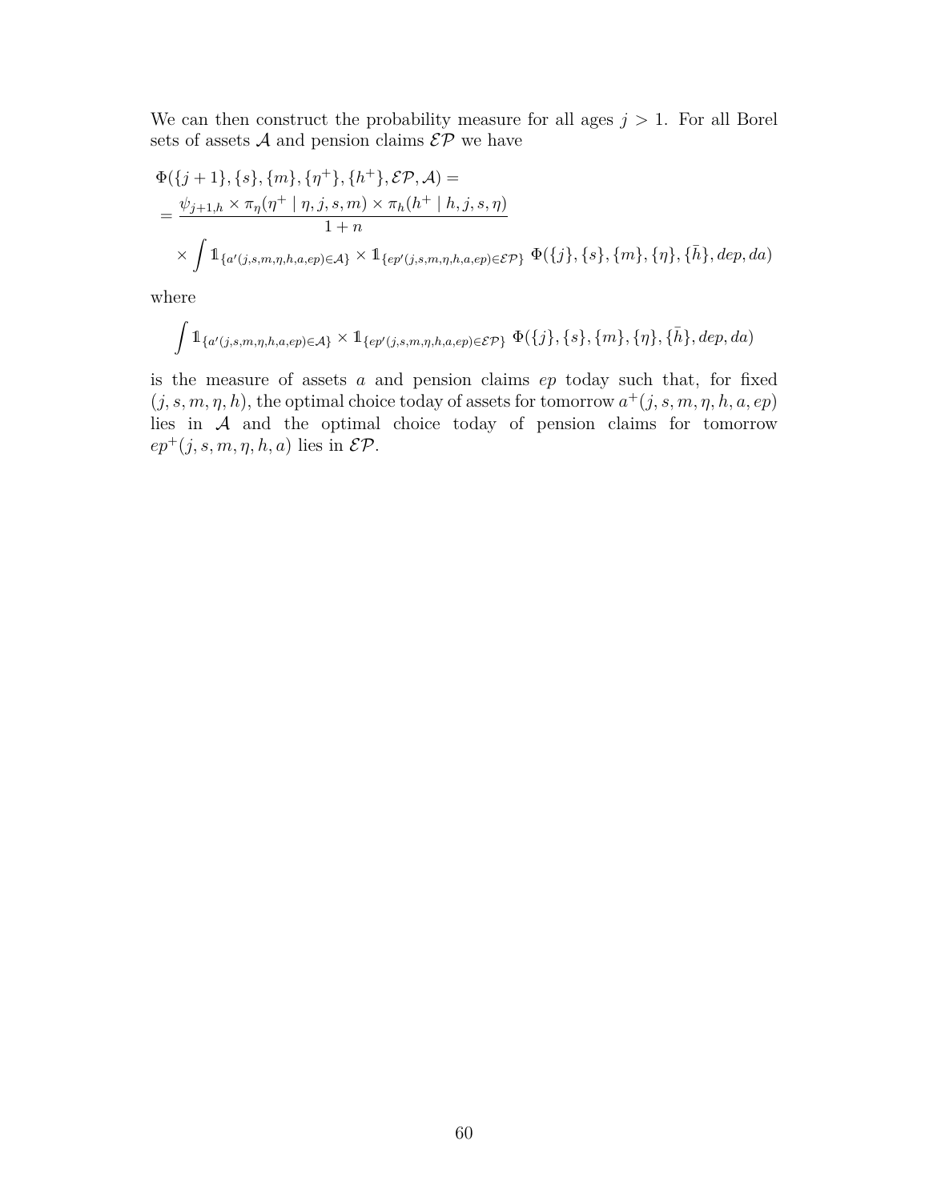We can then construct the probability measure for all ages $j > 1$. For all Borel sets of assets $\mathcal{A}$ and pension claims $\mathcal{EP}$ we have

$$
\begin{aligned}
&\Phi(\{j+1\}, \{s\}, \{m\}, \{\eta^+\}, \{h^+\}, \mathcal{EP}, \mathcal{A}) = \\
&= \frac{\psi_{j+1,h} \times \pi_\eta(\eta^+ \mid \eta, j, s, m) \times \pi_h(h^+ \mid h, j, s, \eta)}{1+n} \\
&\quad \times \int \mathbb{1}_{\{a'(j,s,m,\eta,h,a,ep) \in \mathcal{A}\}} \times \mathbb{1}_{\{ep'(j,s,m,\eta,h,a,ep) \in \mathcal{EP}\}} \; \Phi(\{j\}, \{s\}, \{m\}, \{\eta\}, \{\bar{h}\}, dep, da)
\end{aligned}
$$

where

$$
\int \mathbb{1}_{\{a'(j,s,m,\eta,h,a,ep) \in \mathcal{A}\}} \times \mathbb{1}_{\{ep'(j,s,m,\eta,h,a,ep) \in \mathcal{EP}\}} \; \Phi(\{j\}, \{s\}, \{m\}, \{\eta\}, \{\bar{h}\}, dep, da)
$$

is the measure of assets $a$ and pension claims $ep$ today such that, for fixed $(j, s, m, \eta, h)$, the optimal choice today of assets for tomorrow $a^+(j, s, m, \eta, h, a, ep)$ lies in $\mathcal{A}$ and the optimal choice today of pension claims for tomorrow $ep^+(j, s, m, \eta, h, a)$ lies in $\mathcal{EP}$.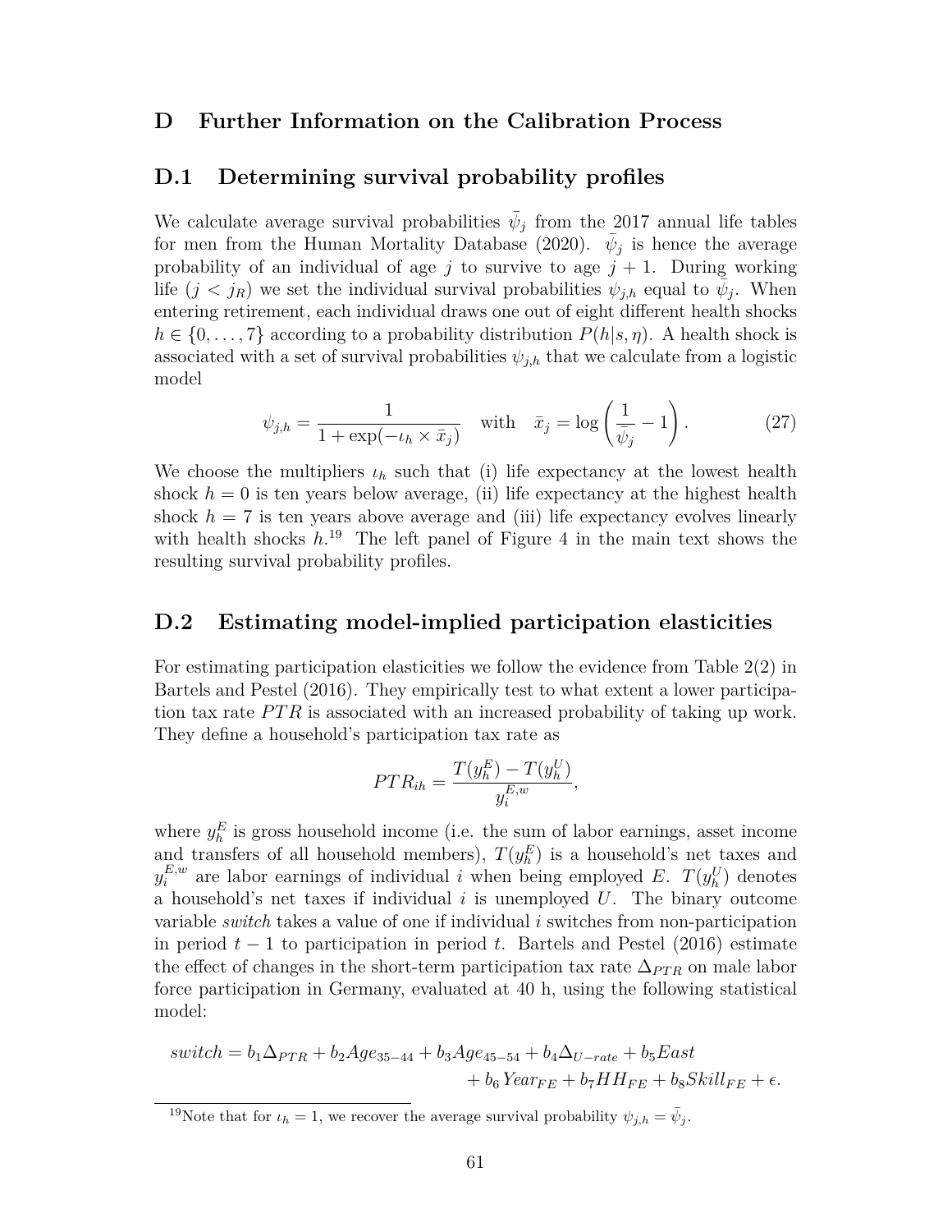# D Further Information on the Calibration Process

## D.1 Determining survival probability profiles

We calculate average survival probabilities $\bar{\psi}_j$ from the 2017 annual life tables for men from the Human Mortality Database (2020). $\bar{\psi}_j$ is hence the average probability of an individual of age $j$ to survive to age $j+1$. During working life ($j < j_R$) we set the individual survival probabilities $\psi_{j,h}$ equal to $\bar{\psi}_j$. When entering retirement, each individual draws one out of eight different health shocks $h \in \{0, \dots, 7\}$ according to a probability distribution $P(h|s, \eta)$. A health shock is associated with a set of survival probabilities $\psi_{j,h}$ that we calculate from a logistic model

$$\psi_{j,h} = \frac{1}{1 + \exp(-\iota_h \times \bar{x}_j)} \quad \text{with} \quad \bar{x}_j = \log\left(\frac{1}{\bar{\psi}_j} - 1\right). \tag{27}$$

We choose the multipliers $\iota_h$ such that (i) life expectancy at the lowest health shock $h = 0$ is ten years below average, (ii) life expectancy at the highest health shock $h = 7$ is ten years above average and (iii) life expectancy evolves linearly with health shocks $h$.[19] The left panel of Figure 4 in the main text shows the resulting survival probability profiles.

## D.2 Estimating model-implied participation elasticities

For estimating participation elasticities we follow the evidence from Table 2(2) in Bartels and Pestel (2016). They empirically test to what extent a lower participation tax rate $PTR$ is associated with an increased probability of taking up work. They define a household's participation tax rate as

$$PTR_{ih} = \frac{T(y_h^E) - T(y_h^U)}{y_i^{E,w}},$$

where $y_h^E$ is gross household income (i.e. the sum of labor earnings, asset income and transfers of all household members), $T(y_h^E)$ is a household's net taxes and $y_i^{E,w}$ are labor earnings of individual $i$ when being employed $E$. $T(y_h^U)$ denotes a household's net taxes if individual $i$ is unemployed $U$. The binary outcome variable *switch* takes a value of one if individual $i$ switches from non-participation in period $t-1$ to participation in period $t$. Bartels and Pestel (2016) estimate the effect of changes in the short-term participation tax rate $\Delta_{PTR}$ on male labor force participation in Germany, evaluated at 40 h, using the following statistical model:

$$\begin{aligned} switch = b_1 \Delta_{PTR} + b_2 Age_{35-44} + b_3 Age_{45-54} + b_4 \Delta_{U-rate} + b_5 East \\ + b_6 Year_{FE} + b_7 HH_{FE} + b_8 Skill_{FE} + \epsilon. \end{aligned}$$

[19] Note that for $\iota_h = 1$, we recover the average survival probability $\psi_{j,h} = \bar{\psi}_j$.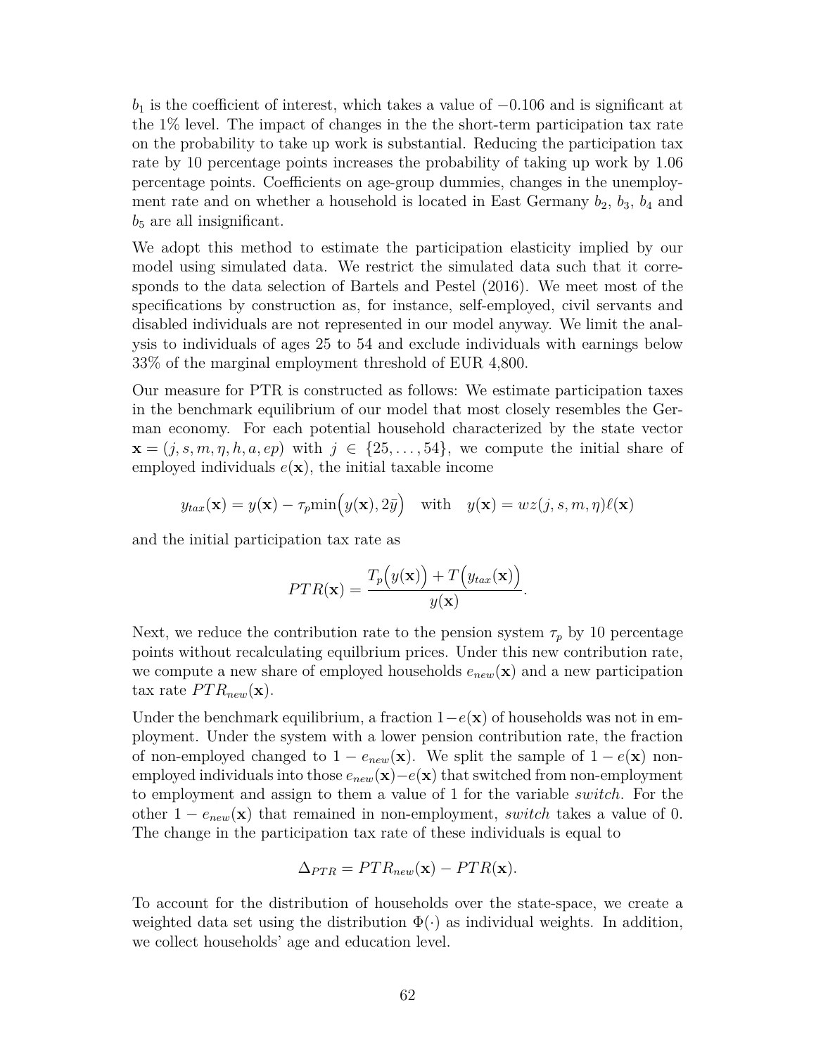$b_1$ is the coefficient of interest, which takes a value of $-0.106$ and is significant at the 1% level. The impact of changes in the the short-term participation tax rate on the probability to take up work is substantial. Reducing the participation tax rate by 10 percentage points increases the probability of taking up work by 1.06 percentage points. Coefficients on age-group dummies, changes in the unemployment rate and on whether a household is located in East Germany $b_2$, $b_3$, $b_4$ and $b_5$ are all insignificant.

We adopt this method to estimate the participation elasticity implied by our model using simulated data. We restrict the simulated data such that it corresponds to the data selection of Bartels and Pestel (2016). We meet most of the specifications by construction as, for instance, self-employed, civil servants and disabled individuals are not represented in our model anyway. We limit the analysis to individuals of ages 25 to 54 and exclude individuals with earnings below 33% of the marginal employment threshold of EUR 4,800.

Our measure for PTR is constructed as follows: We estimate participation taxes in the benchmark equilibrium of our model that most closely resembles the German economy. For each potential household characterized by the state vector $\mathbf{x} = (j, s, m, \eta, h, a, ep)$ with $j \in \{25, \ldots, 54\}$, we compute the initial share of employed individuals $e(\mathbf{x})$, the initial taxable income

$$y_{tax}(\mathbf{x}) = y(\mathbf{x}) - \tau_p \min\Big(y(\mathbf{x}), 2\bar{y}\Big) \quad \text{with} \quad y(\mathbf{x}) = wz(j, s, m, \eta)\ell(\mathbf{x})$$

and the initial participation tax rate as

$$PTR(\mathbf{x}) = \frac{T_p\Big(y(\mathbf{x})\Big) + T\Big(y_{tax}(\mathbf{x})\Big)}{y(\mathbf{x})}.$$

Next, we reduce the contribution rate to the pension system $\tau_p$ by 10 percentage points without recalculating equilbrium prices. Under this new contribution rate, we compute a new share of employed households $e_{new}(\mathbf{x})$ and a new participation tax rate $PTR_{new}(\mathbf{x})$.

Under the benchmark equilibrium, a fraction $1-e(\mathbf{x})$ of households was not in employment. Under the system with a lower pension contribution rate, the fraction of non-employed changed to $1 - e_{new}(\mathbf{x})$. We split the sample of $1 - e(\mathbf{x})$ non-employed individuals into those $e_{new}(\mathbf{x})-e(\mathbf{x})$ that switched from non-employment to employment and assign to them a value of 1 for the variable *switch*. For the other $1 - e_{new}(\mathbf{x})$ that remained in non-employment, *switch* takes a value of 0. The change in the participation tax rate of these individuals is equal to

$$\Delta_{PTR} = PTR_{new}(\mathbf{x}) - PTR(\mathbf{x}).$$

To account for the distribution of households over the state-space, we create a weighted data set using the distribution $\Phi(\cdot)$ as individual weights. In addition, we collect households' age and education level.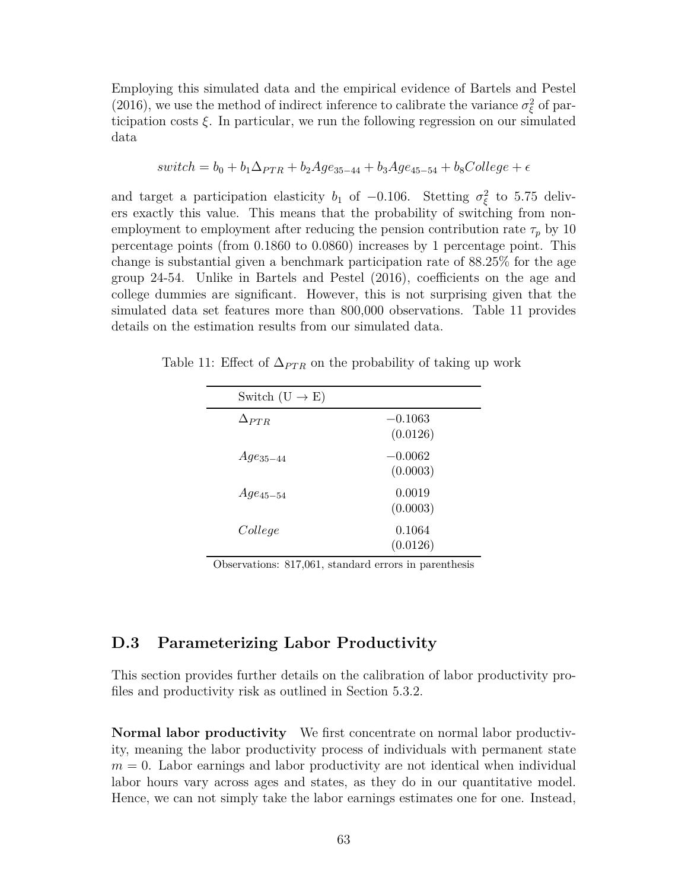Employing this simulated data and the empirical evidence of Bartels and Pestel (2016), we use the method of indirect inference to calibrate the variance $\sigma_\xi^2$ of participation costs $\xi$. In particular, we run the following regression on our simulated data

$$switch = b_0 + b_1\Delta_{PTR} + b_2 Age_{35-44} + b_3 Age_{45-54} + b_8 College + \epsilon$$

and target a participation elasticity $b_1$ of $-0.106$. Stetting $\sigma_\xi^2$ to 5.75 delivers exactly this value. This means that the probability of switching from non-employment to employment after reducing the pension contribution rate $\tau_p$ by 10 percentage points (from 0.1860 to 0.0860) increases by 1 percentage point. This change is substantial given a benchmark participation rate of 88.25% for the age group 24-54. Unlike in Bartels and Pestel (2016), coefficients on the age and college dummies are significant. However, this is not surprising given that the simulated data set features more than 800,000 observations. Table 11 provides details on the estimation results from our simulated data.

Table 11: Effect of $\Delta_{PTR}$ on the probability of taking up work

| Switch (U $\rightarrow$ E) | |
|---|---|
| $\Delta_{PTR}$ | $-0.1063$ (0.0126) |
| $Age_{35-44}$ | $-0.0062$ (0.0003) |
| $Age_{45-54}$ | 0.0019 (0.0003) |
| $College$ | 0.1064 (0.0126) |

Observations: 817,061, standard errors in parenthesis

## D.3 Parameterizing Labor Productivity

This section provides further details on the calibration of labor productivity profiles and productivity risk as outlined in Section 5.3.2.

**Normal labor productivity** We first concentrate on normal labor productivity, meaning the labor productivity process of individuals with permanent state $m = 0$. Labor earnings and labor productivity are not identical when individual labor hours vary across ages and states, as they do in our quantitative model. Hence, we can not simply take the labor earnings estimates one for one. Instead,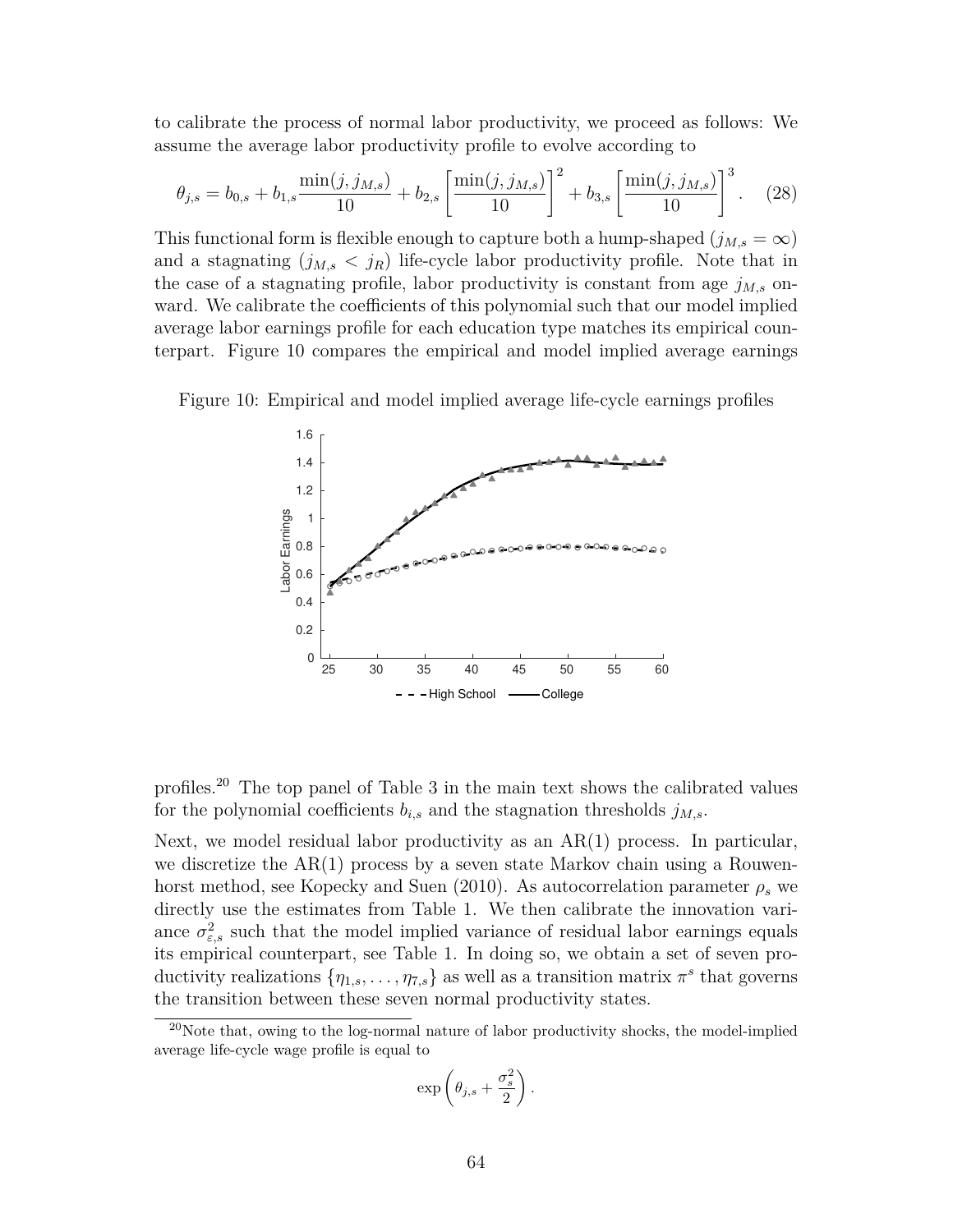to calibrate the process of normal labor productivity, we proceed as follows: We assume the average labor productivity profile to evolve according to

$$\theta_{j,s} = b_{0,s} + b_{1,s}\frac{\min(j, j_{M,s})}{10} + b_{2,s}\left[\frac{\min(j, j_{M,s})}{10}\right]^2 + b_{3,s}\left[\frac{\min(j, j_{M,s})}{10}\right]^3. \quad (28)$$

This functional form is flexible enough to capture both a hump-shaped ($j_{M,s} = \infty$) and a stagnating ($j_{M,s} < j_R$) life-cycle labor productivity profile. Note that in the case of a stagnating profile, labor productivity is constant from age $j_{M,s}$ onward. We calibrate the coefficients of this polynomial such that our model implied average labor earnings profile for each education type matches its empirical counterpart. Figure 10 compares the empirical and model implied average earnings

Figure 10: Empirical and model implied average life-cycle earnings profiles

profiles.[20] The top panel of Table 3 in the main text shows the calibrated values for the polynomial coefficients $b_{i,s}$ and the stagnation thresholds $j_{M,s}$.

Next, we model residual labor productivity as an AR(1) process. In particular, we discretize the AR(1) process by a seven state Markov chain using a Rouwenhorst method, see Kopecky and Suen (2010). As autocorrelation parameter $\rho_s$ we directly use the estimates from Table 1. We then calibrate the innovation variance $\sigma^2_{\varepsilon,s}$ such that the model implied variance of residual labor earnings equals its empirical counterpart, see Table 1. In doing so, we obtain a set of seven productivity realizations $\{\eta_{1,s}, \ldots, \eta_{7,s}\}$ as well as a transition matrix $\pi^s$ that governs the transition between these seven normal productivity states.

[20]Note that, owing to the log-normal nature of labor productivity shocks, the model-implied average life-cycle wage profile is equal to

$$\exp\left(\theta_{j,s} + \frac{\sigma_s^2}{2}\right).$$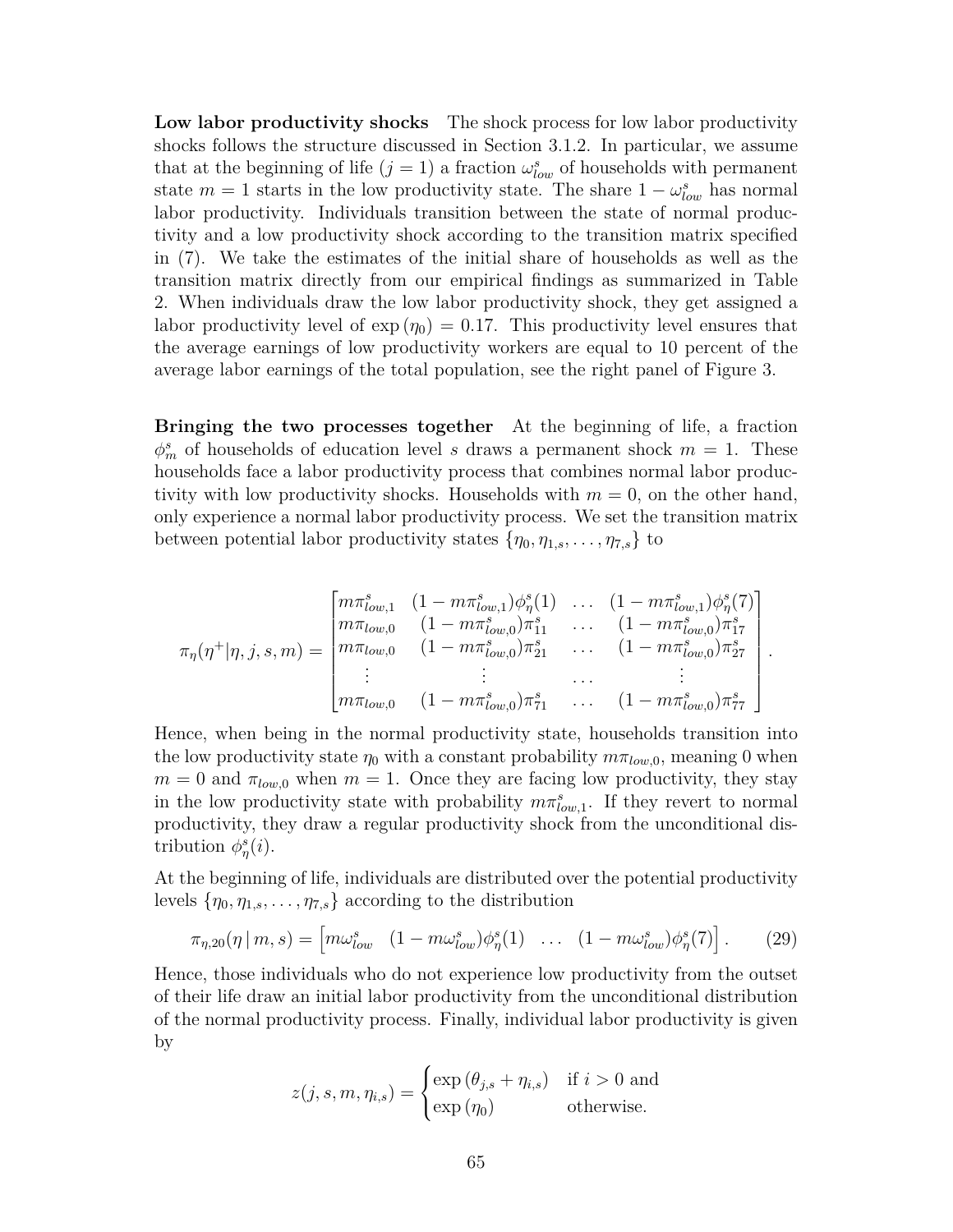**Low labor productivity shocks** The shock process for low labor productivity shocks follows the structure discussed in Section 3.1.2. In particular, we assume that at the beginning of life ($j = 1$) a fraction $\omega^s_{low}$ of households with permanent state $m = 1$ starts in the low productivity state. The share $1 - \omega^s_{low}$ has normal labor productivity. Individuals transition between the state of normal productivity and a low productivity shock according to the transition matrix specified in (7). We take the estimates of the initial share of households as well as the transition matrix directly from our empirical findings as summarized in Table 2. When individuals draw the low labor productivity shock, they get assigned a labor productivity level of $\exp(\eta_0) = 0.17$. This productivity level ensures that the average earnings of low productivity workers are equal to 10 percent of the average labor earnings of the total population, see the right panel of Figure 3.

**Bringing the two processes together** At the beginning of life, a fraction $\phi^s_m$ of households of education level $s$ draws a permanent shock $m = 1$. These households face a labor productivity process that combines normal labor productivity with low productivity shocks. Households with $m = 0$, on the other hand, only experience a normal labor productivity process. We set the transition matrix between potential labor productivity states $\{\eta_0, \eta_{1,s}, \dots, \eta_{7,s}\}$ to

$$
\pi_\eta(\eta^+|\eta, j, s, m) = \begin{bmatrix} m\pi^s_{low,1} & (1 - m\pi^s_{low,1})\phi^s_\eta(1) & \dots & (1 - m\pi^s_{low,1})\phi^s_\eta(7) \\ m\pi_{low,0} & (1 - m\pi^s_{low,0})\pi^s_{11} & \dots & (1 - m\pi^s_{low,0})\pi^s_{17} \\ m\pi_{low,0} & (1 - m\pi^s_{low,0})\pi^s_{21} & \dots & (1 - m\pi^s_{low,0})\pi^s_{27} \\ \vdots & \vdots & \dots & \vdots \\ m\pi_{low,0} & (1 - m\pi^s_{low,0})\pi^s_{71} & \dots & (1 - m\pi^s_{low,0})\pi^s_{77} \end{bmatrix}.
$$

Hence, when being in the normal productivity state, households transition into the low productivity state $\eta_0$ with a constant probability $m\pi_{low,0}$, meaning 0 when $m = 0$ and $\pi_{low,0}$ when $m = 1$. Once they are facing low productivity, they stay in the low productivity state with probability $m\pi^s_{low,1}$. If they revert to normal productivity, they draw a regular productivity shock from the unconditional distribution $\phi^s_\eta(i)$.

At the beginning of life, individuals are distributed over the potential productivity levels $\{\eta_0, \eta_{1,s}, \dots, \eta_{7,s}\}$ according to the distribution

$$
\pi_{\eta,20}(\eta \,|\, m, s) = \begin{bmatrix} m\omega^s_{low} & (1 - m\omega^s_{low})\phi^s_\eta(1) & \dots & (1 - m\omega^s_{low})\phi^s_\eta(7) \end{bmatrix}. \tag{29}
$$

Hence, those individuals who do not experience low productivity from the outset of their life draw an initial labor productivity from the unconditional distribution of the normal productivity process. Finally, individual labor productivity is given by

$$
z(j, s, m, \eta_{i,s}) = \begin{cases} \exp(\theta_{j,s} + \eta_{i,s}) & \text{if } i > 0 \text{ and} \\ \exp(\eta_0) & \text{otherwise.} \end{cases}
$$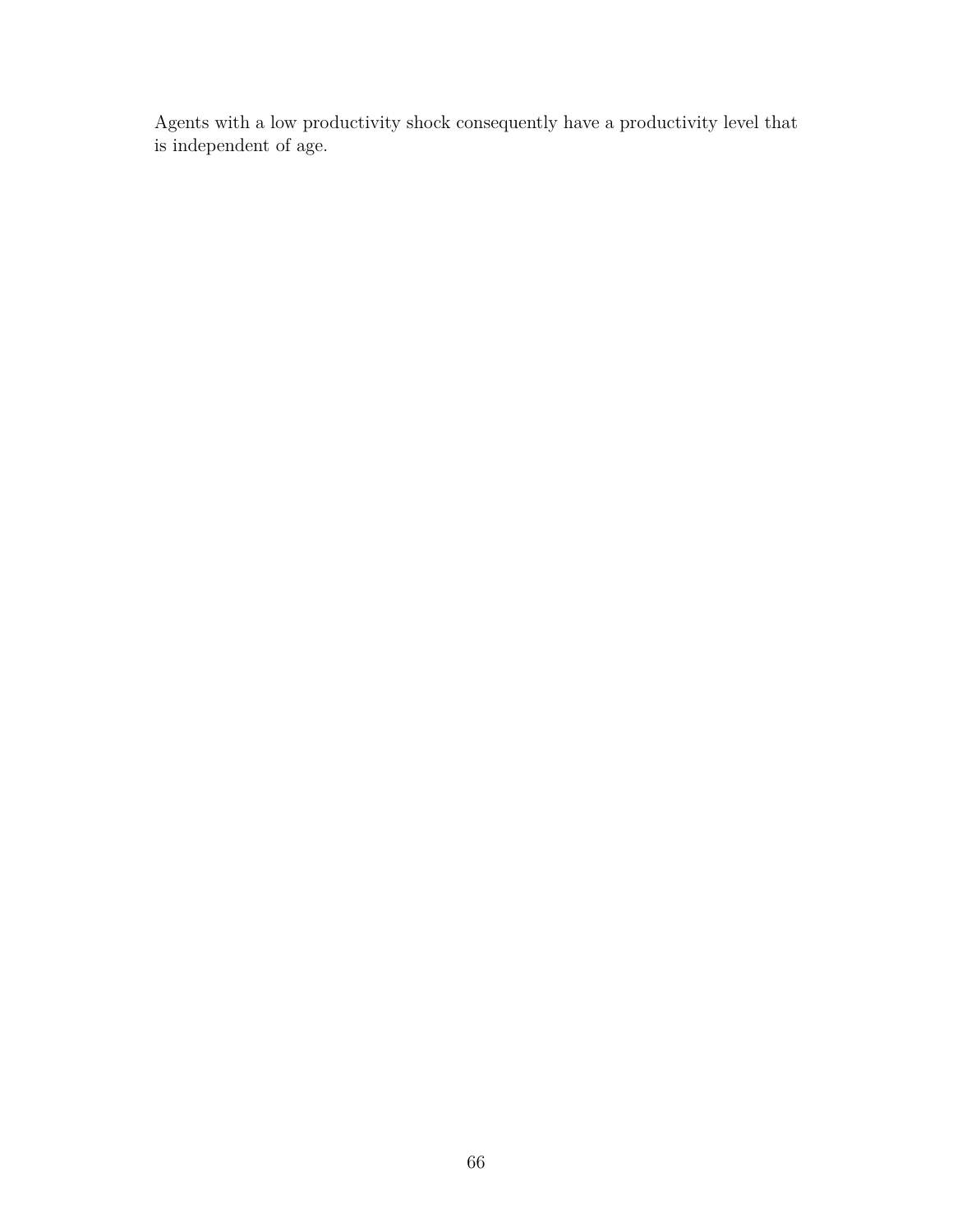Agents with a low productivity shock consequently have a productivity level that is independent of age.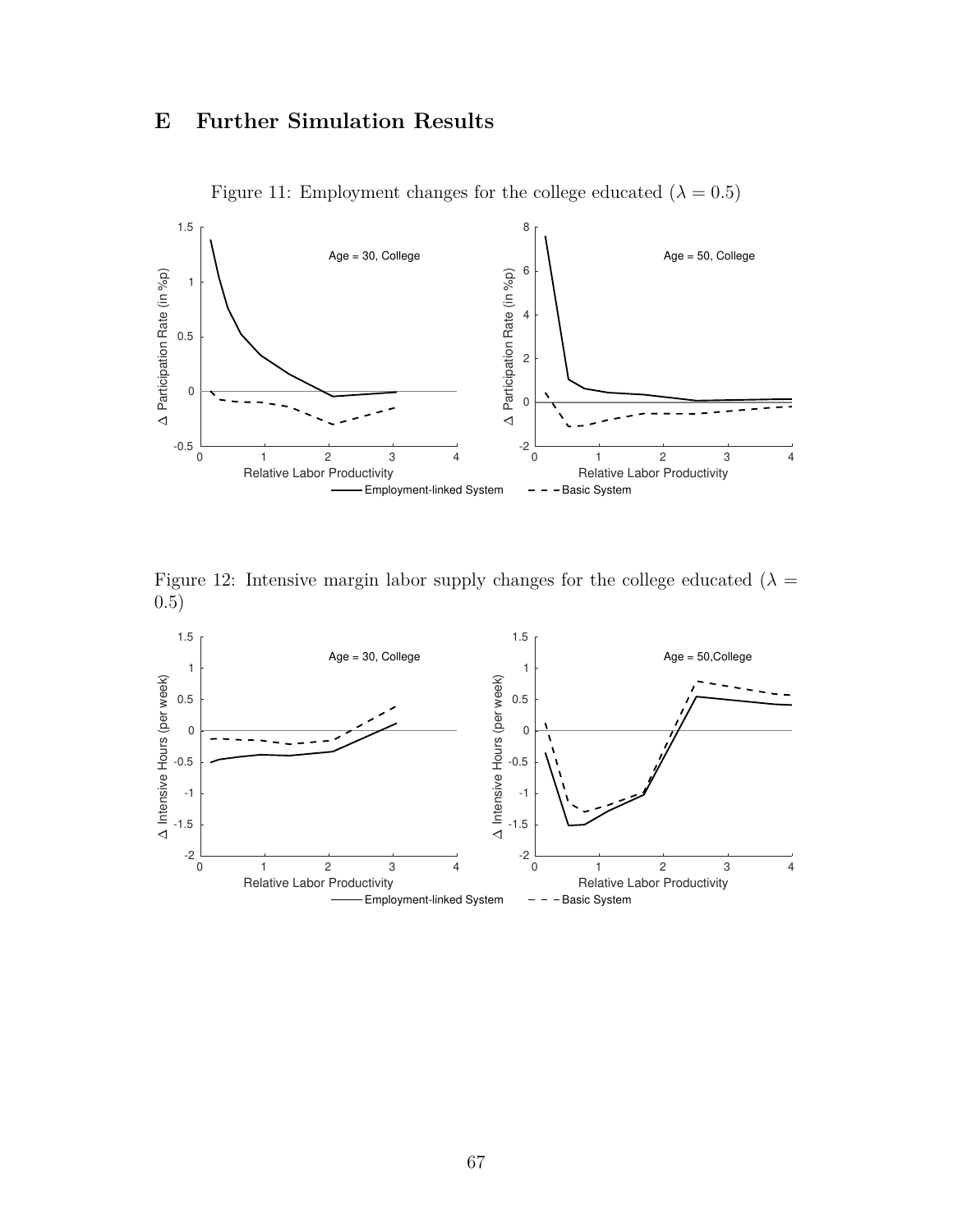# E Further Simulation Results

Figure 11: Employment changes for the college educated ($\lambda = 0.5$)

Age = 30, College

Age = 50, College

$\Delta$ Participation Rate (in %p)

Relative Labor Productivity

1.5
1
0.5
0
-0.5

8
6
4
2
0
-2

0 1 2 3 4

Employment-linked System

Basic System

Figure 12: Intensive margin labor supply changes for the college educated ($\lambda = 0.5$)

Age = 30, College

Age = 50,College

$\Delta$ Intensive Hours (per week)

Relative Labor Productivity

1.5
1
0.5
0
-0.5
-1
-1.5
-2

0 1 2 3 4

Employment-linked System

Basic System